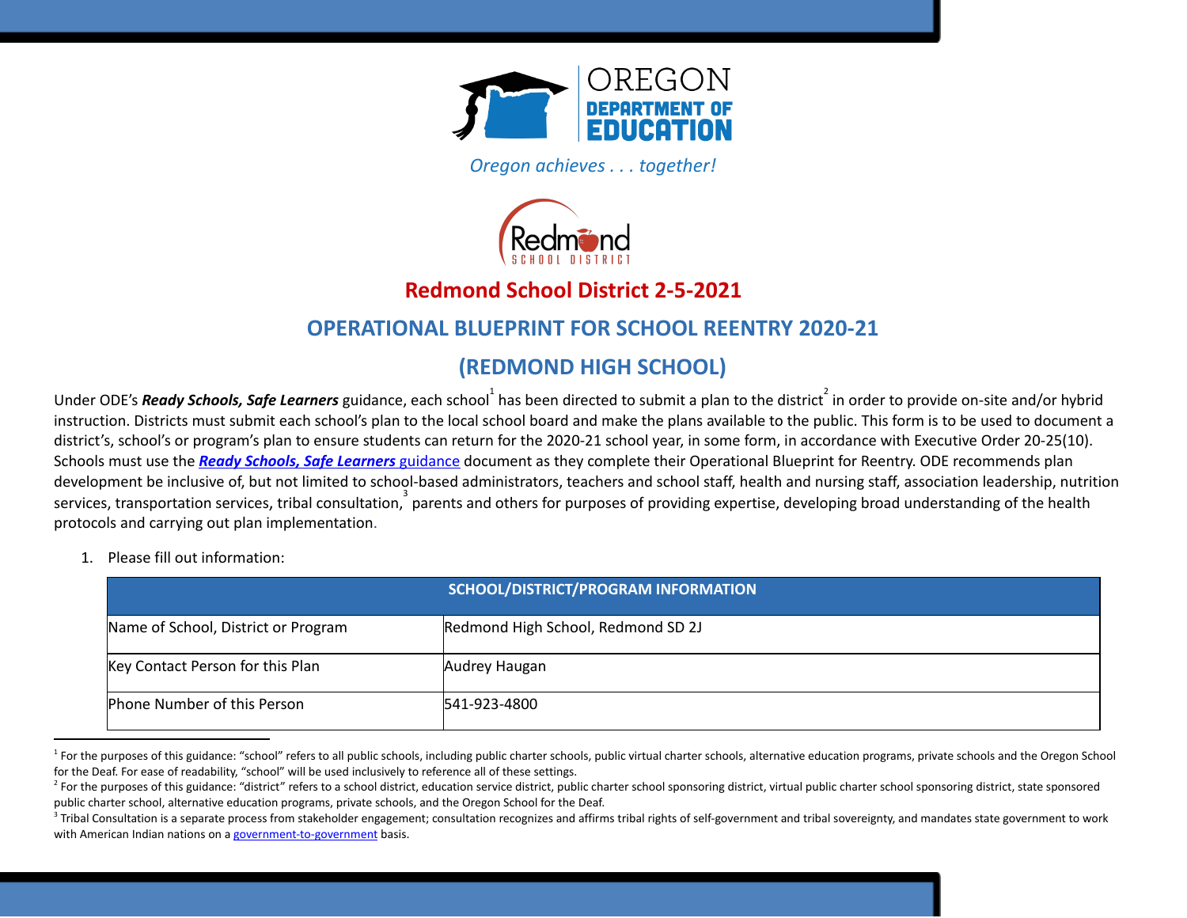OREGON DEPARTMENT OF EDUCATION

*Oregon achieves . . . together!*

Redmond SCHOOL DISTRICT

# Redmond School District 2-5-2021

## OPERATIONAL BLUEPRINT FOR SCHOOL REENTRY 2020-21

## (REDMOND HIGH SCHOOL)

Under ODE's ***Ready Schools, Safe Learners*** guidance, each school[1] has been directed to submit a plan to the district[2] in order to provide on-site and/or hybrid instruction. Districts must submit each school's plan to the local school board and make the plans available to the public. This form is to be used to document a district's, school's or program's plan to ensure students can return for the 2020-21 school year, in some form, in accordance with Executive Order 20-25(10). Schools must use the ***Ready Schools, Safe Learners*** guidance document as they complete their Operational Blueprint for Reentry. ODE recommends plan development be inclusive of, but not limited to school-based administrators, teachers and school staff, health and nursing staff, association leadership, nutrition services, transportation services, tribal consultation,[3] parents and others for purposes of providing expertise, developing broad understanding of the health protocols and carrying out plan implementation.

1. Please fill out information:

| SCHOOL/DISTRICT/PROGRAM INFORMATION | |
|---|---|
| Name of School, District or Program | Redmond High School, Redmond SD 2J |
| Key Contact Person for this Plan | Audrey Haugan |
| Phone Number of this Person | 541-923-4800 |

[1] For the purposes of this guidance: "school" refers to all public schools, including public charter schools, public virtual charter schools, alternative education programs, private schools and the Oregon School for the Deaf. For ease of readability, "school" will be used inclusively to reference all of these settings.

[2] For the purposes of this guidance: "district" refers to a school district, education service district, public charter school sponsoring district, virtual public charter school sponsoring district, state sponsored public charter school, alternative education programs, private schools, and the Oregon School for the Deaf.

[3] Tribal Consultation is a separate process from stakeholder engagement; consultation recognizes and affirms tribal rights of self-government and tribal sovereignty, and mandates state government to work with American Indian nations on a government-to-government basis.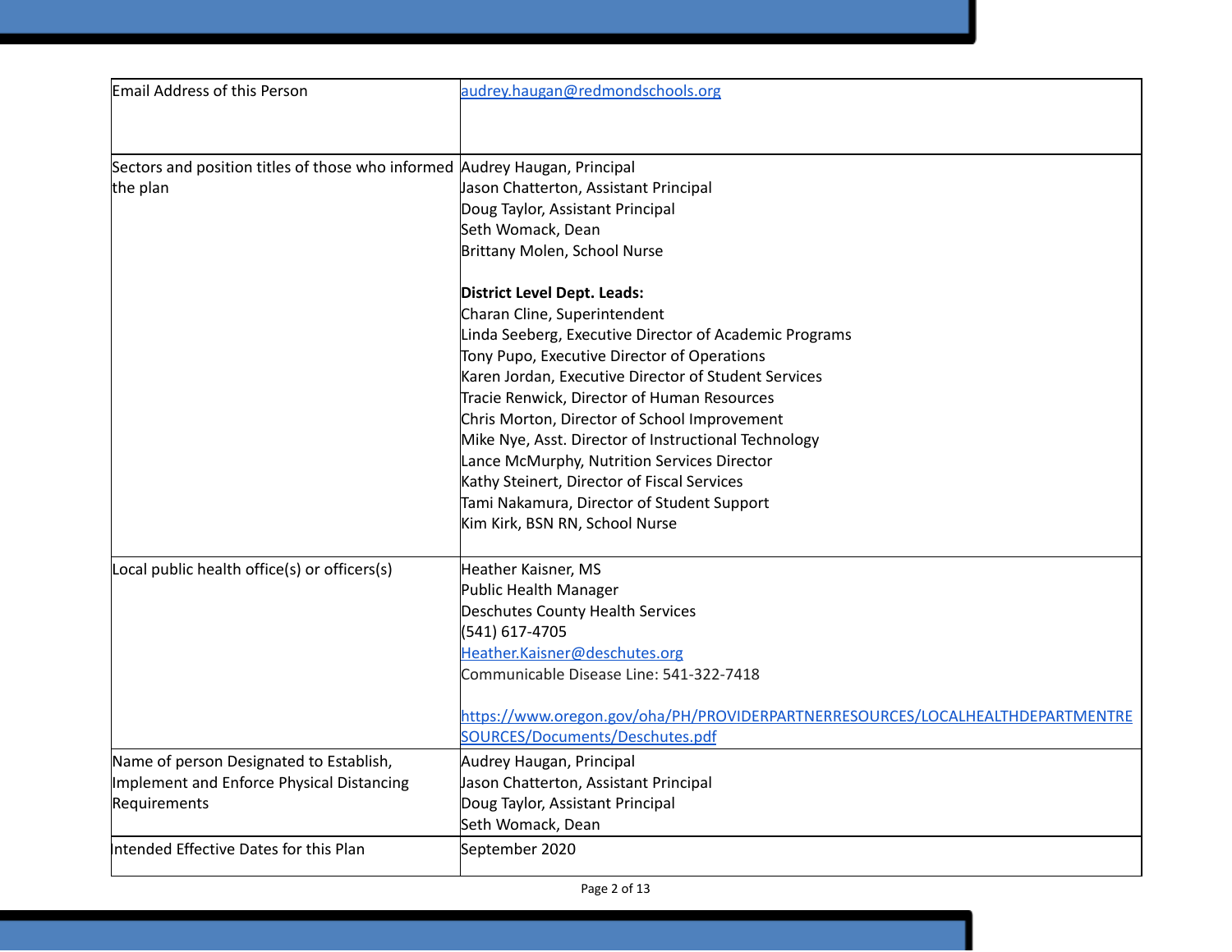| | |
|---|---|
| Email Address of this Person | audrey.haugan@redmondschools.org |
| Sectors and position titles of those who informed the plan | Audrey Haugan, Principal<br>Jason Chatterton, Assistant Principal<br>Doug Taylor, Assistant Principal<br>Seth Womack, Dean<br>Brittany Molen, School Nurse<br><br>**District Level Dept. Leads:**<br>Charan Cline, Superintendent<br>Linda Seeberg, Executive Director of Academic Programs<br>Tony Pupo, Executive Director of Operations<br>Karen Jordan, Executive Director of Student Services<br>Tracie Renwick, Director of Human Resources<br>Chris Morton, Director of School Improvement<br>Mike Nye, Asst. Director of Instructional Technology<br>Lance McMurphy, Nutrition Services Director<br>Kathy Steinert, Director of Fiscal Services<br>Tami Nakamura, Director of Student Support<br>Kim Kirk, BSN RN, School Nurse |
| Local public health office(s) or officers(s) | Heather Kaisner, MS<br>Public Health Manager<br>Deschutes County Health Services<br>(541) 617-4705<br>Heather.Kaisner@deschutes.org<br>Communicable Disease Line: 541-322-7418<br><br>https://www.oregon.gov/oha/PH/PROVIDERPARTNERRESOURCES/LOCALHEALTHDEPARTMENTRESOURCES/Documents/Deschutes.pdf |
| Name of person Designated to Establish, Implement and Enforce Physical Distancing Requirements | Audrey Haugan, Principal<br>Jason Chatterton, Assistant Principal<br>Doug Taylor, Assistant Principal<br>Seth Womack, Dean |
| Intended Effective Dates for this Plan | September 2020 |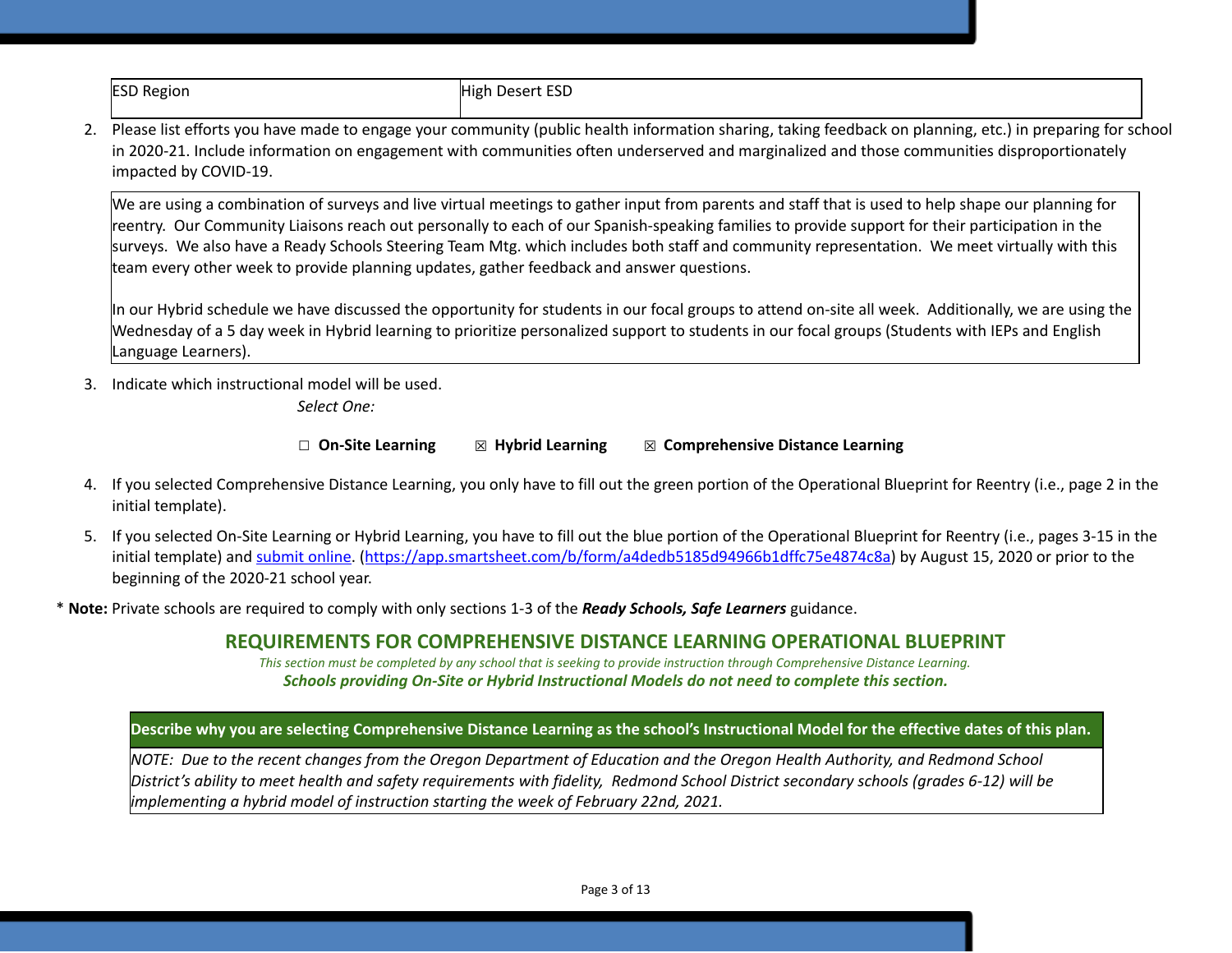| ESD Region | High Desert ESD |
|---|---|

2. Please list efforts you have made to engage your community (public health information sharing, taking feedback on planning, etc.) in preparing for school in 2020-21. Include information on engagement with communities often underserved and marginalized and those communities disproportionately impacted by COVID-19.

| We are using a combination of surveys and live virtual meetings to gather input from parents and staff that is used to help shape our planning for reentry. Our Community Liaisons reach out personally to each of our Spanish-speaking families to provide support for their participation in the surveys. We also have a Ready Schools Steering Team Mtg. which includes both staff and community representation. We meet virtually with this team every other week to provide planning updates, gather feedback and answer questions.<br><br>In our Hybrid schedule we have discussed the opportunity for students in our focal groups to attend on-site all week. Additionally, we are using the Wednesday of a 5 day week in Hybrid learning to prioritize personalized support to students in our focal groups (Students with IEPs and English Language Learners). |
|---|

3. Indicate which instructional model will be used.

   *Select One:*

   ☐ **On-Site Learning** ☒ **Hybrid Learning** ☒ **Comprehensive Distance Learning**

4. If you selected Comprehensive Distance Learning, you only have to fill out the green portion of the Operational Blueprint for Reentry (i.e., page 2 in the initial template).

5. If you selected On-Site Learning or Hybrid Learning, you have to fill out the blue portion of the Operational Blueprint for Reentry (i.e., pages 3-15 in the initial template) and submit online. (https://app.smartsheet.com/b/form/a4dedb5185d94966b1dffc75e4874c8a) by August 15, 2020 or prior to the beginning of the 2020-21 school year.

\* **Note:** Private schools are required to comply with only sections 1-3 of the ***Ready Schools, Safe Learners*** guidance.

## REQUIREMENTS FOR COMPREHENSIVE DISTANCE LEARNING OPERATIONAL BLUEPRINT

*This section must be completed by any school that is seeking to provide instruction through Comprehensive Distance Learning.*

***Schools providing On-Site or Hybrid Instructional Models do not need to complete this section.***

| Describe why you are selecting Comprehensive Distance Learning as the school's Instructional Model for the effective dates of this plan. |
|---|
| *NOTE: Due to the recent changes from the Oregon Department of Education and the Oregon Health Authority, and Redmond School District's ability to meet health and safety requirements with fidelity, Redmond School District secondary schools (grades 6-12) will be implementing a hybrid model of instruction starting the week of February 22nd, 2021.* |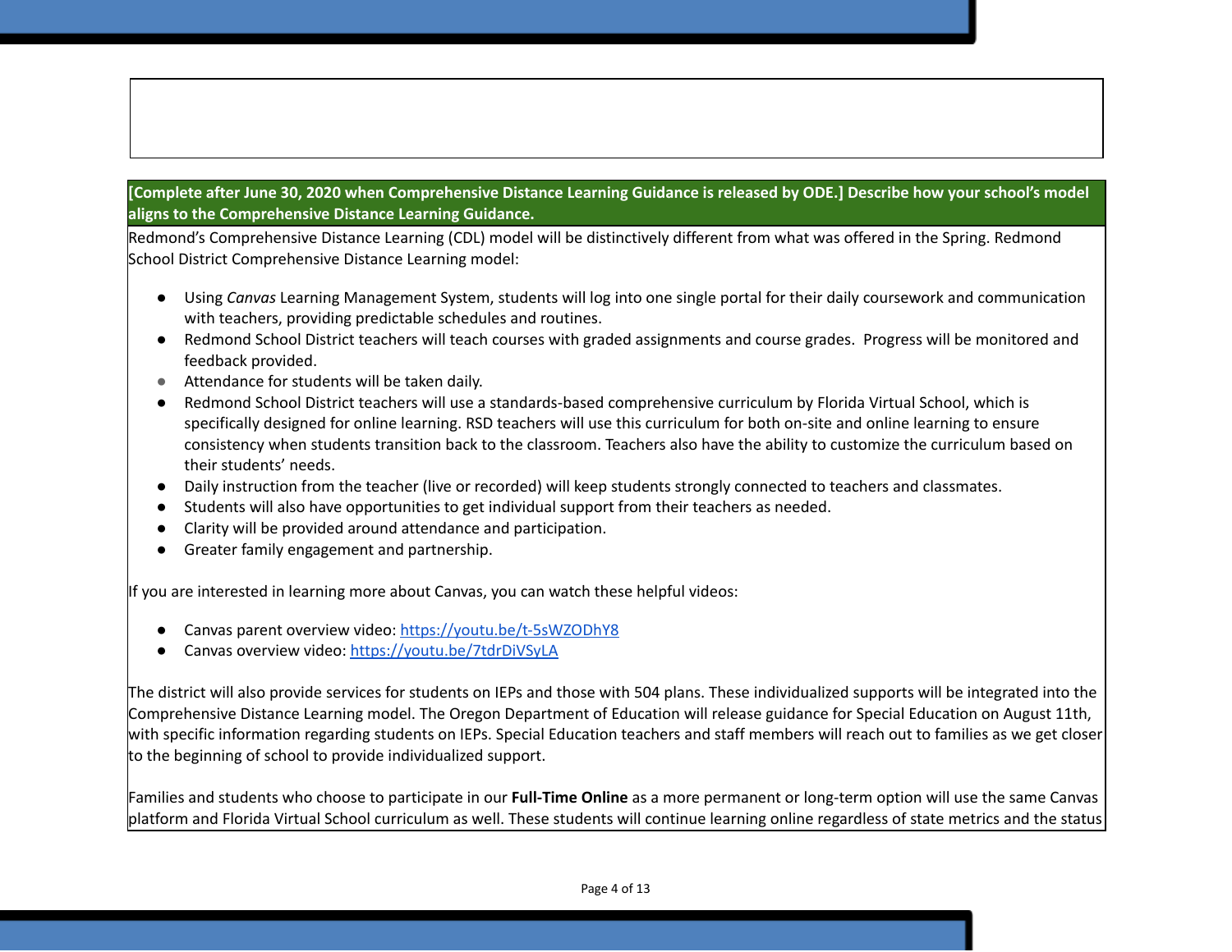**[Complete after June 30, 2020 when Comprehensive Distance Learning Guidance is released by ODE.] Describe how your school's model aligns to the Comprehensive Distance Learning Guidance.**

Redmond's Comprehensive Distance Learning (CDL) model will be distinctively different from what was offered in the Spring. Redmond School District Comprehensive Distance Learning model:

- Using *Canvas* Learning Management System, students will log into one single portal for their daily coursework and communication with teachers, providing predictable schedules and routines.
- Redmond School District teachers will teach courses with graded assignments and course grades. Progress will be monitored and feedback provided.
- Attendance for students will be taken daily.
- Redmond School District teachers will use a standards-based comprehensive curriculum by Florida Virtual School, which is specifically designed for online learning. RSD teachers will use this curriculum for both on-site and online learning to ensure consistency when students transition back to the classroom. Teachers also have the ability to customize the curriculum based on their students' needs.
- Daily instruction from the teacher (live or recorded) will keep students strongly connected to teachers and classmates.
- Students will also have opportunities to get individual support from their teachers as needed.
- Clarity will be provided around attendance and participation.
- Greater family engagement and partnership.

If you are interested in learning more about Canvas, you can watch these helpful videos:

- Canvas parent overview video: https://youtu.be/t-5sWZODhY8
- Canvas overview video: https://youtu.be/7tdrDiVSyLA

The district will also provide services for students on IEPs and those with 504 plans. These individualized supports will be integrated into the Comprehensive Distance Learning model. The Oregon Department of Education will release guidance for Special Education on August 11th, with specific information regarding students on IEPs. Special Education teachers and staff members will reach out to families as we get closer to the beginning of school to provide individualized support.

Families and students who choose to participate in our **Full-Time Online** as a more permanent or long-term option will use the same Canvas platform and Florida Virtual School curriculum as well. These students will continue learning online regardless of state metrics and the status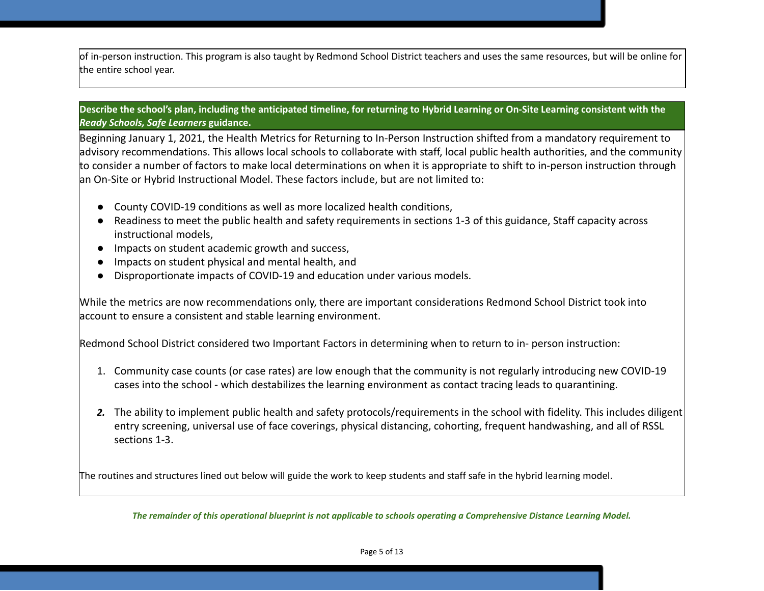of in-person instruction. This program is also taught by Redmond School District teachers and uses the same resources, but will be online for the entire school year.

**Describe the school's plan, including the anticipated timeline, for returning to Hybrid Learning or On-Site Learning consistent with the *Ready Schools, Safe Learners* guidance.**

Beginning January 1, 2021, the Health Metrics for Returning to In-Person Instruction shifted from a mandatory requirement to advisory recommendations. This allows local schools to collaborate with staff, local public health authorities, and the community to consider a number of factors to make local determinations on when it is appropriate to shift to in-person instruction through an On-Site or Hybrid Instructional Model. These factors include, but are not limited to:

- County COVID-19 conditions as well as more localized health conditions,
- Readiness to meet the public health and safety requirements in sections 1-3 of this guidance, Staff capacity across instructional models,
- Impacts on student academic growth and success,
- Impacts on student physical and mental health, and
- Disproportionate impacts of COVID-19 and education under various models.

While the metrics are now recommendations only, there are important considerations Redmond School District took into account to ensure a consistent and stable learning environment.

Redmond School District considered two Important Factors in determining when to return to in- person instruction:

1. Community case counts (or case rates) are low enough that the community is not regularly introducing new COVID-19 cases into the school - which destabilizes the learning environment as contact tracing leads to quarantining.

2. The ability to implement public health and safety protocols/requirements in the school with fidelity. This includes diligent entry screening, universal use of face coverings, physical distancing, cohorting, frequent handwashing, and all of RSSL sections 1-3.

The routines and structures lined out below will guide the work to keep students and staff safe in the hybrid learning model.

***The remainder of this operational blueprint is not applicable to schools operating a Comprehensive Distance Learning Model.***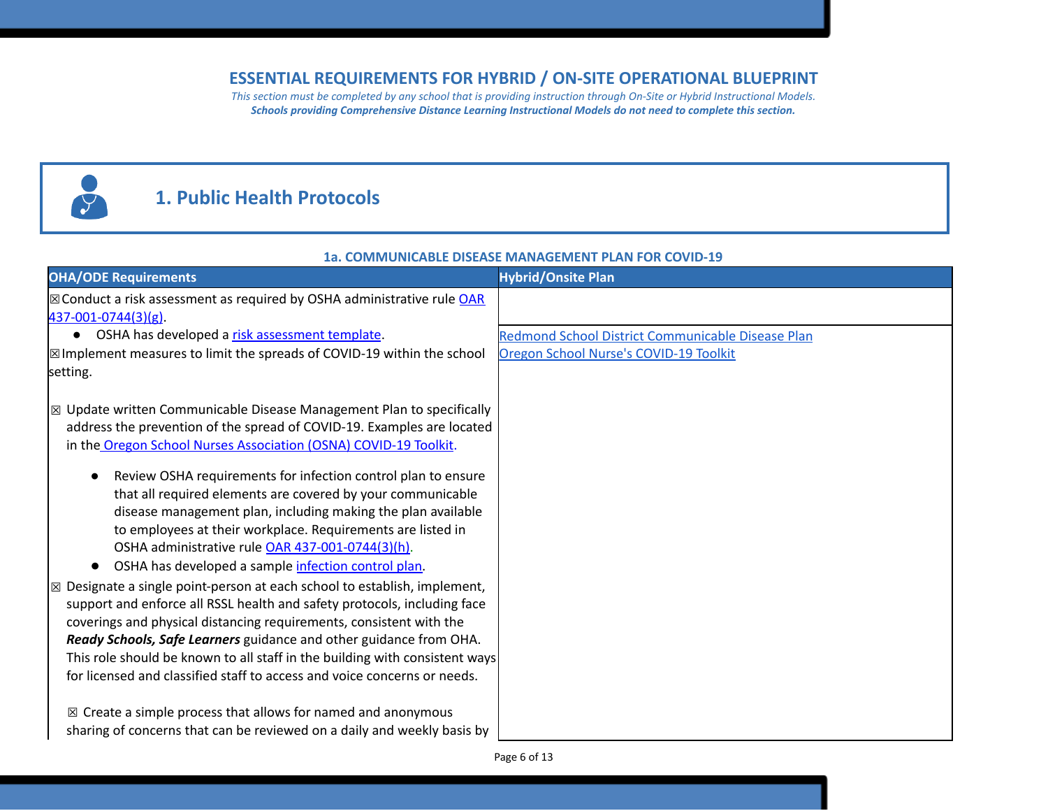# ESSENTIAL REQUIREMENTS FOR HYBRID / ON-SITE OPERATIONAL BLUEPRINT

*This section must be completed by any school that is providing instruction through On-Site or Hybrid Instructional Models.*

***Schools providing Comprehensive Distance Learning Instructional Models do not need to complete this section.***

## 1. Public Health Protocols

### 1a. COMMUNICABLE DISEASE MANAGEMENT PLAN FOR COVID-19

| OHA/ODE Requirements | Hybrid/Onsite Plan |
|---|---|
| ☒Conduct a risk assessment as required by OSHA administrative rule OAR 437-001-0744(3)(g). | |
| • OSHA has developed a risk assessment template.<br>☒Implement measures to limit the spreads of COVID-19 within the school setting.<br><br>☒ Update written Communicable Disease Management Plan to specifically address the prevention of the spread of COVID-19. Examples are located in the Oregon School Nurses Association (OSNA) COVID-19 Toolkit.<br><br>• Review OSHA requirements for infection control plan to ensure that all required elements are covered by your communicable disease management plan, including making the plan available to employees at their workplace. Requirements are listed in OSHA administrative rule OAR 437-001-0744(3)(h).<br>• OSHA has developed a sample infection control plan.<br><br>☒ Designate a single point-person at each school to establish, implement, support and enforce all RSSL health and safety protocols, including face coverings and physical distancing requirements, consistent with the ***Ready Schools, Safe Learners*** guidance and other guidance from OHA. This role should be known to all staff in the building with consistent ways for licensed and classified staff to access and voice concerns or needs.<br><br>☒ Create a simple process that allows for named and anonymous sharing of concerns that can be reviewed on a daily and weekly basis by | Redmond School District Communicable Disease Plan<br>Oregon School Nurse's COVID-19 Toolkit |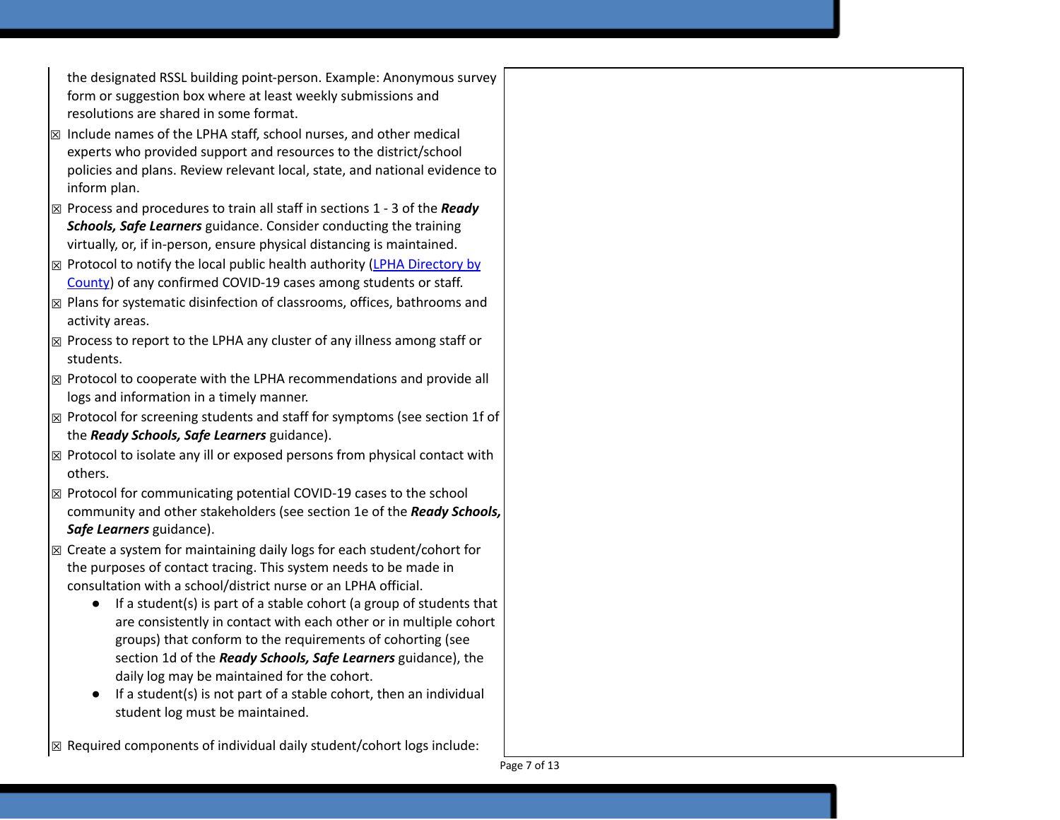| | |
|---|---|
| the designated RSSL building point-person. Example: Anonymous survey form or suggestion box where at least weekly submissions and resolutions are shared in some format.<br>☒ Include names of the LPHA staff, school nurses, and other medical experts who provided support and resources to the district/school policies and plans. Review relevant local, state, and national evidence to inform plan.<br>☒ Process and procedures to train all staff in sections 1 - 3 of the ***Ready Schools, Safe Learners*** guidance. Consider conducting the training virtually, or, if in-person, ensure physical distancing is maintained.<br>☒ Protocol to notify the local public health authority ([LPHA Directory by County]()) of any confirmed COVID-19 cases among students or staff.<br>☒ Plans for systematic disinfection of classrooms, offices, bathrooms and activity areas.<br>☒ Process to report to the LPHA any cluster of any illness among staff or students.<br>☒ Protocol to cooperate with the LPHA recommendations and provide all logs and information in a timely manner.<br>☒ Protocol for screening students and staff for symptoms (see section 1f of the ***Ready Schools, Safe Learners*** guidance).<br>☒ Protocol to isolate any ill or exposed persons from physical contact with others.<br>☒ Protocol for communicating potential COVID-19 cases to the school community and other stakeholders (see section 1e of the ***Ready Schools, Safe Learners*** guidance).<br>☒ Create a system for maintaining daily logs for each student/cohort for the purposes of contact tracing. This system needs to be made in consultation with a school/district nurse or an LPHA official.<br>• If a student(s) is part of a stable cohort (a group of students that are consistently in contact with each other or in multiple cohort groups) that conform to the requirements of cohorting (see section 1d of the ***Ready Schools, Safe Learners*** guidance), the daily log may be maintained for the cohort.<br>• If a student(s) is not part of a stable cohort, then an individual student log must be maintained.<br>☒ Required components of individual daily student/cohort logs include: | |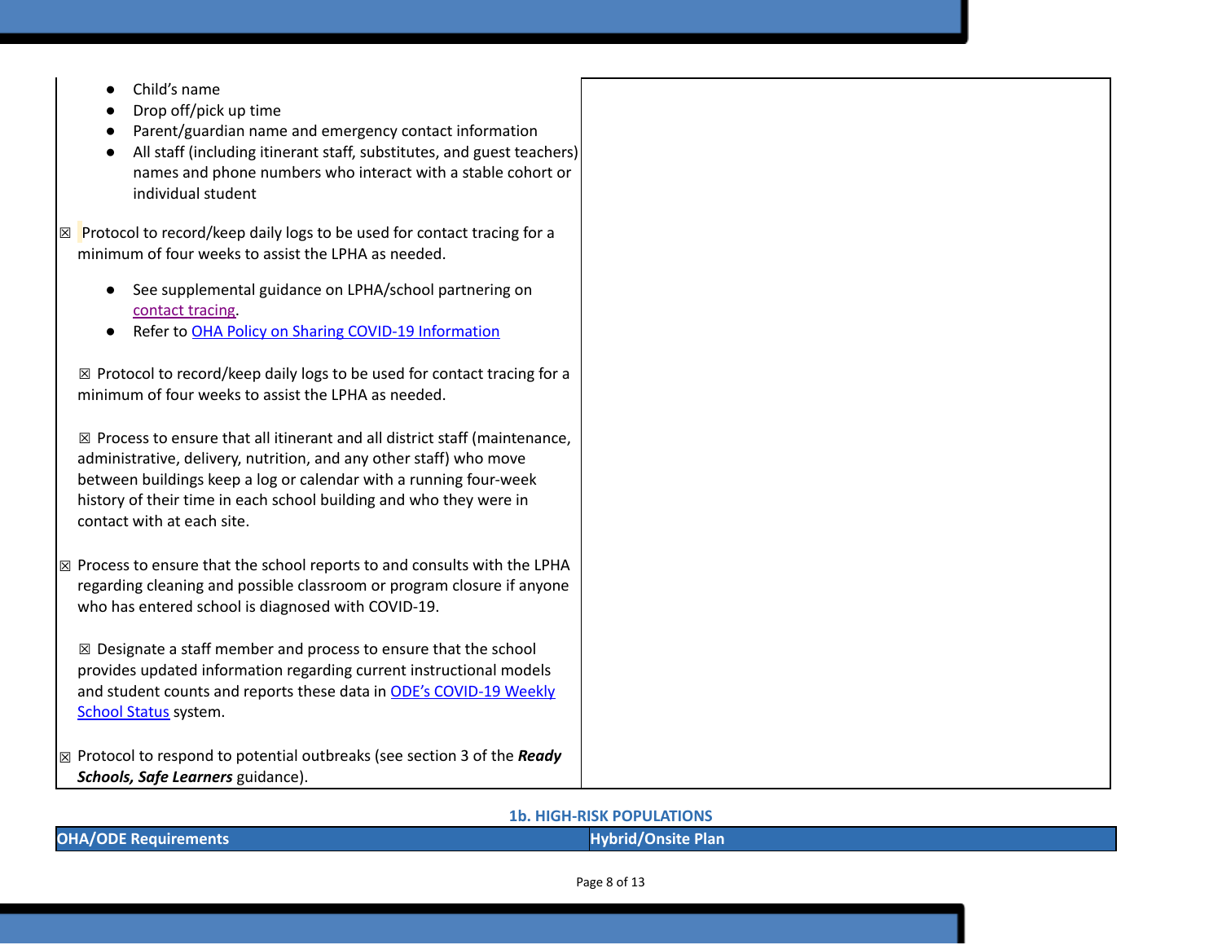| | |
|---|---|
| ● Child's name<br>● Drop off/pick up time<br>● Parent/guardian name and emergency contact information<br>● All staff (including itinerant staff, substitutes, and guest teachers) names and phone numbers who interact with a stable cohort or individual student<br><br>☒ Protocol to record/keep daily logs to be used for contact tracing for a minimum of four weeks to assist the LPHA as needed.<br><br>● See supplemental guidance on LPHA/school partnering on contact tracing.<br>● Refer to OHA Policy on Sharing COVID-19 Information<br><br>☒ Protocol to record/keep daily logs to be used for contact tracing for a minimum of four weeks to assist the LPHA as needed.<br><br>☒ Process to ensure that all itinerant and all district staff (maintenance, administrative, delivery, nutrition, and any other staff) who move between buildings keep a log or calendar with a running four-week history of their time in each school building and who they were in contact with at each site.<br><br>☒ Process to ensure that the school reports to and consults with the LPHA regarding cleaning and possible classroom or program closure if anyone who has entered school is diagnosed with COVID-19.<br><br>☒ Designate a staff member and process to ensure that the school provides updated information regarding current instructional models and student counts and reports these data in ODE's COVID-19 Weekly School Status system.<br><br>☒ Protocol to respond to potential outbreaks (see section 3 of the ***Ready Schools, Safe Learners*** guidance). | |

**1b. HIGH-RISK POPULATIONS**

| OHA/ODE Requirements | Hybrid/Onsite Plan |
|---|---|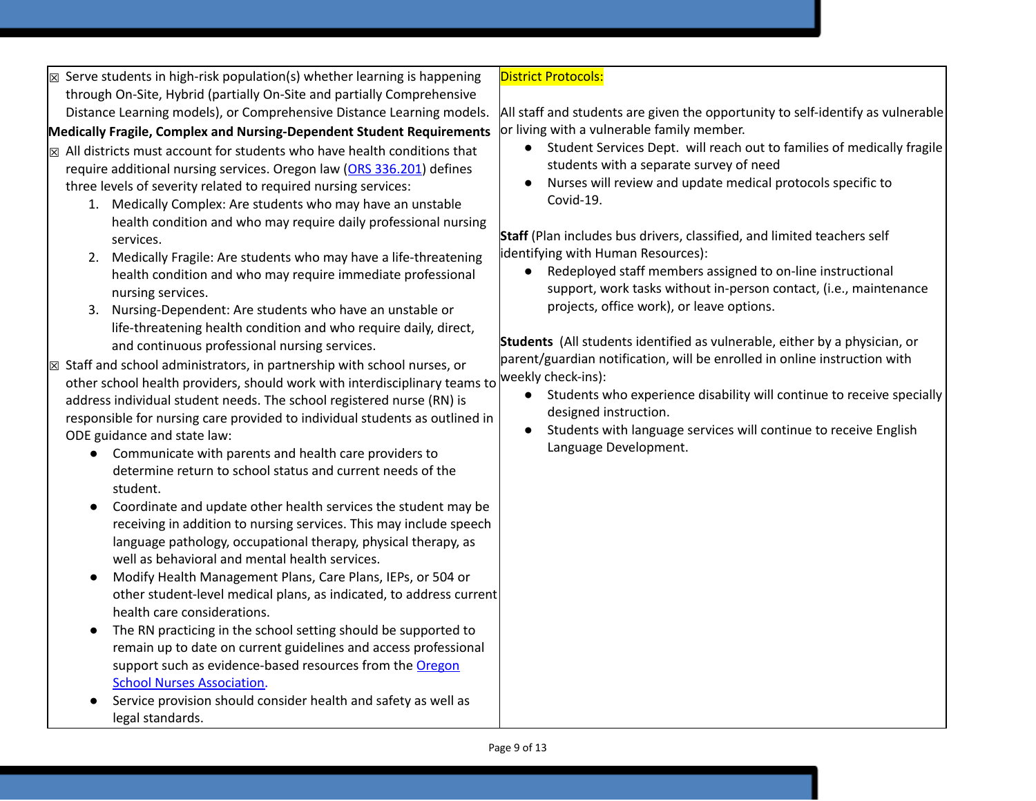| | |
|---|---|
| ☒ Serve students in high-risk population(s) whether learning is happening through On-Site, Hybrid (partially On-Site and partially Comprehensive Distance Learning models), or Comprehensive Distance Learning models.<br><br>**Medically Fragile, Complex and Nursing-Dependent Student Requirements**<br><br>☒ All districts must account for students who have health conditions that require additional nursing services. Oregon law ([ORS 336.201](ORS 336.201)) defines three levels of severity related to required nursing services:<br>1. Medically Complex: Are students who may have an unstable health condition and who may require daily professional nursing services.<br>2. Medically Fragile: Are students who may have a life-threatening health condition and who may require immediate professional nursing services.<br>3. Nursing-Dependent: Are students who have an unstable or life-threatening health condition and who require daily, direct, and continuous professional nursing services.<br><br>☒ Staff and school administrators, in partnership with school nurses, or other school health providers, should work with interdisciplinary teams to address individual student needs. The school registered nurse (RN) is responsible for nursing care provided to individual students as outlined in ODE guidance and state law:<br>● Communicate with parents and health care providers to determine return to school status and current needs of the student.<br>● Coordinate and update other health services the student may be receiving in addition to nursing services. This may include speech language pathology, occupational therapy, physical therapy, as well as behavioral and mental health services.<br>● Modify Health Management Plans, Care Plans, IEPs, or 504 or other student-level medical plans, as indicated, to address current health care considerations.<br>● The RN practicing in the school setting should be supported to remain up to date on current guidelines and access professional support such as evidence-based resources from the [Oregon School Nurses Association](Oregon School Nurses Association).<br>● Service provision should consider health and safety as well as legal standards. | District Protocols:<br><br>All staff and students are given the opportunity to self-identify as vulnerable or living with a vulnerable family member.<br>● Student Services Dept. will reach out to families of medically fragile students with a separate survey of need<br>● Nurses will review and update medical protocols specific to Covid-19.<br><br>**Staff** (Plan includes bus drivers, classified, and limited teachers self identifying with Human Resources):<br>● Redeployed staff members assigned to on-line instructional support, work tasks without in-person contact, (i.e., maintenance projects, office work), or leave options.<br><br>**Students** (All students identified as vulnerable, either by a physician, or parent/guardian notification, will be enrolled in online instruction with weekly check-ins):<br>● Students who experience disability will continue to receive specially designed instruction.<br>● Students with language services will continue to receive English Language Development. |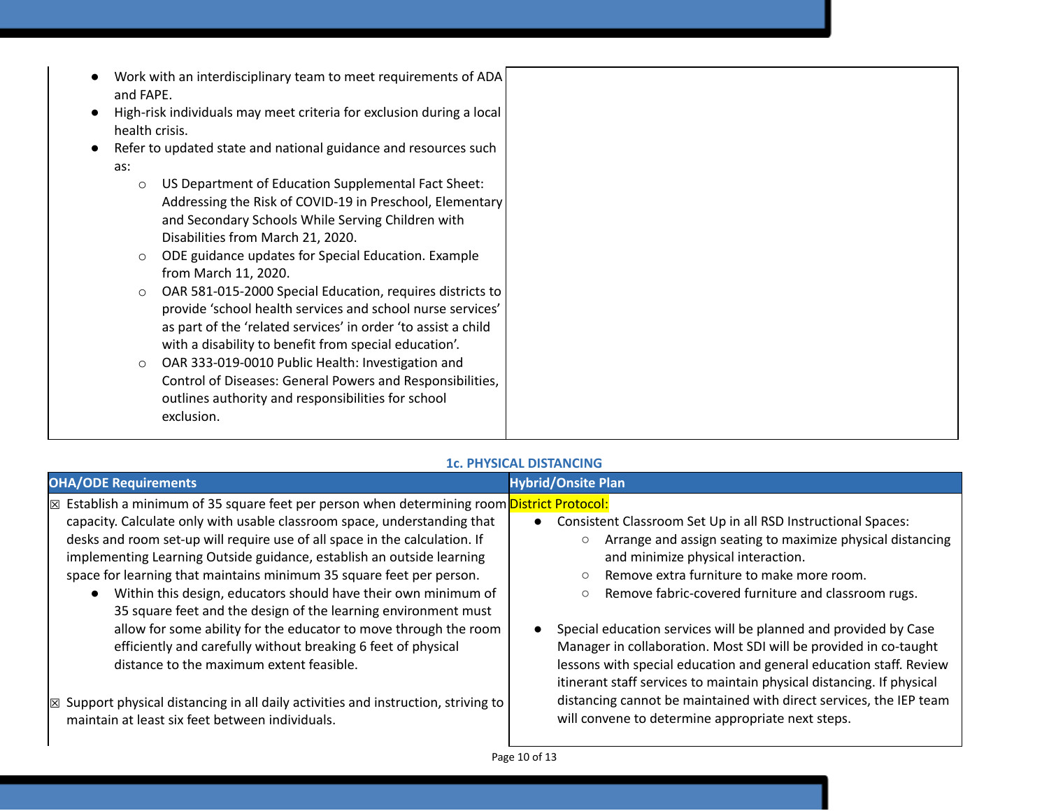| | |
|---|---|
| <ul><li>Work with an interdisciplinary team to meet requirements of ADA and FAPE.</li><li>High-risk individuals may meet criteria for exclusion during a local health crisis.</li><li>Refer to updated state and national guidance and resources such as:<ul><li>US Department of Education Supplemental Fact Sheet: Addressing the Risk of COVID-19 in Preschool, Elementary and Secondary Schools While Serving Children with Disabilities from March 21, 2020.</li><li>ODE guidance updates for Special Education. Example from March 11, 2020.</li><li>OAR 581-015-2000 Special Education, requires districts to provide 'school health services and school nurse services' as part of the 'related services' in order 'to assist a child with a disability to benefit from special education'.</li><li>OAR 333-019-0010 Public Health: Investigation and Control of Diseases: General Powers and Responsibilities, outlines authority and responsibilities for school exclusion.</li></ul></li></ul> | |

### 1c. PHYSICAL DISTANCING

| OHA/ODE Requirements | Hybrid/Onsite Plan |
|---|---|
| ☒ Establish a minimum of 35 square feet per person when determining room capacity. Calculate only with usable classroom space, understanding that desks and room set-up will require use of all space in the calculation. If implementing Learning Outside guidance, establish an outside learning space for learning that maintains minimum 35 square feet per person.<ul><li>Within this design, educators should have their own minimum of 35 square feet and the design of the learning environment must allow for some ability for the educator to move through the room efficiently and carefully without breaking 6 feet of physical distance to the maximum extent feasible.</li></ul>☒ Support physical distancing in all daily activities and instruction, striving to maintain at least six feet between individuals. | District Protocol:<ul><li>Consistent Classroom Set Up in all RSD Instructional Spaces:<ul><li>Arrange and assign seating to maximize physical distancing and minimize physical interaction.</li><li>Remove extra furniture to make more room.</li><li>Remove fabric-covered furniture and classroom rugs.</li></ul></li><li>Special education services will be planned and provided by Case Manager in collaboration. Most SDI will be provided in co-taught lessons with special education and general education staff. Review itinerant staff services to maintain physical distancing. If physical distancing cannot be maintained with direct services, the IEP team will convene to determine appropriate next steps.</li></ul> |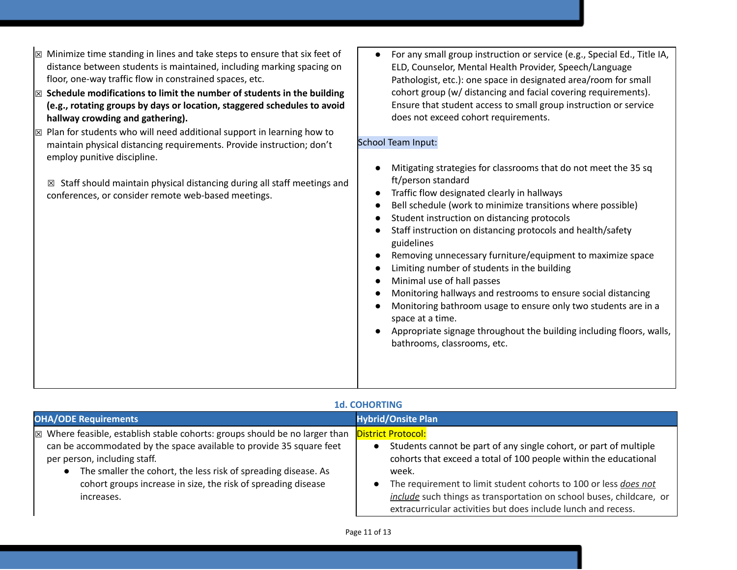| | |
|---|---|
| ☒ Minimize time standing in lines and take steps to ensure that six feet of distance between students is maintained, including marking spacing on floor, one-way traffic flow in constrained spaces, etc.<br>☒ **Schedule modifications to limit the number of students in the building (e.g., rotating groups by days or location, staggered schedules to avoid hallway crowding and gathering).**<br>☒ Plan for students who will need additional support in learning how to maintain physical distancing requirements. Provide instruction; don't employ punitive discipline.<br><br>☒ Staff should maintain physical distancing during all staff meetings and conferences, or consider remote web-based meetings. | • For any small group instruction or service (e.g., Special Ed., Title IA, ELD, Counselor, Mental Health Provider, Speech/Language Pathologist, etc.): one space in designated area/room for small cohort group (w/ distancing and facial covering requirements). Ensure that student access to small group instruction or service does not exceed cohort requirements.<br><br>School Team Input:<br><br>• Mitigating strategies for classrooms that do not meet the 35 sq ft/person standard<br>• Traffic flow designated clearly in hallways<br>• Bell schedule (work to minimize transitions where possible)<br>• Student instruction on distancing protocols<br>• Staff instruction on distancing protocols and health/safety guidelines<br>• Removing unnecessary furniture/equipment to maximize space<br>• Limiting number of students in the building<br>• Minimal use of hall passes<br>• Monitoring hallways and restrooms to ensure social distancing<br>• Monitoring bathroom usage to ensure only two students are in a space at a time.<br>• Appropriate signage throughout the building including floors, walls, bathrooms, classrooms, etc. |

### 1d. COHORTING

| OHA/ODE Requirements | Hybrid/Onsite Plan |
|---|---|
| ☒ Where feasible, establish stable cohorts: groups should be no larger than can be accommodated by the space available to provide 35 square feet per person, including staff.<br>• The smaller the cohort, the less risk of spreading disease. As cohort groups increase in size, the risk of spreading disease increases. | District Protocol:<br>• Students cannot be part of any single cohort, or part of multiple cohorts that exceed a total of 100 people within the educational week.<br>• The requirement to limit student cohorts to 100 or less ***does not include*** such things as transportation on school buses, childcare, or extracurricular activities but does include lunch and recess. |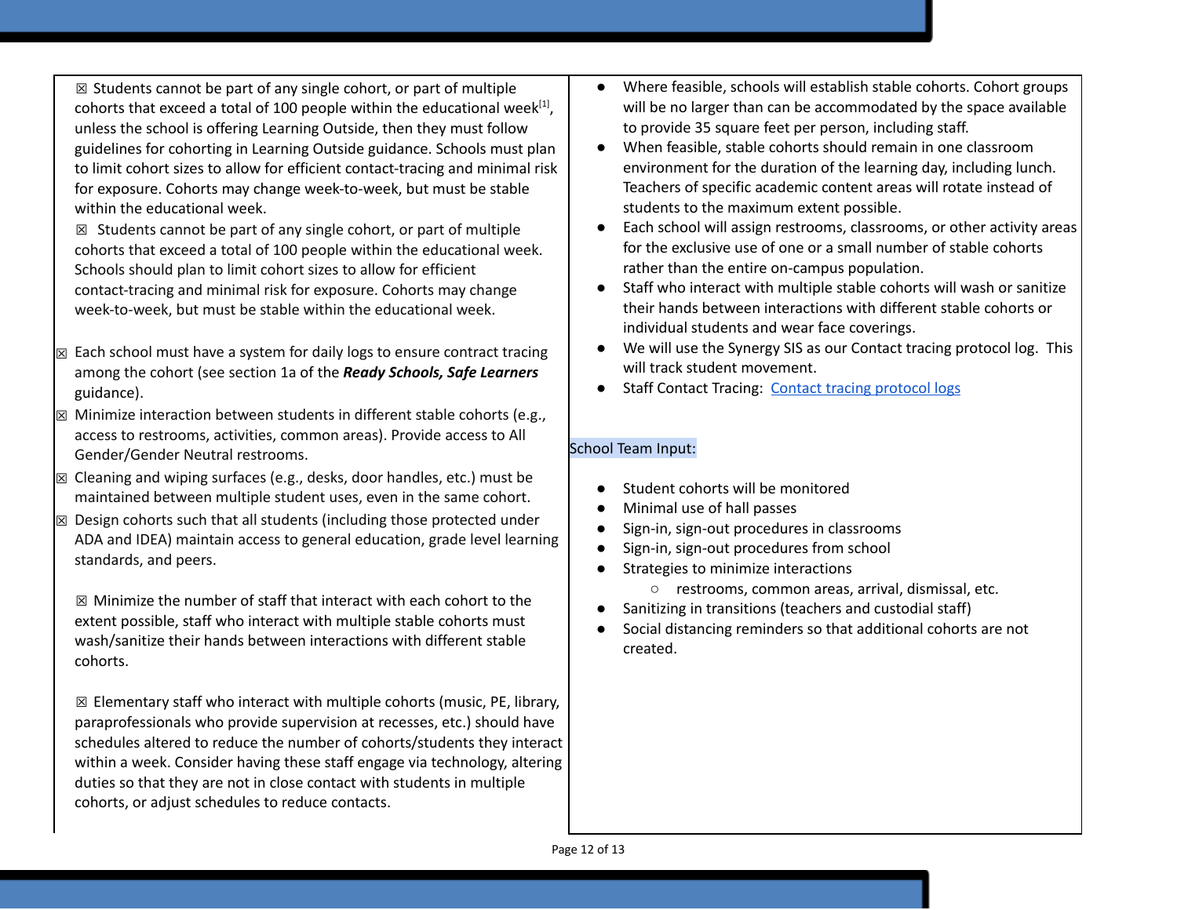☒ Students cannot be part of any single cohort, or part of multiple cohorts that exceed a total of 100 people within the educational week[1], unless the school is offering Learning Outside, then they must follow guidelines for cohorting in Learning Outside guidance. Schools must plan to limit cohort sizes to allow for efficient contact-tracing and minimal risk for exposure. Cohorts may change week-to-week, but must be stable within the educational week.

☒ Students cannot be part of any single cohort, or part of multiple cohorts that exceed a total of 100 people within the educational week. Schools should plan to limit cohort sizes to allow for efficient contact-tracing and minimal risk for exposure. Cohorts may change week-to-week, but must be stable within the educational week.

☒ Each school must have a system for daily logs to ensure contract tracing among the cohort (see section 1a of the ***Ready Schools, Safe Learners*** guidance).

☒ Minimize interaction between students in different stable cohorts (e.g., access to restrooms, activities, common areas). Provide access to All Gender/Gender Neutral restrooms.

☒ Cleaning and wiping surfaces (e.g., desks, door handles, etc.) must be maintained between multiple student uses, even in the same cohort.

☒ Design cohorts such that all students (including those protected under ADA and IDEA) maintain access to general education, grade level learning standards, and peers.

☒ Minimize the number of staff that interact with each cohort to the extent possible, staff who interact with multiple stable cohorts must wash/sanitize their hands between interactions with different stable cohorts.

☒ Elementary staff who interact with multiple cohorts (music, PE, library, paraprofessionals who provide supervision at recesses, etc.) should have schedules altered to reduce the number of cohorts/students they interact within a week. Consider having these staff engage via technology, altering duties so that they are not in close contact with students in multiple cohorts, or adjust schedules to reduce contacts.

- Where feasible, schools will establish stable cohorts. Cohort groups will be no larger than can be accommodated by the space available to provide 35 square feet per person, including staff.
- When feasible, stable cohorts should remain in one classroom environment for the duration of the learning day, including lunch. Teachers of specific academic content areas will rotate instead of students to the maximum extent possible.
- Each school will assign restrooms, classrooms, or other activity areas for the exclusive use of one or a small number of stable cohorts rather than the entire on-campus population.
- Staff who interact with multiple stable cohorts will wash or sanitize their hands between interactions with different stable cohorts or individual students and wear face coverings.
- We will use the Synergy SIS as our Contact tracing protocol log. This will track student movement.
- Staff Contact Tracing: Contact tracing protocol logs

School Team Input:

- Student cohorts will be monitored
- Minimal use of hall passes
- Sign-in, sign-out procedures in classrooms
- Sign-in, sign-out procedures from school
- Strategies to minimize interactions
  - restrooms, common areas, arrival, dismissal, etc.
- Sanitizing in transitions (teachers and custodial staff)
- Social distancing reminders so that additional cohorts are not created.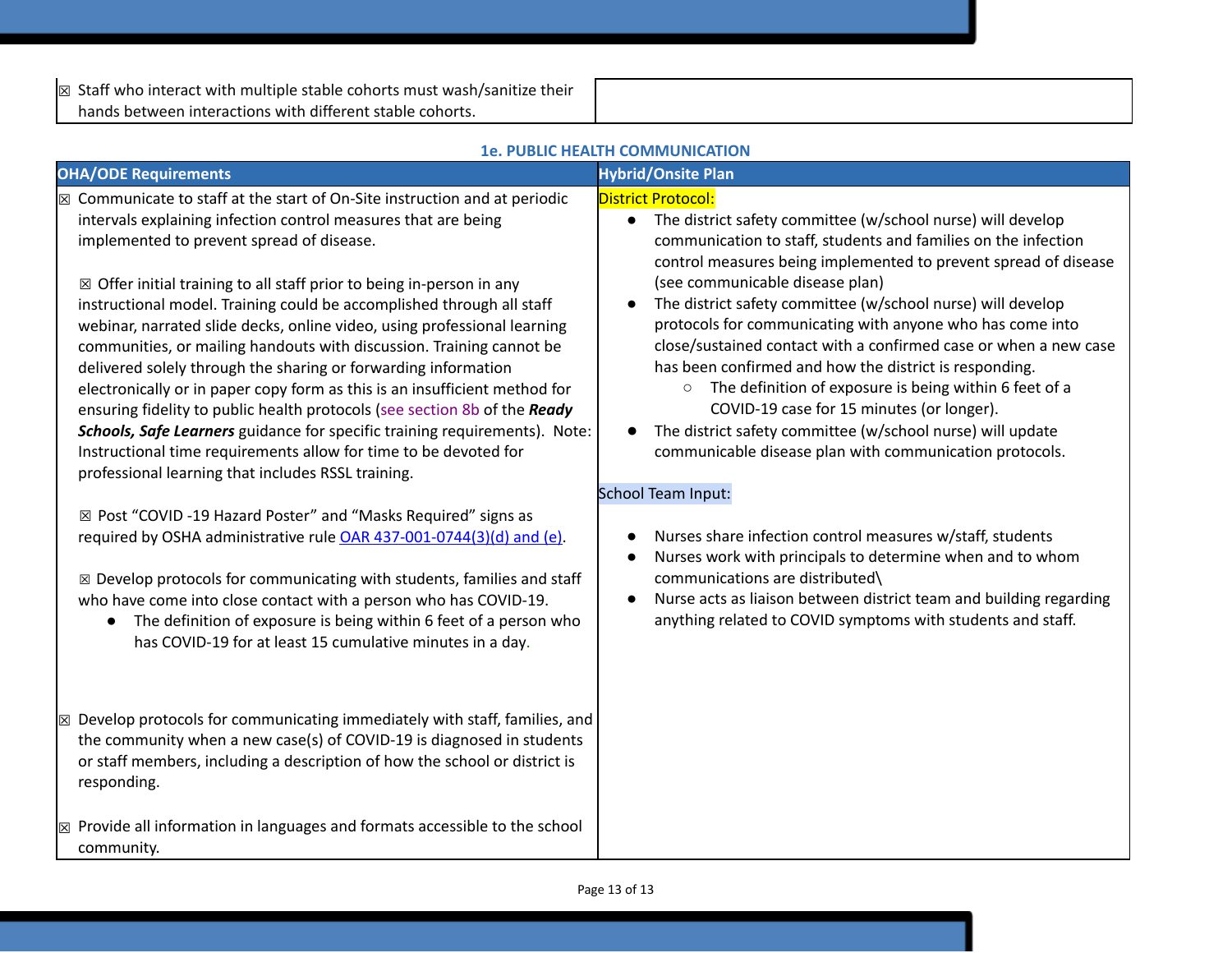| | |
|---|---|
| ☒ Staff who interact with multiple stable cohorts must wash/sanitize their hands between interactions with different stable cohorts. | |

### 1e. PUBLIC HEALTH COMMUNICATION

| OHA/ODE Requirements | Hybrid/Onsite Plan |
|---|---|
| ☒ Communicate to staff at the start of On-Site instruction and at periodic intervals explaining infection control measures that are being implemented to prevent spread of disease.<br><br>☒ Offer initial training to all staff prior to being in-person in any instructional model. Training could be accomplished through all staff webinar, narrated slide decks, online video, using professional learning communities, or mailing handouts with discussion. Training cannot be delivered solely through the sharing or forwarding information electronically or in paper copy form as this is an insufficient method for ensuring fidelity to public health protocols (see section 8b of the ***Ready Schools, Safe Learners*** guidance for specific training requirements). Note: Instructional time requirements allow for time to be devoted for professional learning that includes RSSL training.<br><br>☒ Post "COVID -19 Hazard Poster" and "Masks Required" signs as required by OSHA administrative rule [OAR 437-001-0744(3)(d) and (e)](OAR 437-001-0744(3)(d) and (e)).<br><br>☒ Develop protocols for communicating with students, families and staff who have come into close contact with a person who has COVID-19.<br>• The definition of exposure is being within 6 feet of a person who has COVID-19 for at least 15 cumulative minutes in a day.<br><br>☒ Develop protocols for communicating immediately with staff, families, and the community when a new case(s) of COVID-19 is diagnosed in students or staff members, including a description of how the school or district is responding.<br><br>☒ Provide all information in languages and formats accessible to the school community. | District Protocol:<br>• The district safety committee (w/school nurse) will develop communication to staff, students and families on the infection control measures being implemented to prevent spread of disease (see communicable disease plan)<br>• The district safety committee (w/school nurse) will develop protocols for communicating with anyone who has come into close/sustained contact with a confirmed case or when a new case has been confirmed and how the district is responding.<br>  ○ The definition of exposure is being within 6 feet of a COVID-19 case for 15 minutes (or longer).<br>• The district safety committee (w/school nurse) will update communicable disease plan with communication protocols.<br><br>School Team Input:<br><br>• Nurses share infection control measures w/staff, students<br>• Nurses work with principals to determine when and to whom communications are distributed\<br>• Nurse acts as liaison between district team and building regarding anything related to COVID symptoms with students and staff. |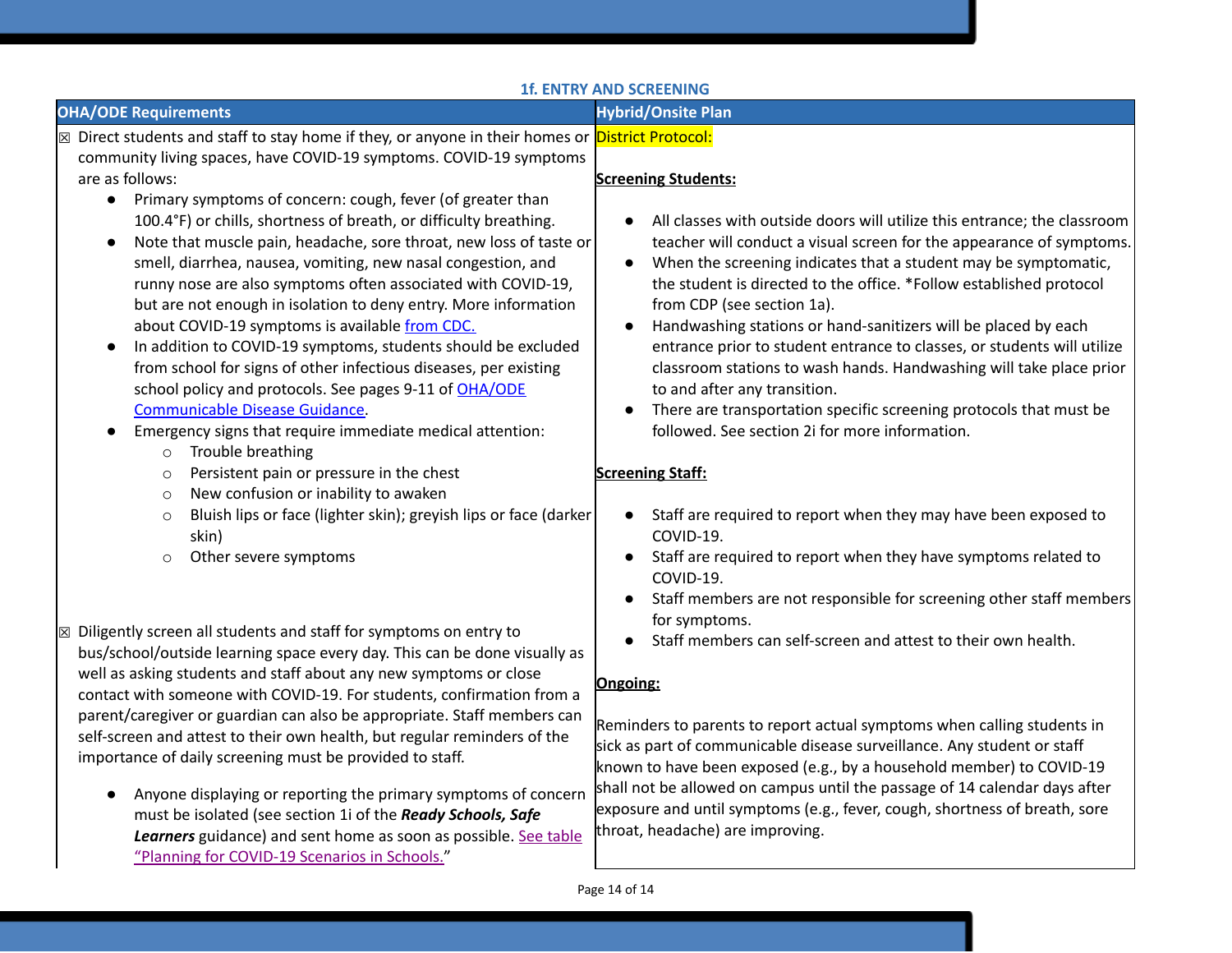### 1f. ENTRY AND SCREENING

| OHA/ODE Requirements | Hybrid/Onsite Plan |
| --- | --- |
| ☒ Direct students and staff to stay home if they, or anyone in their homes or community living spaces, have COVID-19 symptoms. COVID-19 symptoms are as follows:<br>● Primary symptoms of concern: cough, fever (of greater than 100.4°F) or chills, shortness of breath, or difficulty breathing.<br>● Note that muscle pain, headache, sore throat, new loss of taste or smell, diarrhea, nausea, vomiting, new nasal congestion, and runny nose are also symptoms often associated with COVID-19, but are not enough in isolation to deny entry. More information about COVID-19 symptoms is available from CDC.<br>● In addition to COVID-19 symptoms, students should be excluded from school for signs of other infectious diseases, per existing school policy and protocols. See pages 9-11 of OHA/ODE Communicable Disease Guidance.<br>● Emergency signs that require immediate medical attention:<br>○ Trouble breathing<br>○ Persistent pain or pressure in the chest<br>○ New confusion or inability to awaken<br>○ Bluish lips or face (lighter skin); greyish lips or face (darker skin)<br>○ Other severe symptoms<br><br>☒ Diligently screen all students and staff for symptoms on entry to bus/school/outside learning space every day. This can be done visually as well as asking students and staff about any new symptoms or close contact with someone with COVID-19. For students, confirmation from a parent/caregiver or guardian can also be appropriate. Staff members can self-screen and attest to their own health, but regular reminders of the importance of daily screening must be provided to staff.<br>● Anyone displaying or reporting the primary symptoms of concern must be isolated (see section 1i of the ***Ready Schools, Safe Learners*** guidance) and sent home as soon as possible. See table "Planning for COVID-19 Scenarios in Schools." | District Protocol:<br><br>**Screening Students:**<br>● All classes with outside doors will utilize this entrance; the classroom teacher will conduct a visual screen for the appearance of symptoms.<br>● When the screening indicates that a student may be symptomatic, the student is directed to the office. *Follow established protocol from CDP (see section 1a).<br>● Handwashing stations or hand-sanitizers will be placed by each entrance prior to student entrance to classes, or students will utilize classroom stations to wash hands. Handwashing will take place prior to and after any transition.<br>● There are transportation specific screening protocols that must be followed. See section 2i for more information.<br><br>**Screening Staff:**<br>● Staff are required to report when they may have been exposed to COVID-19.<br>● Staff are required to report when they have symptoms related to COVID-19.<br>● Staff members are not responsible for screening other staff members for symptoms.<br>● Staff members can self-screen and attest to their own health.<br><br>**Ongoing:**<br><br>Reminders to parents to report actual symptoms when calling students in sick as part of communicable disease surveillance. Any student or staff known to have been exposed (e.g., by a household member) to COVID-19 shall not be allowed on campus until the passage of 14 calendar days after exposure and until symptoms (e.g., fever, cough, shortness of breath, sore throat, headache) are improving. |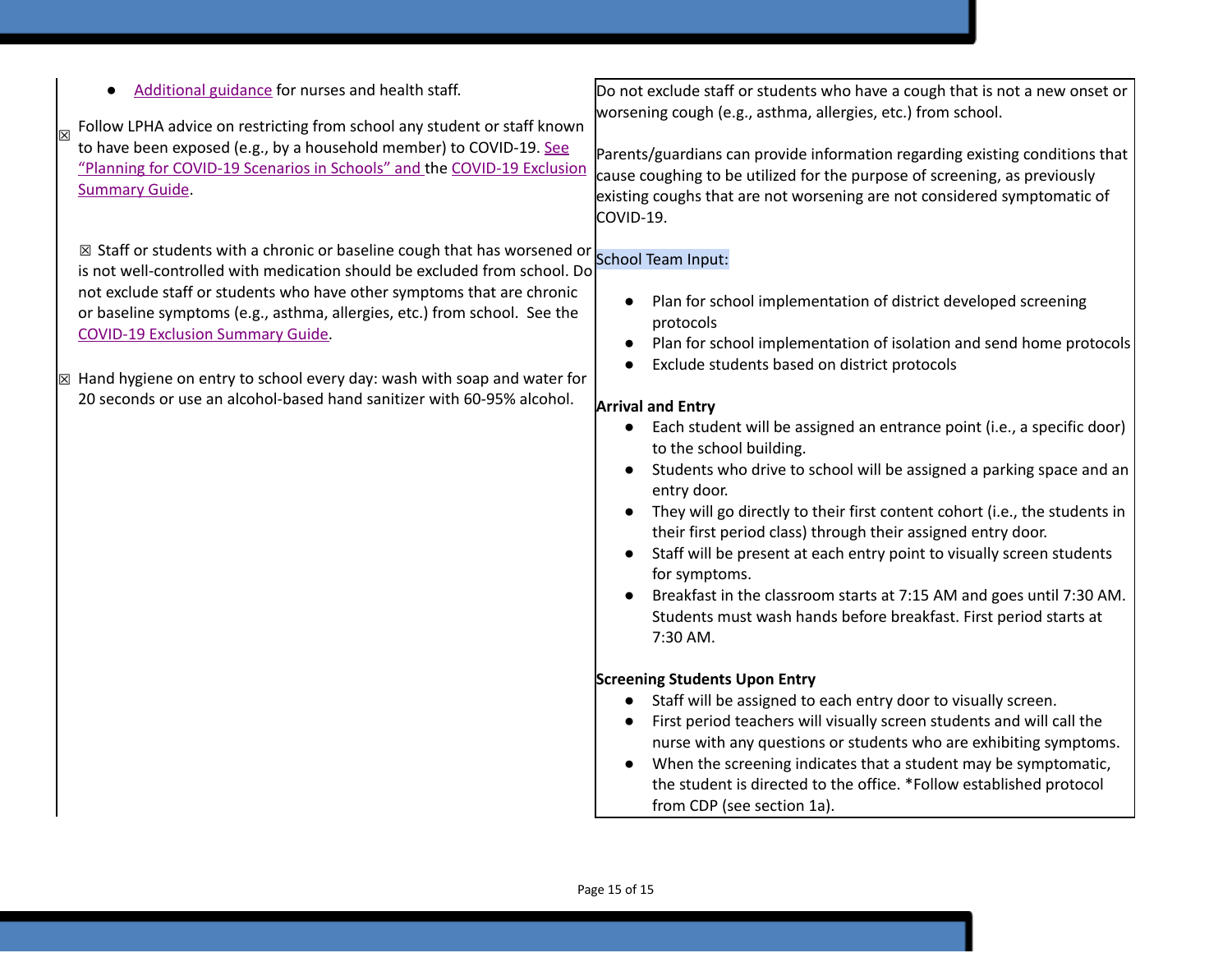- Additional guidance for nurses and health staff.

☒ Follow LPHA advice on restricting from school any student or staff known to have been exposed (e.g., by a household member) to COVID-19. See "Planning for COVID-19 Scenarios in Schools" and the COVID-19 Exclusion Summary Guide.

☒ Staff or students with a chronic or baseline cough that has worsened or is not well-controlled with medication should be excluded from school. Do not exclude staff or students who have other symptoms that are chronic or baseline symptoms (e.g., asthma, allergies, etc.) from school. See the COVID-19 Exclusion Summary Guide.

☒ Hand hygiene on entry to school every day: wash with soap and water for 20 seconds or use an alcohol-based hand sanitizer with 60-95% alcohol.

Do not exclude staff or students who have a cough that is not a new onset or worsening cough (e.g., asthma, allergies, etc.) from school.

Parents/guardians can provide information regarding existing conditions that cause coughing to be utilized for the purpose of screening, as previously existing coughs that are not worsening are not considered symptomatic of COVID-19.

School Team Input:

- Plan for school implementation of district developed screening protocols
- Plan for school implementation of isolation and send home protocols
- Exclude students based on district protocols

**Arrival and Entry**

- Each student will be assigned an entrance point (i.e., a specific door) to the school building.
- Students who drive to school will be assigned a parking space and an entry door.
- They will go directly to their first content cohort (i.e., the students in their first period class) through their assigned entry door.
- Staff will be present at each entry point to visually screen students for symptoms.
- Breakfast in the classroom starts at 7:15 AM and goes until 7:30 AM. Students must wash hands before breakfast. First period starts at 7:30 AM.

**Screening Students Upon Entry**

- Staff will be assigned to each entry door to visually screen.
- First period teachers will visually screen students and will call the nurse with any questions or students who are exhibiting symptoms.
- When the screening indicates that a student may be symptomatic, the student is directed to the office. *Follow established protocol from CDP (see section 1a).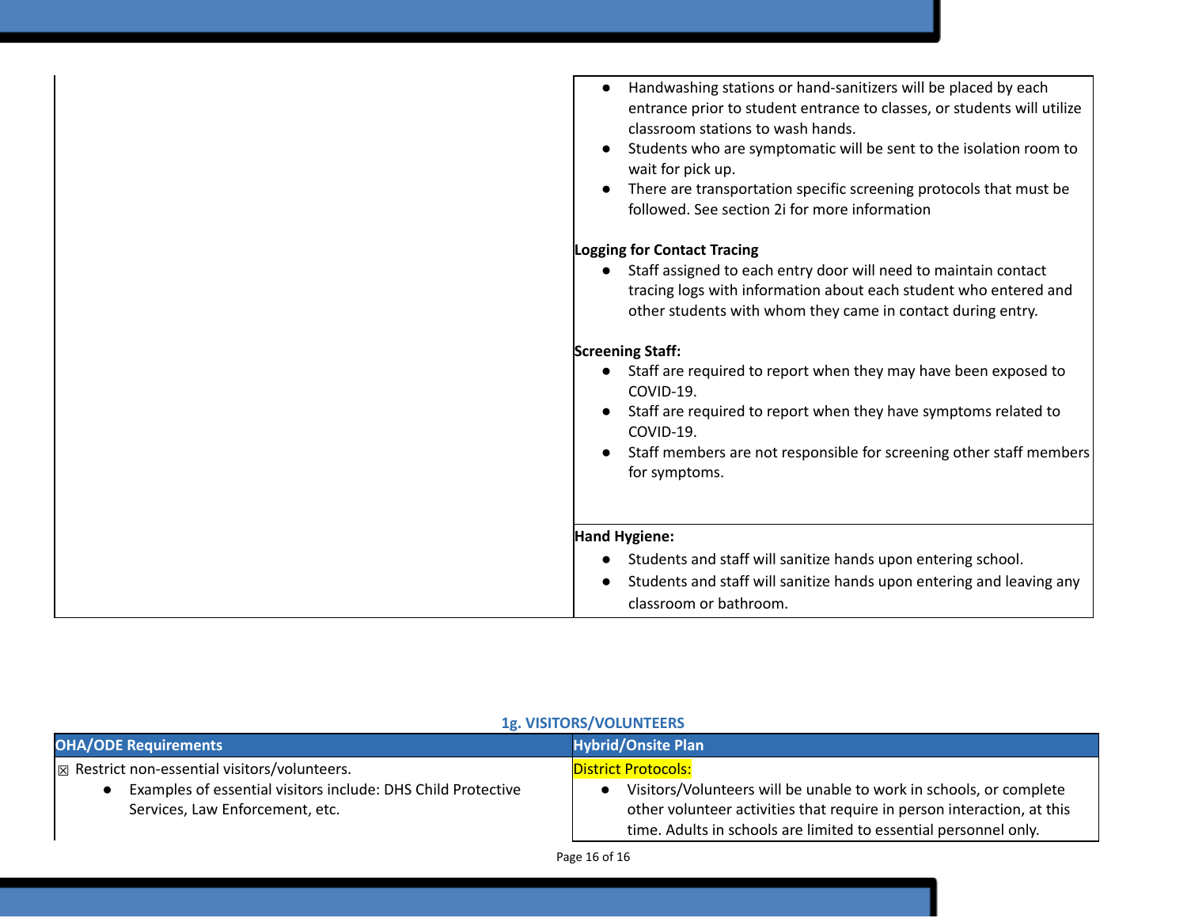| | |
|---|---|
| | <ul><li>Handwashing stations or hand-sanitizers will be placed by each entrance prior to student entrance to classes, or students will utilize classroom stations to wash hands.</li><li>Students who are symptomatic will be sent to the isolation room to wait for pick up.</li><li>There are transportation specific screening protocols that must be followed. See section 2i for more information</li></ul>**Logging for Contact Tracing**<ul><li>Staff assigned to each entry door will need to maintain contact tracing logs with information about each student who entered and other students with whom they came in contact during entry.</li></ul>**Screening Staff:**<ul><li>Staff are required to report when they may have been exposed to COVID-19.</li><li>Staff are required to report when they have symptoms related to COVID-19.</li><li>Staff members are not responsible for screening other staff members for symptoms.</li></ul> |
| | **Hand Hygiene:**<ul><li>Students and staff will sanitize hands upon entering school.</li><li>Students and staff will sanitize hands upon entering and leaving any classroom or bathroom.</li></ul> |

### 1g. VISITORS/VOLUNTEERS

| OHA/ODE Requirements | Hybrid/Onsite Plan |
|---|---|
| ☒ Restrict non-essential visitors/volunteers.<ul><li>Examples of essential visitors include: DHS Child Protective Services, Law Enforcement, etc.</li></ul> | District Protocols:<ul><li>Visitors/Volunteers will be unable to work in schools, or complete other volunteer activities that require in person interaction, at this time. Adults in schools are limited to essential personnel only.</li></ul> |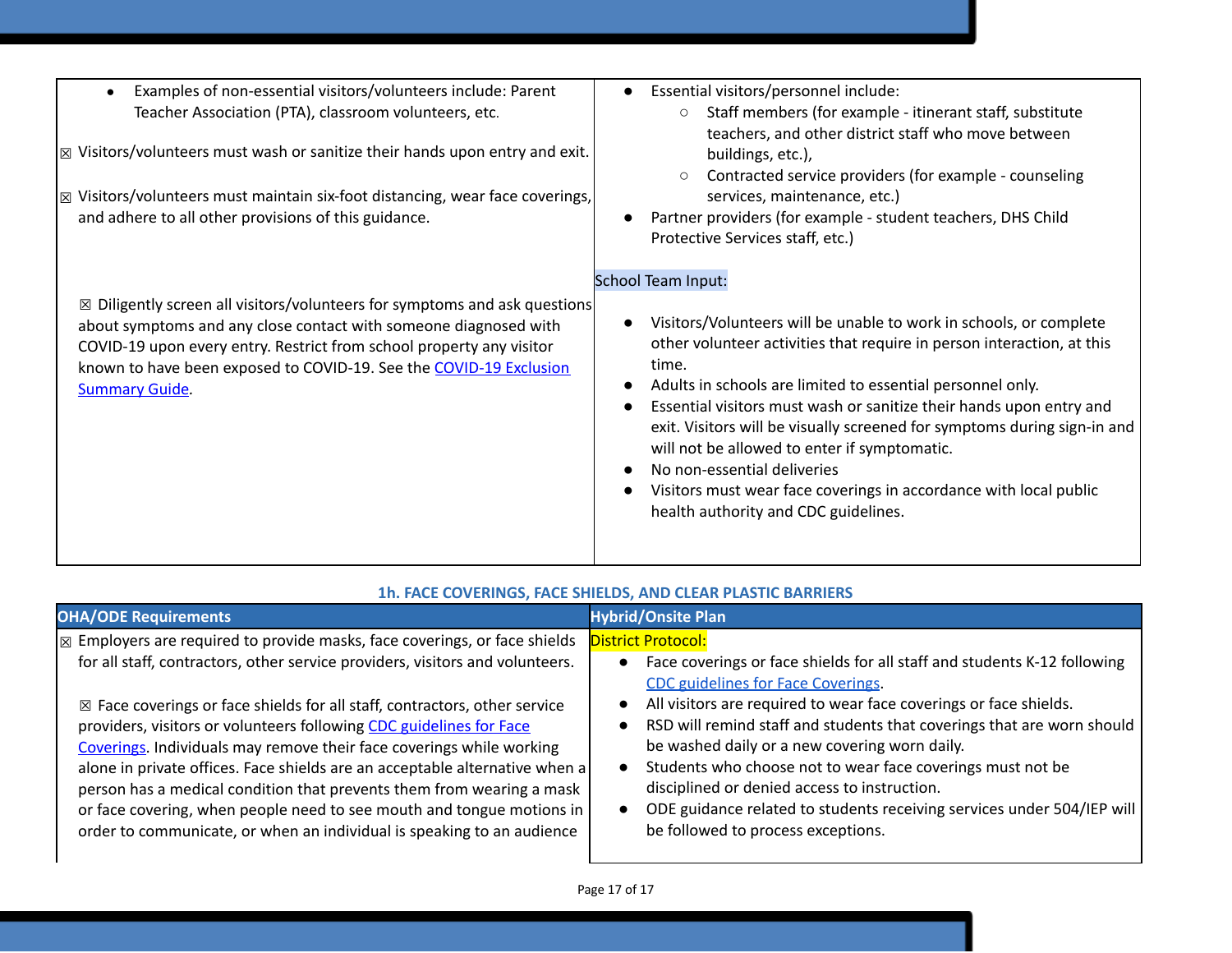| | |
|---|---|
| • Examples of non-essential visitors/volunteers include: Parent Teacher Association (PTA), classroom volunteers, etc.<br><br>☒ Visitors/volunteers must wash or sanitize their hands upon entry and exit.<br><br>☒ Visitors/volunteers must maintain six-foot distancing, wear face coverings, and adhere to all other provisions of this guidance.<br><br>☒ Diligently screen all visitors/volunteers for symptoms and ask questions about symptoms and any close contact with someone diagnosed with COVID-19 upon every entry. Restrict from school property any visitor known to have been exposed to COVID-19. See the [COVID-19 Exclusion Summary Guide](). | • Essential visitors/personnel include:<br>  ○ Staff members (for example - itinerant staff, substitute teachers, and other district staff who move between buildings, etc.),<br>  ○ Contracted service providers (for example - counseling services, maintenance, etc.)<br>• Partner providers (for example - student teachers, DHS Child Protective Services staff, etc.)<br><br>School Team Input:<br><br>• Visitors/Volunteers will be unable to work in schools, or complete other volunteer activities that require in person interaction, at this time.<br>• Adults in schools are limited to essential personnel only.<br>• Essential visitors must wash or sanitize their hands upon entry and exit. Visitors will be visually screened for symptoms during sign-in and will not be allowed to enter if symptomatic.<br>• No non-essential deliveries<br>• Visitors must wear face coverings in accordance with local public health authority and CDC guidelines. |

### 1h. FACE COVERINGS, FACE SHIELDS, AND CLEAR PLASTIC BARRIERS

| OHA/ODE Requirements | Hybrid/Onsite Plan |
|---|---|
| ☒ Employers are required to provide masks, face coverings, or face shields for all staff, contractors, other service providers, visitors and volunteers.<br><br>☒ Face coverings or face shields for all staff, contractors, other service providers, visitors or volunteers following [CDC guidelines for Face Coverings](). Individuals may remove their face coverings while working alone in private offices. Face shields are an acceptable alternative when a person has a medical condition that prevents them from wearing a mask or face covering, when people need to see mouth and tongue motions in order to communicate, or when an individual is speaking to an audience | District Protocol:<br>• Face coverings or face shields for all staff and students K-12 following [CDC guidelines for Face Coverings]().<br>• All visitors are required to wear face coverings or face shields.<br>• RSD will remind staff and students that coverings that are worn should be washed daily or a new covering worn daily.<br>• Students who choose not to wear face coverings must not be disciplined or denied access to instruction.<br>• ODE guidance related to students receiving services under 504/IEP will be followed to process exceptions. |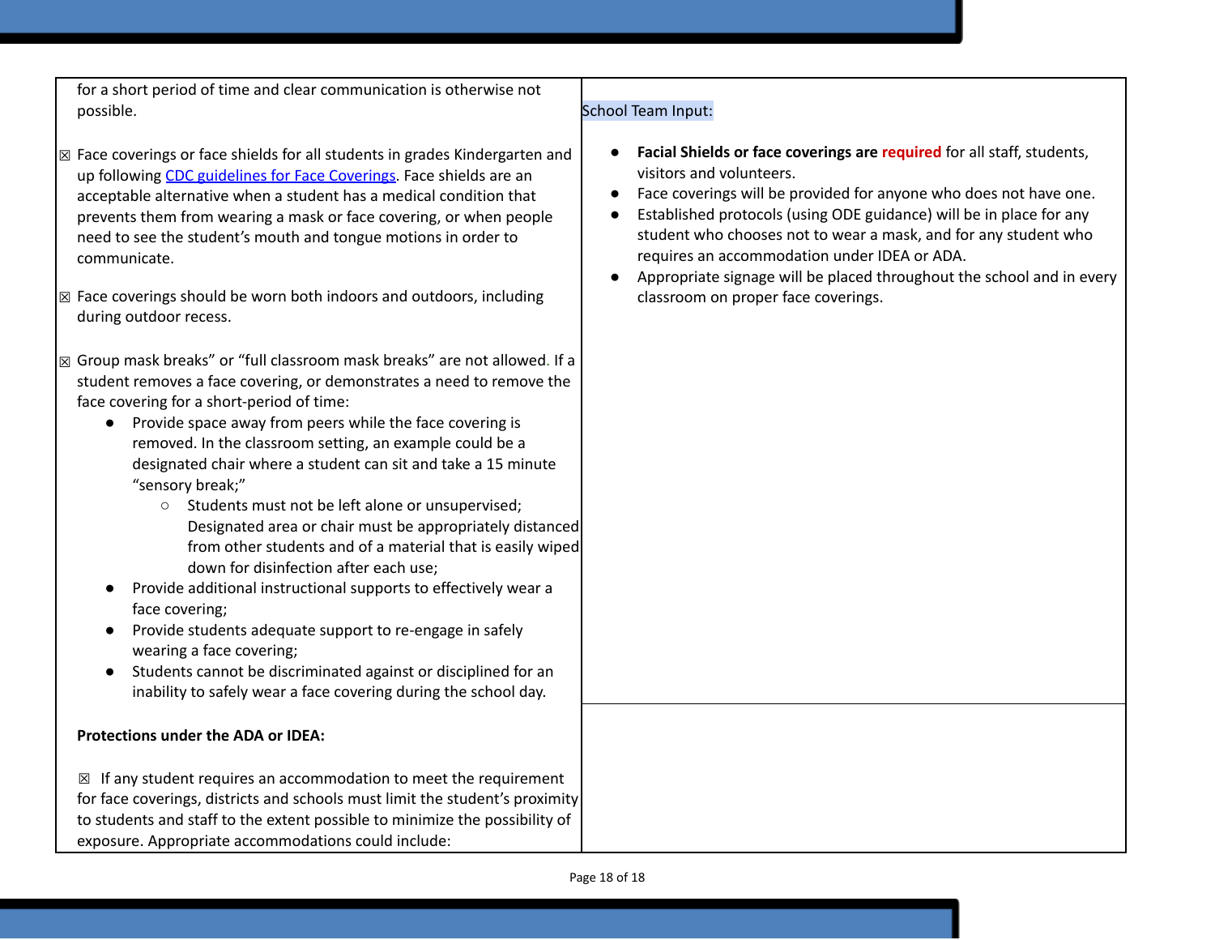| | |
|---|---|
| for a short period of time and clear communication is otherwise not possible.<br><br>☒ Face coverings or face shields for all students in grades Kindergarten and up following [CDC guidelines for Face Coverings](). Face shields are an acceptable alternative when a student has a medical condition that prevents them from wearing a mask or face covering, or when people need to see the student's mouth and tongue motions in order to communicate.<br><br>☒ Face coverings should be worn both indoors and outdoors, including during outdoor recess.<br><br>☒ Group mask breaks" or "full classroom mask breaks" are not allowed. If a student removes a face covering, or demonstrates a need to remove the face covering for a short-period of time:<br>● Provide space away from peers while the face covering is removed. In the classroom setting, an example could be a designated chair where a student can sit and take a 15 minute "sensory break;"<br>○ Students must not be left alone or unsupervised; Designated area or chair must be appropriately distanced from other students and of a material that is easily wiped down for disinfection after each use;<br>● Provide additional instructional supports to effectively wear a face covering;<br>● Provide students adequate support to re-engage in safely wearing a face covering;<br>● Students cannot be discriminated against or disciplined for an inability to safely wear a face covering during the school day.<br><br>**Protections under the ADA or IDEA:**<br><br>☒ If any student requires an accommodation to meet the requirement for face coverings, districts and schools must limit the student's proximity to students and staff to the extent possible to minimize the possibility of exposure. Appropriate accommodations could include: | School Team Input:<br><br>● **Facial Shields or face coverings are required** for all staff, students, visitors and volunteers.<br>● Face coverings will be provided for anyone who does not have one.<br>● Established protocols (using ODE guidance) will be in place for any student who chooses not to wear a mask, and for any student who requires an accommodation under IDEA or ADA.<br>● Appropriate signage will be placed throughout the school and in every classroom on proper face coverings. |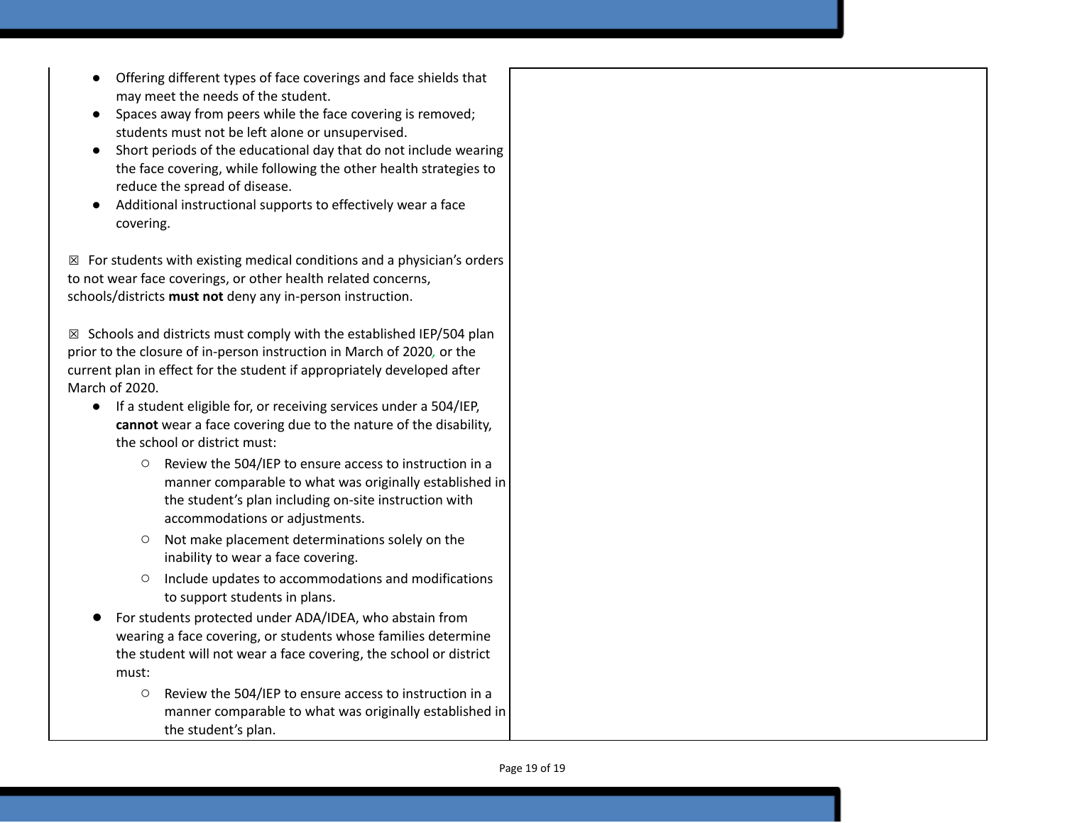| | |
|---|---|
| • Offering different types of face coverings and face shields that may meet the needs of the student.<br>• Spaces away from peers while the face covering is removed; students must not be left alone or unsupervised.<br>• Short periods of the educational day that do not include wearing the face covering, while following the other health strategies to reduce the spread of disease.<br>• Additional instructional supports to effectively wear a face covering.<br><br>☒ For students with existing medical conditions and a physician's orders to not wear face coverings, or other health related concerns, schools/districts **must not** deny any in-person instruction.<br><br>☒ Schools and districts must comply with the established IEP/504 plan prior to the closure of in-person instruction in March of 2020, or the current plan in effect for the student if appropriately developed after March of 2020.<br>• If a student eligible for, or receiving services under a 504/IEP, **cannot** wear a face covering due to the nature of the disability, the school or district must:<br>&nbsp;&nbsp;&nbsp;&nbsp;○ Review the 504/IEP to ensure access to instruction in a manner comparable to what was originally established in the student's plan including on-site instruction with accommodations or adjustments.<br>&nbsp;&nbsp;&nbsp;&nbsp;○ Not make placement determinations solely on the inability to wear a face covering.<br>&nbsp;&nbsp;&nbsp;&nbsp;○ Include updates to accommodations and modifications to support students in plans.<br>• For students protected under ADA/IDEA, who abstain from wearing a face covering, or students whose families determine the student will not wear a face covering, the school or district must:<br>&nbsp;&nbsp;&nbsp;&nbsp;○ Review the 504/IEP to ensure access to instruction in a manner comparable to what was originally established in the student's plan. | |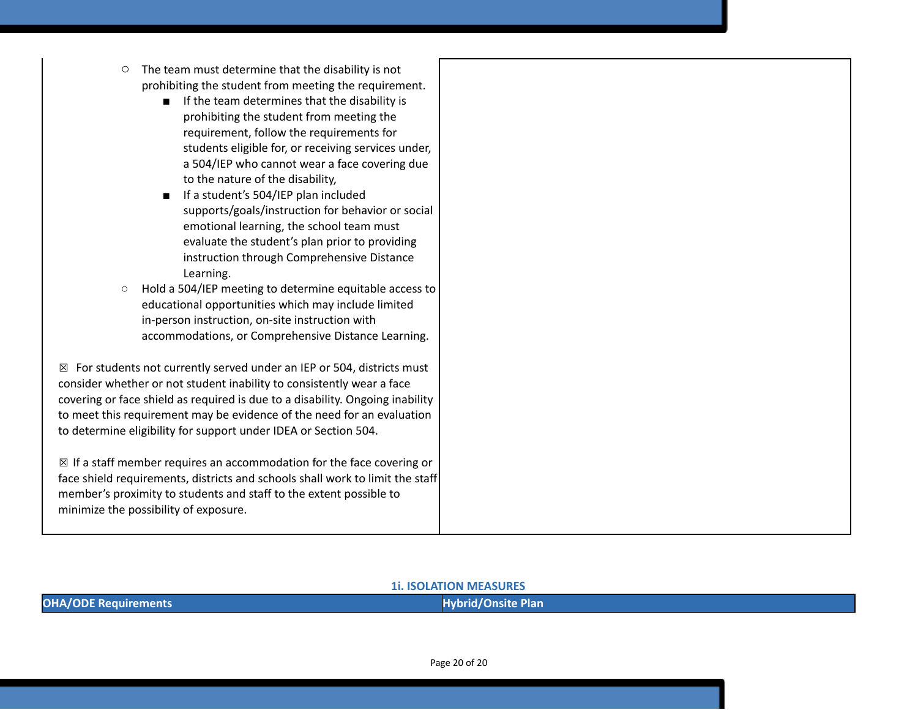| | |
|---|---|
| ○ The team must determine that the disability is not prohibiting the student from meeting the requirement.<br>■ If the team determines that the disability is prohibiting the student from meeting the requirement, follow the requirements for students eligible for, or receiving services under, a 504/IEP who cannot wear a face covering due to the nature of the disability,<br>■ If a student's 504/IEP plan included supports/goals/instruction for behavior or social emotional learning, the school team must evaluate the student's plan prior to providing instruction through Comprehensive Distance Learning.<br>○ Hold a 504/IEP meeting to determine equitable access to educational opportunities which may include limited in-person instruction, on-site instruction with accommodations, or Comprehensive Distance Learning.<br><br>☒ For students not currently served under an IEP or 504, districts must consider whether or not student inability to consistently wear a face covering or face shield as required is due to a disability. Ongoing inability to meet this requirement may be evidence of the need for an evaluation to determine eligibility for support under IDEA or Section 504.<br><br>☒ If a staff member requires an accommodation for the face covering or face shield requirements, districts and schools shall work to limit the staff member's proximity to students and staff to the extent possible to minimize the possibility of exposure. | |

## 1i. ISOLATION MEASURES

| OHA/ODE Requirements | Hybrid/Onsite Plan |
|---|---|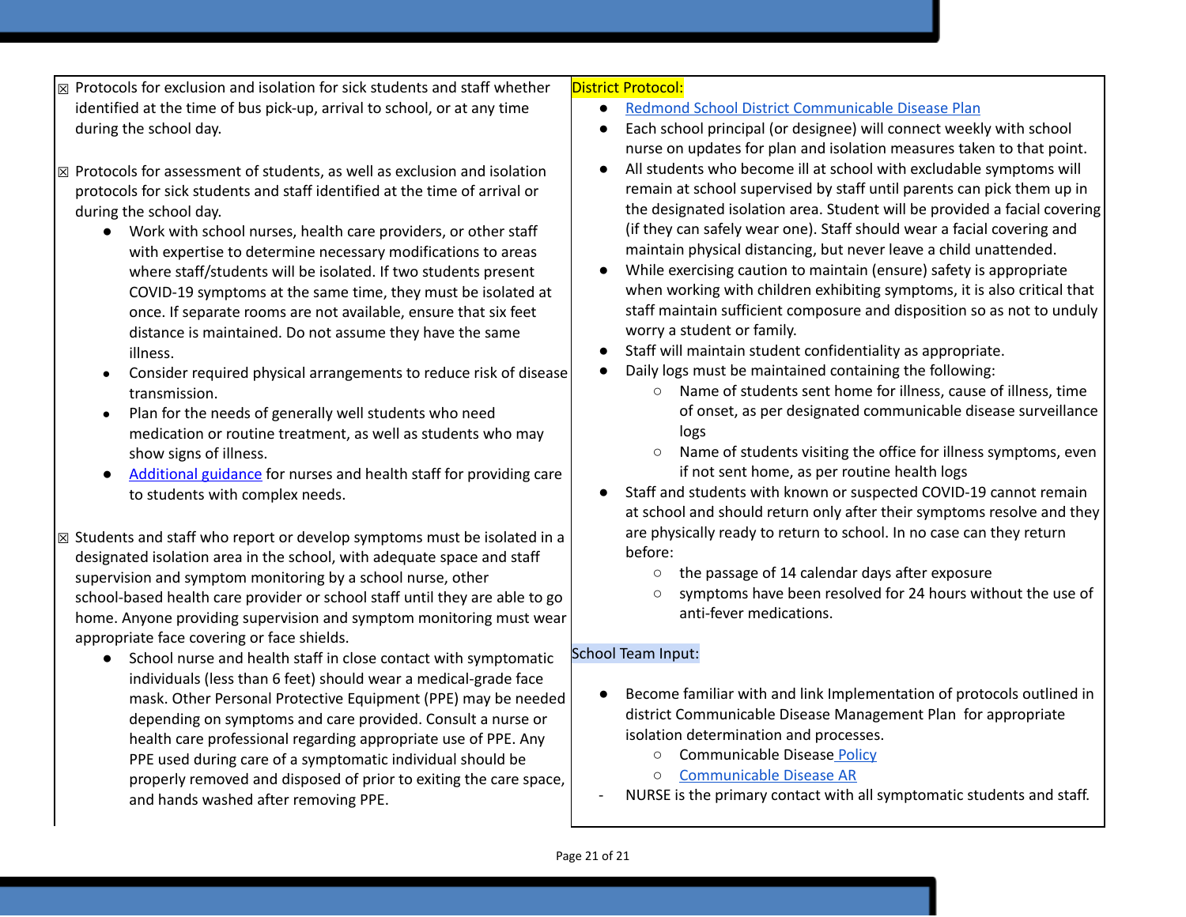| | |
|---|---|
| ☒ Protocols for exclusion and isolation for sick students and staff whether identified at the time of bus pick-up, arrival to school, or at any time during the school day.<br><br>☒ Protocols for assessment of students, as well as exclusion and isolation protocols for sick students and staff identified at the time of arrival or during the school day.<br>• Work with school nurses, health care providers, or other staff with expertise to determine necessary modifications to areas where staff/students will be isolated. If two students present COVID-19 symptoms at the same time, they must be isolated at once. If separate rooms are not available, ensure that six feet distance is maintained. Do not assume they have the same illness.<br>• Consider required physical arrangements to reduce risk of disease transmission.<br>• Plan for the needs of generally well students who need medication or routine treatment, as well as students who may show signs of illness.<br>• Additional guidance for nurses and health staff for providing care to students with complex needs.<br><br>☒ Students and staff who report or develop symptoms must be isolated in a designated isolation area in the school, with adequate space and staff supervision and symptom monitoring by a school nurse, other school-based health care provider or school staff until they are able to go home. Anyone providing supervision and symptom monitoring must wear appropriate face covering or face shields.<br>• School nurse and health staff in close contact with symptomatic individuals (less than 6 feet) should wear a medical-grade face mask. Other Personal Protective Equipment (PPE) may be needed depending on symptoms and care provided. Consult a nurse or health care professional regarding appropriate use of PPE. Any PPE used during care of a symptomatic individual should be properly removed and disposed of prior to exiting the care space, and hands washed after removing PPE. | District Protocol:<br>• Redmond School District Communicable Disease Plan<br>• Each school principal (or designee) will connect weekly with school nurse on updates for plan and isolation measures taken to that point.<br>• All students who become ill at school with excludable symptoms will remain at school supervised by staff until parents can pick them up in the designated isolation area. Student will be provided a facial covering (if they can safely wear one). Staff should wear a facial covering and maintain physical distancing, but never leave a child unattended.<br>• While exercising caution to maintain (ensure) safety is appropriate when working with children exhibiting symptoms, it is also critical that staff maintain sufficient composure and disposition so as not to unduly worry a student or family.<br>• Staff will maintain student confidentiality as appropriate.<br>• Daily logs must be maintained containing the following:<br>  ○ Name of students sent home for illness, cause of illness, time of onset, as per designated communicable disease surveillance logs<br>  ○ Name of students visiting the office for illness symptoms, even if not sent home, as per routine health logs<br>• Staff and students with known or suspected COVID-19 cannot remain at school and should return only after their symptoms resolve and they are physically ready to return to school. In no case can they return before:<br>  ○ the passage of 14 calendar days after exposure<br>  ○ symptoms have been resolved for 24 hours without the use of anti-fever medications.<br><br>School Team Input:<br>• Become familiar with and link Implementation of protocols outlined in district Communicable Disease Management Plan for appropriate isolation determination and processes.<br>  ○ Communicable Disease Policy<br>  ○ Communicable Disease AR<br>- NURSE is the primary contact with all symptomatic students and staff. |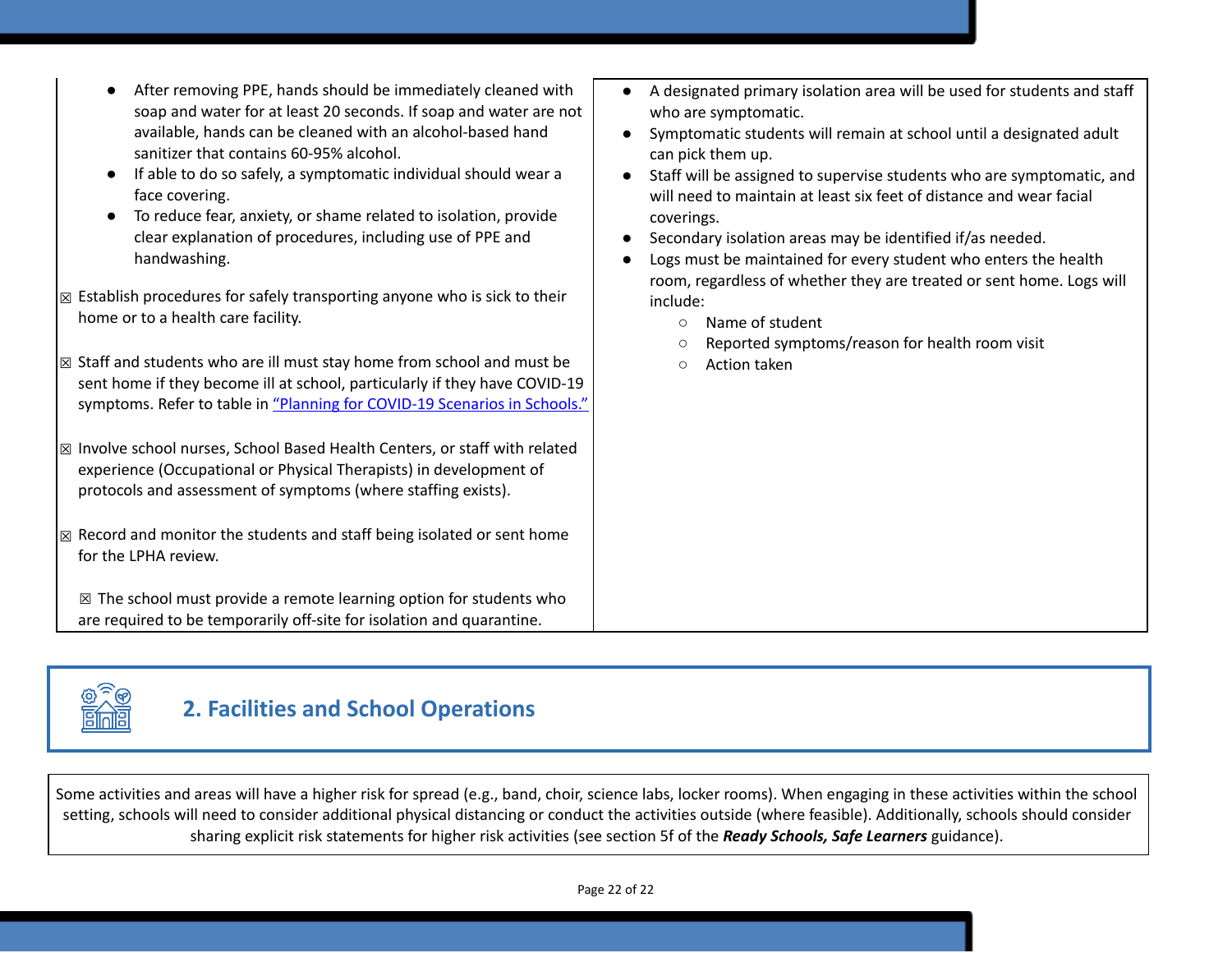| | |
|---|---|
| ● After removing PPE, hands should be immediately cleaned with soap and water for at least 20 seconds. If soap and water are not available, hands can be cleaned with an alcohol-based hand sanitizer that contains 60-95% alcohol.<br>● If able to do so safely, a symptomatic individual should wear a face covering.<br>● To reduce fear, anxiety, or shame related to isolation, provide clear explanation of procedures, including use of PPE and handwashing.<br><br>☒ Establish procedures for safely transporting anyone who is sick to their home or to a health care facility.<br><br>☒ Staff and students who are ill must stay home from school and must be sent home if they become ill at school, particularly if they have COVID-19 symptoms. Refer to table in "Planning for COVID-19 Scenarios in Schools."<br><br>☒ Involve school nurses, School Based Health Centers, or staff with related experience (Occupational or Physical Therapists) in development of protocols and assessment of symptoms (where staffing exists).<br><br>☒ Record and monitor the students and staff being isolated or sent home for the LPHA review.<br><br>☒ The school must provide a remote learning option for students who are required to be temporarily off-site for isolation and quarantine. | ● A designated primary isolation area will be used for students and staff who are symptomatic.<br>● Symptomatic students will remain at school until a designated adult can pick them up.<br>● Staff will be assigned to supervise students who are symptomatic, and will need to maintain at least six feet of distance and wear facial coverings.<br>● Secondary isolation areas may be identified if/as needed.<br>● Logs must be maintained for every student who enters the health room, regardless of whether they are treated or sent home. Logs will include:<br>&nbsp;&nbsp;○ Name of student<br>&nbsp;&nbsp;○ Reported symptoms/reason for health room visit<br>&nbsp;&nbsp;○ Action taken |

## 2. Facilities and School Operations

Some activities and areas will have a higher risk for spread (e.g., band, choir, science labs, locker rooms). When engaging in these activities within the school setting, schools will need to consider additional physical distancing or conduct the activities outside (where feasible). Additionally, schools should consider sharing explicit risk statements for higher risk activities (see section 5f of the ***Ready Schools, Safe Learners*** guidance).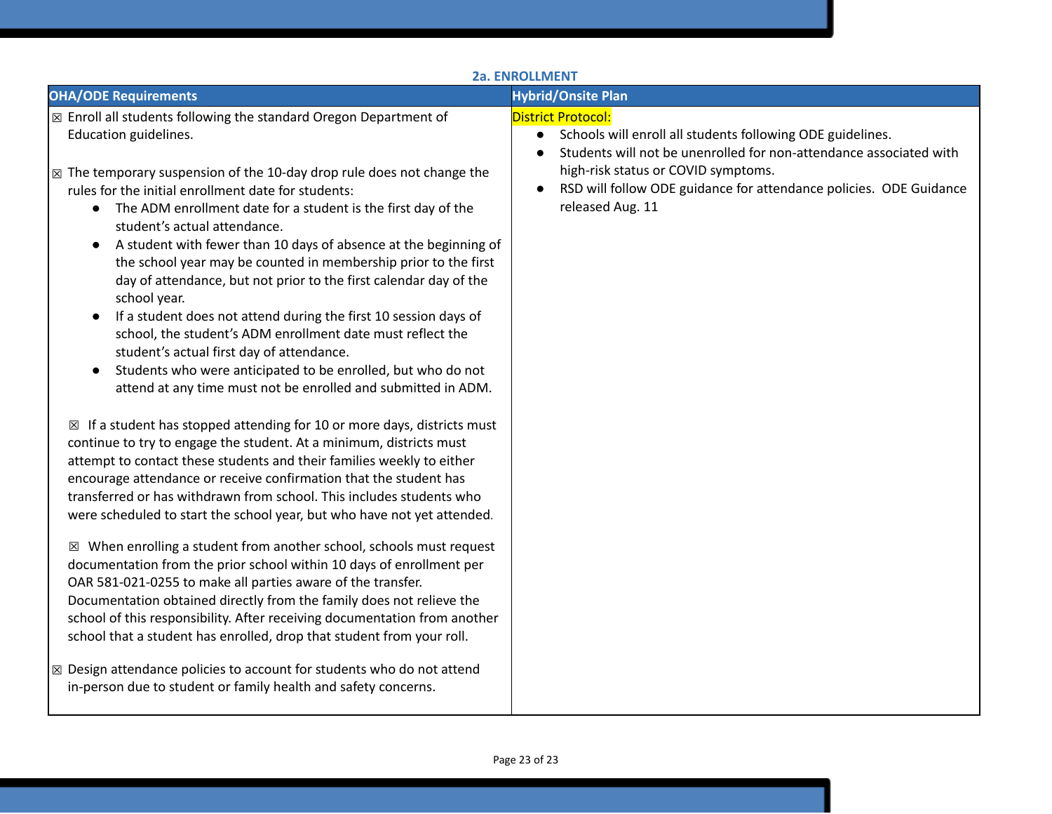### 2a. ENROLLMENT

| OHA/ODE Requirements | Hybrid/Onsite Plan |
|---|---|
| ☒ Enroll all students following the standard Oregon Department of Education guidelines.<br><br>☒ The temporary suspension of the 10-day drop rule does not change the rules for the initial enrollment date for students:<br>● The ADM enrollment date for a student is the first day of the student's actual attendance.<br>● A student with fewer than 10 days of absence at the beginning of the school year may be counted in membership prior to the first day of attendance, but not prior to the first calendar day of the school year.<br>● If a student does not attend during the first 10 session days of school, the student's ADM enrollment date must reflect the student's actual first day of attendance.<br>● Students who were anticipated to be enrolled, but who do not attend at any time must not be enrolled and submitted in ADM.<br><br>☒ If a student has stopped attending for 10 or more days, districts must continue to try to engage the student. At a minimum, districts must attempt to contact these students and their families weekly to either encourage attendance or receive confirmation that the student has transferred or has withdrawn from school. This includes students who were scheduled to start the school year, but who have not yet attended.<br><br>☒ When enrolling a student from another school, schools must request documentation from the prior school within 10 days of enrollment per OAR 581-021-0255 to make all parties aware of the transfer. Documentation obtained directly from the family does not relieve the school of this responsibility. After receiving documentation from another school that a student has enrolled, drop that student from your roll.<br><br>☒ Design attendance policies to account for students who do not attend in-person due to student or family health and safety concerns. | District Protocol:<br>● Schools will enroll all students following ODE guidelines.<br>● Students will not be unenrolled for non-attendance associated with high-risk status or COVID symptoms.<br>● RSD will follow ODE guidance for attendance policies. ODE Guidance released Aug. 11 |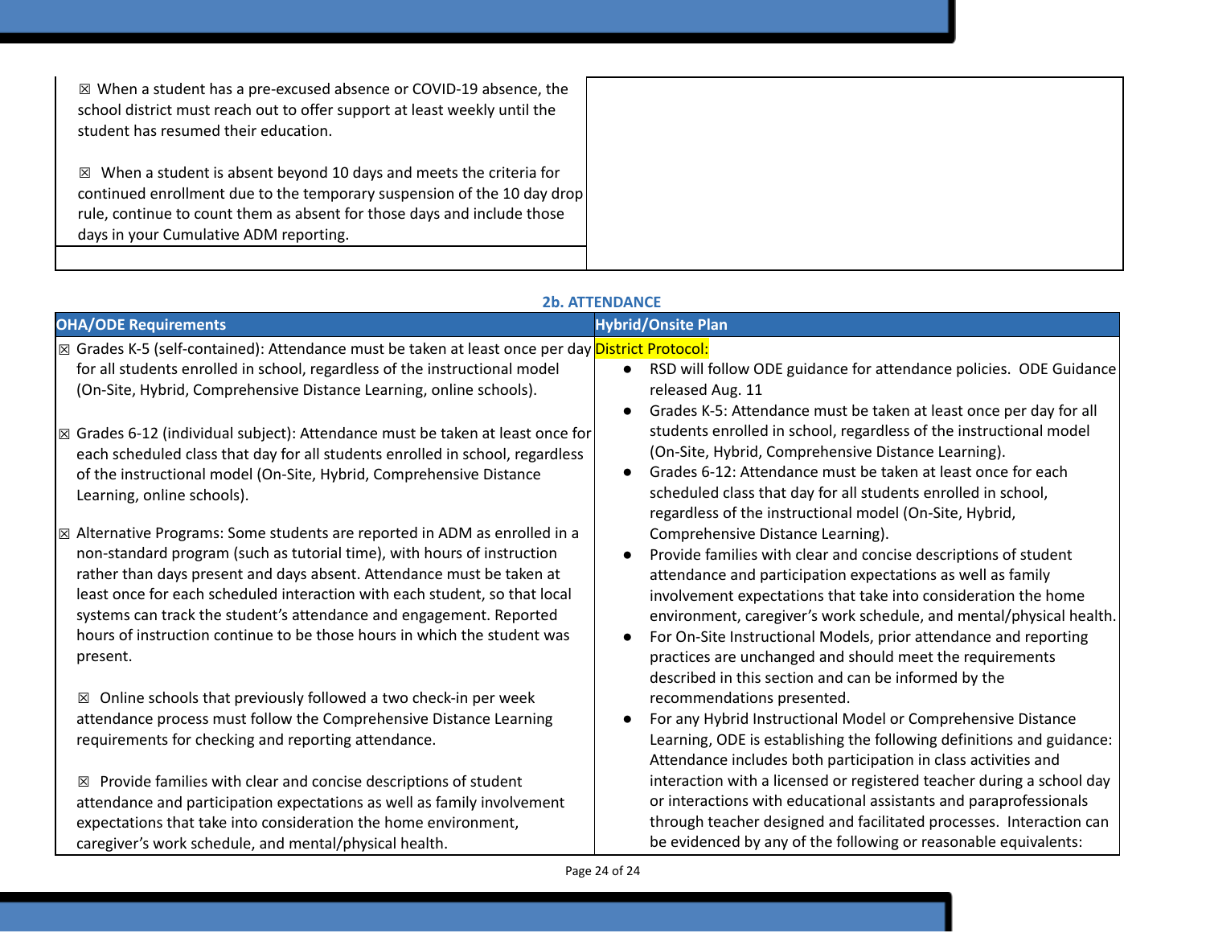| | |
|---|---|
| ☒ When a student has a pre-excused absence or COVID-19 absence, the school district must reach out to offer support at least weekly until the student has resumed their education.<br><br>☒ When a student is absent beyond 10 days and meets the criteria for continued enrollment due to the temporary suspension of the 10 day drop rule, continue to count them as absent for those days and include those days in your Cumulative ADM reporting. | |

### 2b. ATTENDANCE

| OHA/ODE Requirements | Hybrid/Onsite Plan |
|---|---|
| ☒ Grades K-5 (self-contained): Attendance must be taken at least once per day for all students enrolled in school, regardless of the instructional model (On-Site, Hybrid, Comprehensive Distance Learning, online schools).<br><br>☒ Grades 6-12 (individual subject): Attendance must be taken at least once for each scheduled class that day for all students enrolled in school, regardless of the instructional model (On-Site, Hybrid, Comprehensive Distance Learning, online schools).<br><br>☒ Alternative Programs: Some students are reported in ADM as enrolled in a non-standard program (such as tutorial time), with hours of instruction rather than days present and days absent. Attendance must be taken at least once for each scheduled interaction with each student, so that local systems can track the student's attendance and engagement. Reported hours of instruction continue to be those hours in which the student was present.<br><br>☒ Online schools that previously followed a two check-in per week attendance process must follow the Comprehensive Distance Learning requirements for checking and reporting attendance.<br><br>☒ Provide families with clear and concise descriptions of student attendance and participation expectations as well as family involvement expectations that take into consideration the home environment, caregiver's work schedule, and mental/physical health. | District Protocol:<br>• RSD will follow ODE guidance for attendance policies. ODE Guidance released Aug. 11<br>• Grades K-5: Attendance must be taken at least once per day for all students enrolled in school, regardless of the instructional model (On-Site, Hybrid, Comprehensive Distance Learning).<br>• Grades 6-12: Attendance must be taken at least once for each scheduled class that day for all students enrolled in school, regardless of the instructional model (On-Site, Hybrid, Comprehensive Distance Learning).<br>• Provide families with clear and concise descriptions of student attendance and participation expectations as well as family involvement expectations that take into consideration the home environment, caregiver's work schedule, and mental/physical health.<br>• For On-Site Instructional Models, prior attendance and reporting practices are unchanged and should meet the requirements described in this section and can be informed by the recommendations presented.<br>• For any Hybrid Instructional Model or Comprehensive Distance Learning, ODE is establishing the following definitions and guidance: Attendance includes both participation in class activities and interaction with a licensed or registered teacher during a school day or interactions with educational assistants and paraprofessionals through teacher designed and facilitated processes. Interaction can be evidenced by any of the following or reasonable equivalents: |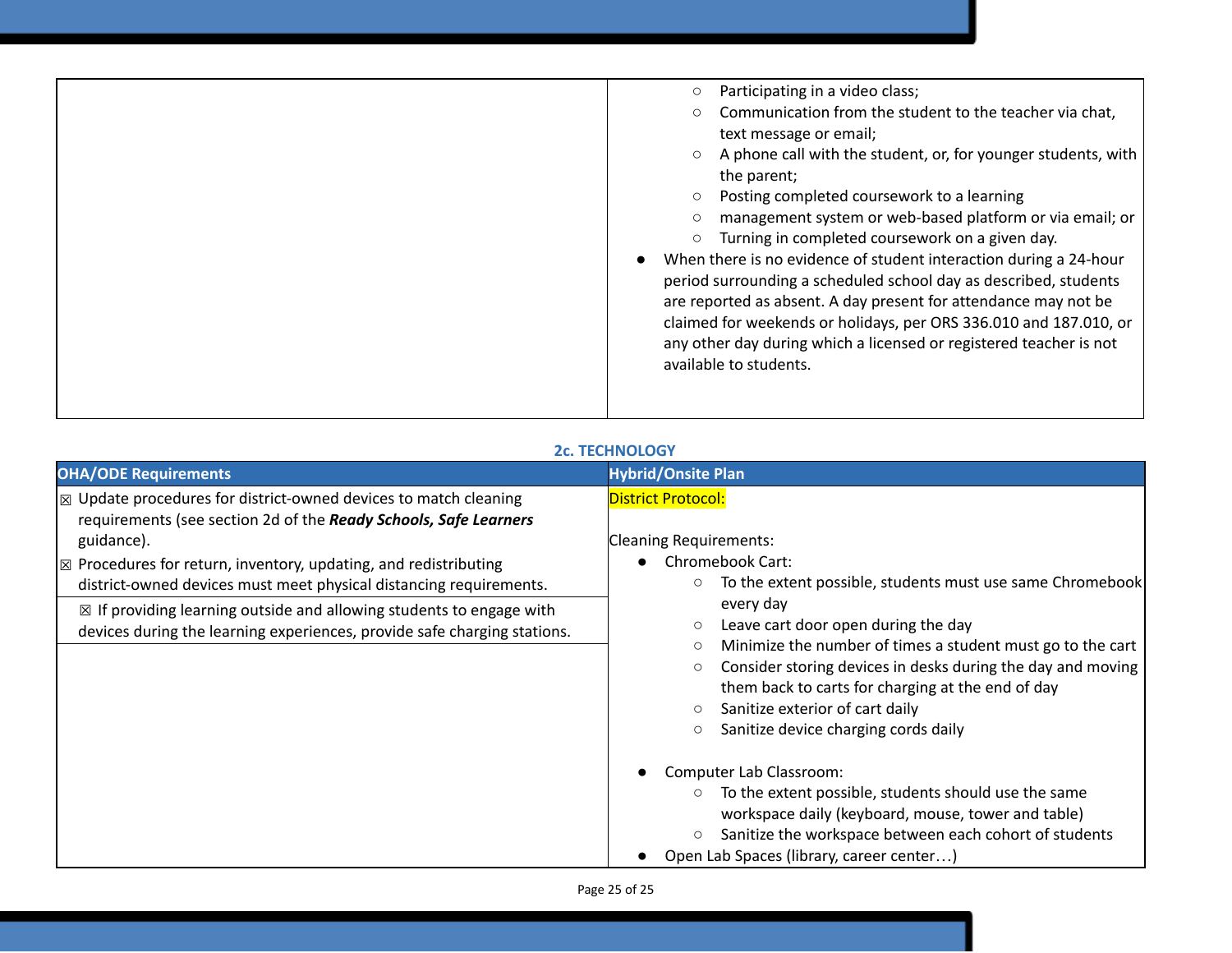| | |
|---|---|
| | ○ Participating in a video class;<br>○ Communication from the student to the teacher via chat, text message or email;<br>○ A phone call with the student, or, for younger students, with the parent;<br>○ Posting completed coursework to a learning<br>○ management system or web-based platform or via email; or<br>○ Turning in completed coursework on a given day.<br>● When there is no evidence of student interaction during a 24-hour period surrounding a scheduled school day as described, students are reported as absent. A day present for attendance may not be claimed for weekends or holidays, per ORS 336.010 and 187.010, or any other day during which a licensed or registered teacher is not available to students. |

**2c. TECHNOLOGY**

| OHA/ODE Requirements | Hybrid/Onsite Plan |
|---|---|
| ☒ Update procedures for district-owned devices to match cleaning requirements (see section 2d of the ***Ready Schools, Safe Learners*** guidance).<br>☒ Procedures for return, inventory, updating, and redistributing district-owned devices must meet physical distancing requirements. | District Protocol:<br><br>Cleaning Requirements:<br>● Chromebook Cart:<br>○ To the extent possible, students must use same Chromebook every day<br>○ Leave cart door open during the day<br>○ Minimize the number of times a student must go to the cart<br>○ Consider storing devices in desks during the day and moving them back to carts for charging at the end of day<br>○ Sanitize exterior of cart daily<br>○ Sanitize device charging cords daily<br><br>● Computer Lab Classroom:<br>○ To the extent possible, students should use the same workspace daily (keyboard, mouse, tower and table)<br>○ Sanitize the workspace between each cohort of students<br>● Open Lab Spaces (library, career center…) |
| ☒ If providing learning outside and allowing students to engage with devices during the learning experiences, provide safe charging stations. | |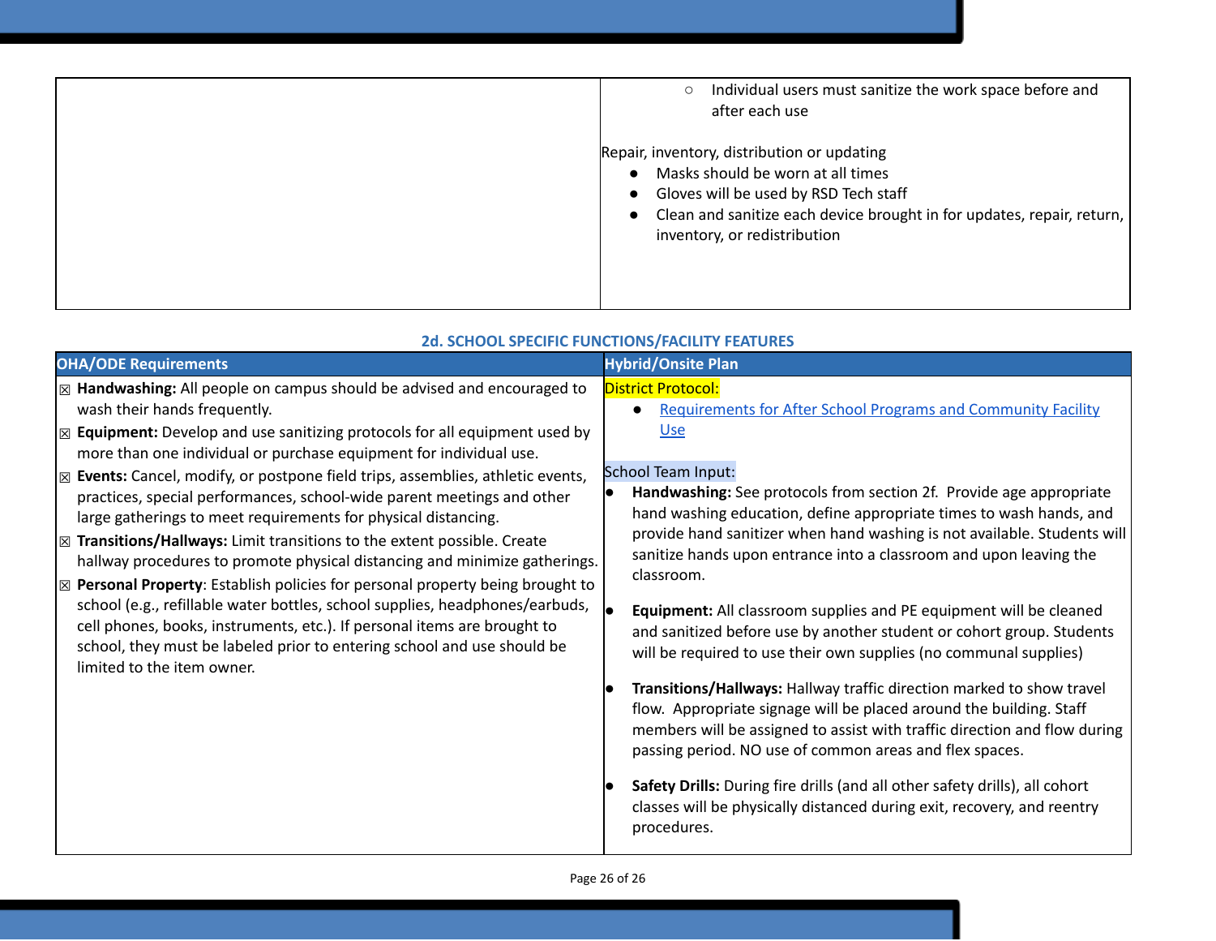| | |
|---|---|
| | ○ Individual users must sanitize the work space before and after each use<br><br>Repair, inventory, distribution or updating<br>● Masks should be worn at all times<br>● Gloves will be used by RSD Tech staff<br>● Clean and sanitize each device brought in for updates, repair, return, inventory, or redistribution |

### 2d. SCHOOL SPECIFIC FUNCTIONS/FACILITY FEATURES

| OHA/ODE Requirements | Hybrid/Onsite Plan |
|---|---|
| ☒ **Handwashing:** All people on campus should be advised and encouraged to wash their hands frequently.<br>☒ **Equipment:** Develop and use sanitizing protocols for all equipment used by more than one individual or purchase equipment for individual use.<br>☒ **Events:** Cancel, modify, or postpone field trips, assemblies, athletic events, practices, special performances, school-wide parent meetings and other large gatherings to meet requirements for physical distancing.<br>☒ **Transitions/Hallways:** Limit transitions to the extent possible. Create hallway procedures to promote physical distancing and minimize gatherings.<br>☒ **Personal Property**: Establish policies for personal property being brought to school (e.g., refillable water bottles, school supplies, headphones/earbuds, cell phones, books, instruments, etc.). If personal items are brought to school, they must be labeled prior to entering school and use should be limited to the item owner. | District Protocol:<br>● Requirements for After School Programs and Community Facility Use<br><br>School Team Input:<br>● **Handwashing:** See protocols from section 2f. Provide age appropriate hand washing education, define appropriate times to wash hands, and provide hand sanitizer when hand washing is not available. Students will sanitize hands upon entrance into a classroom and upon leaving the classroom.<br><br>● **Equipment:** All classroom supplies and PE equipment will be cleaned and sanitized before use by another student or cohort group. Students will be required to use their own supplies (no communal supplies)<br><br>● **Transitions/Hallways:** Hallway traffic direction marked to show travel flow. Appropriate signage will be placed around the building. Staff members will be assigned to assist with traffic direction and flow during passing period. NO use of common areas and flex spaces.<br><br>● **Safety Drills:** During fire drills (and all other safety drills), all cohort classes will be physically distanced during exit, recovery, and reentry procedures. |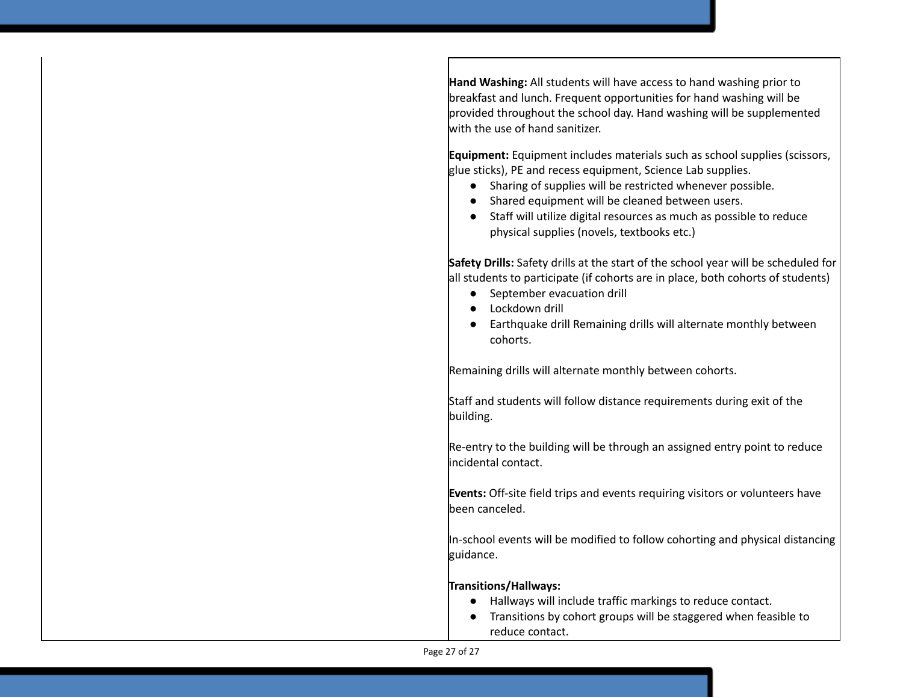**Hand Washing:** All students will have access to hand washing prior to breakfast and lunch. Frequent opportunities for hand washing will be provided throughout the school day. Hand washing will be supplemented with the use of hand sanitizer.

**Equipment:** Equipment includes materials such as school supplies (scissors, glue sticks), PE and recess equipment, Science Lab supplies.

- Sharing of supplies will be restricted whenever possible.
- Shared equipment will be cleaned between users.
- Staff will utilize digital resources as much as possible to reduce physical supplies (novels, textbooks etc.)

**Safety Drills:** Safety drills at the start of the school year will be scheduled for all students to participate (if cohorts are in place, both cohorts of students)

- September evacuation drill
- Lockdown drill
- Earthquake drill Remaining drills will alternate monthly between cohorts.

Remaining drills will alternate monthly between cohorts.

Staff and students will follow distance requirements during exit of the building.

Re-entry to the building will be through an assigned entry point to reduce incidental contact.

**Events:** Off-site field trips and events requiring visitors or volunteers have been canceled.

In-school events will be modified to follow cohorting and physical distancing guidance.

**Transitions/Hallways:**

- Hallways will include traffic markings to reduce contact.
- Transitions by cohort groups will be staggered when feasible to reduce contact.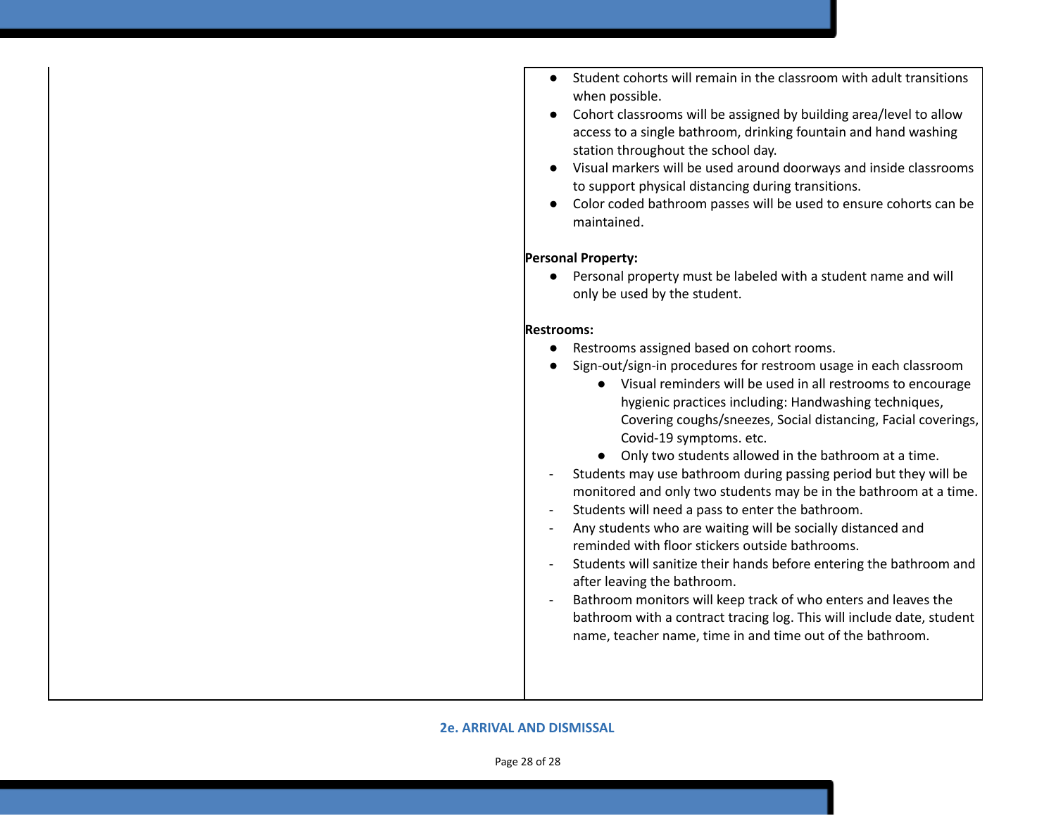| | |
|---|---|
| | • Student cohorts will remain in the classroom with adult transitions when possible.<br>• Cohort classrooms will be assigned by building area/level to allow access to a single bathroom, drinking fountain and hand washing station throughout the school day.<br>• Visual markers will be used around doorways and inside classrooms to support physical distancing during transitions.<br>• Color coded bathroom passes will be used to ensure cohorts can be maintained.<br><br>**Personal Property:**<br>• Personal property must be labeled with a student name and will only be used by the student.<br><br>**Restrooms:**<br>• Restrooms assigned based on cohort rooms.<br>• Sign-out/sign-in procedures for restroom usage in each classroom<br>  • Visual reminders will be used in all restrooms to encourage hygienic practices including: Handwashing techniques, Covering coughs/sneezes, Social distancing, Facial coverings, Covid-19 symptoms. etc.<br>  • Only two students allowed in the bathroom at a time.<br>- Students may use bathroom during passing period but they will be monitored and only two students may be in the bathroom at a time.<br>- Students will need a pass to enter the bathroom.<br>- Any students who are waiting will be socially distanced and reminded with floor stickers outside bathrooms.<br>- Students will sanitize their hands before entering the bathroom and after leaving the bathroom.<br>- Bathroom monitors will keep track of who enters and leaves the bathroom with a contract tracing log. This will include date, student name, teacher name, time in and time out of the bathroom. |

## 2e. ARRIVAL AND DISMISSAL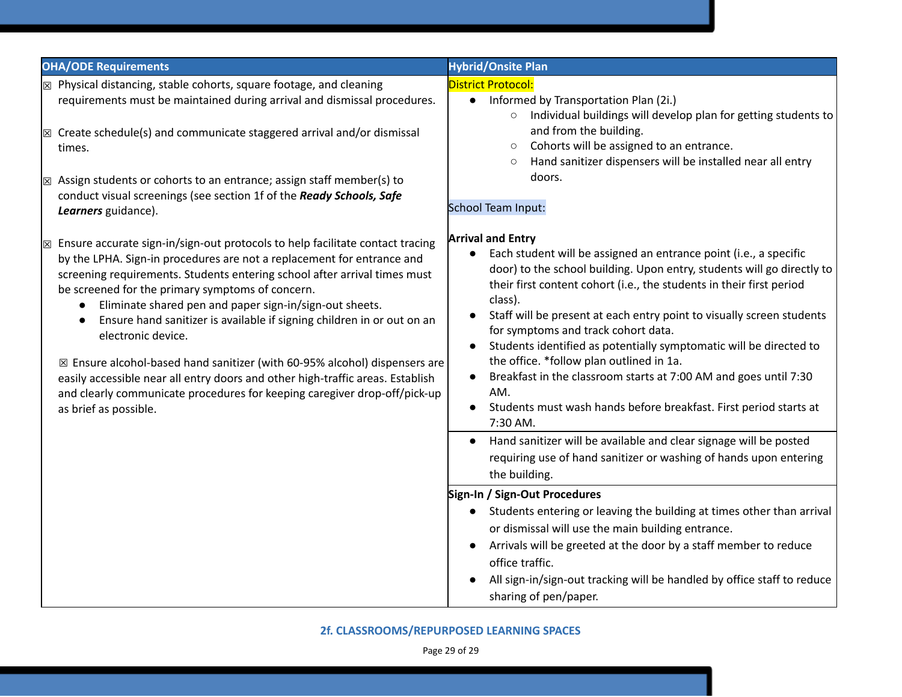| OHA/ODE Requirements | Hybrid/Onsite Plan |
|---|---|
| ☒ Physical distancing, stable cohorts, square footage, and cleaning requirements must be maintained during arrival and dismissal procedures.<br><br>☒ Create schedule(s) and communicate staggered arrival and/or dismissal times.<br><br>☒ Assign students or cohorts to an entrance; assign staff member(s) to conduct visual screenings (see section 1f of the ***Ready Schools, Safe Learners*** guidance).<br><br>☒ Ensure accurate sign-in/sign-out protocols to help facilitate contact tracing by the LPHA. Sign-in procedures are not a replacement for entrance and screening requirements. Students entering school after arrival times must be screened for the primary symptoms of concern.<br>● Eliminate shared pen and paper sign-in/sign-out sheets.<br>● Ensure hand sanitizer is available if signing children in or out on an electronic device.<br><br>☒ Ensure alcohol-based hand sanitizer (with 60-95% alcohol) dispensers are easily accessible near all entry doors and other high-traffic areas. Establish and clearly communicate procedures for keeping caregiver drop-off/pick-up as brief as possible. | District Protocol:<br>● Informed by Transportation Plan (2i.)<br>○ Individual buildings will develop plan for getting students to and from the building.<br>○ Cohorts will be assigned to an entrance.<br>○ Hand sanitizer dispensers will be installed near all entry doors.<br><br>School Team Input:<br><br>**Arrival and Entry**<br>● Each student will be assigned an entrance point (i.e., a specific door) to the school building. Upon entry, students will go directly to their first content cohort (i.e., the students in their first period class).<br>● Staff will be present at each entry point to visually screen students for symptoms and track cohort data.<br>● Students identified as potentially symptomatic will be directed to the office. *follow plan outlined in 1a.<br>● Breakfast in the classroom starts at 7:00 AM and goes until 7:30 AM.<br>● Students must wash hands before breakfast. First period starts at 7:30 AM.<br>● Hand sanitizer will be available and clear signage will be posted requiring use of hand sanitizer or washing of hands upon entering the building.<br><br>**Sign-In / Sign-Out Procedures**<br>● Students entering or leaving the building at times other than arrival or dismissal will use the main building entrance.<br>● Arrivals will be greeted at the door by a staff member to reduce office traffic.<br>● All sign-in/sign-out tracking will be handled by office staff to reduce sharing of pen/paper. |

## 2f. CLASSROOMS/REPURPOSED LEARNING SPACES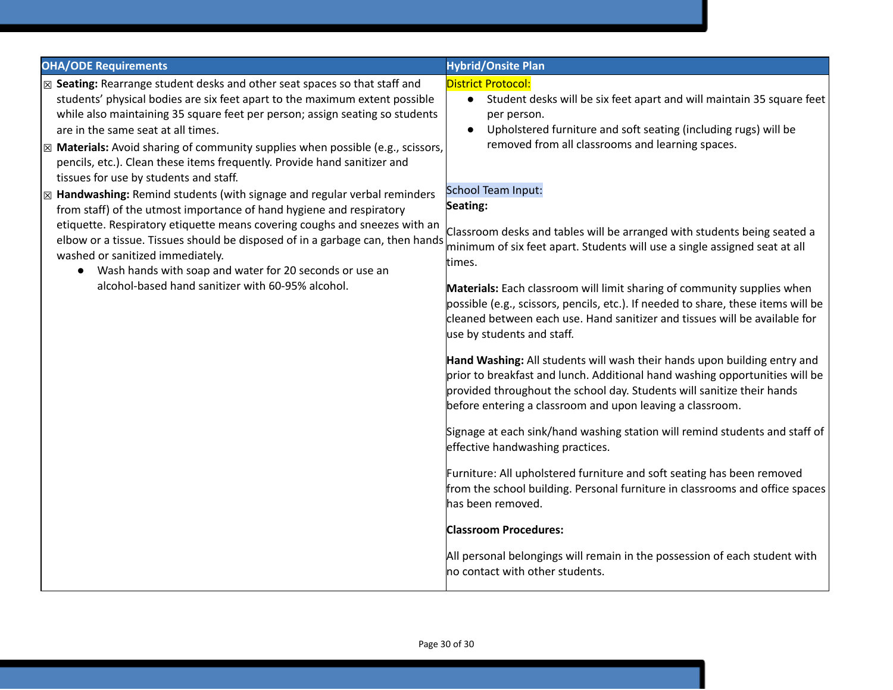| OHA/ODE Requirements | Hybrid/Onsite Plan |
| --- | --- |
| ☒ **Seating:** Rearrange student desks and other seat spaces so that staff and students' physical bodies are six feet apart to the maximum extent possible while also maintaining 35 square feet per person; assign seating so students are in the same seat at all times.<br>☒ **Materials:** Avoid sharing of community supplies when possible (e.g., scissors, pencils, etc.). Clean these items frequently. Provide hand sanitizer and tissues for use by students and staff.<br>☒ **Handwashing:** Remind students (with signage and regular verbal reminders from staff) of the utmost importance of hand hygiene and respiratory etiquette. Respiratory etiquette means covering coughs and sneezes with an elbow or a tissue. Tissues should be disposed of in a garbage can, then hands washed or sanitized immediately.<br>● Wash hands with soap and water for 20 seconds or use an alcohol-based hand sanitizer with 60-95% alcohol. | District Protocol:<br>● Student desks will be six feet apart and will maintain 35 square feet per person.<br>● Upholstered furniture and soft seating (including rugs) will be removed from all classrooms and learning spaces.<br><br>School Team Input:<br>**Seating:**<br>Classroom desks and tables will be arranged with students being seated a minimum of six feet apart. Students will use a single assigned seat at all times.<br><br>**Materials:** Each classroom will limit sharing of community supplies when possible (e.g., scissors, pencils, etc.). If needed to share, these items will be cleaned between each use. Hand sanitizer and tissues will be available for use by students and staff.<br><br>**Hand Washing:** All students will wash their hands upon building entry and prior to breakfast and lunch. Additional hand washing opportunities will be provided throughout the school day. Students will sanitize their hands before entering a classroom and upon leaving a classroom.<br><br>Signage at each sink/hand washing station will remind students and staff of effective handwashing practices.<br><br>Furniture: All upholstered furniture and soft seating has been removed from the school building. Personal furniture in classrooms and office spaces has been removed.<br><br>**Classroom Procedures:**<br><br>All personal belongings will remain in the possession of each student with no contact with other students. |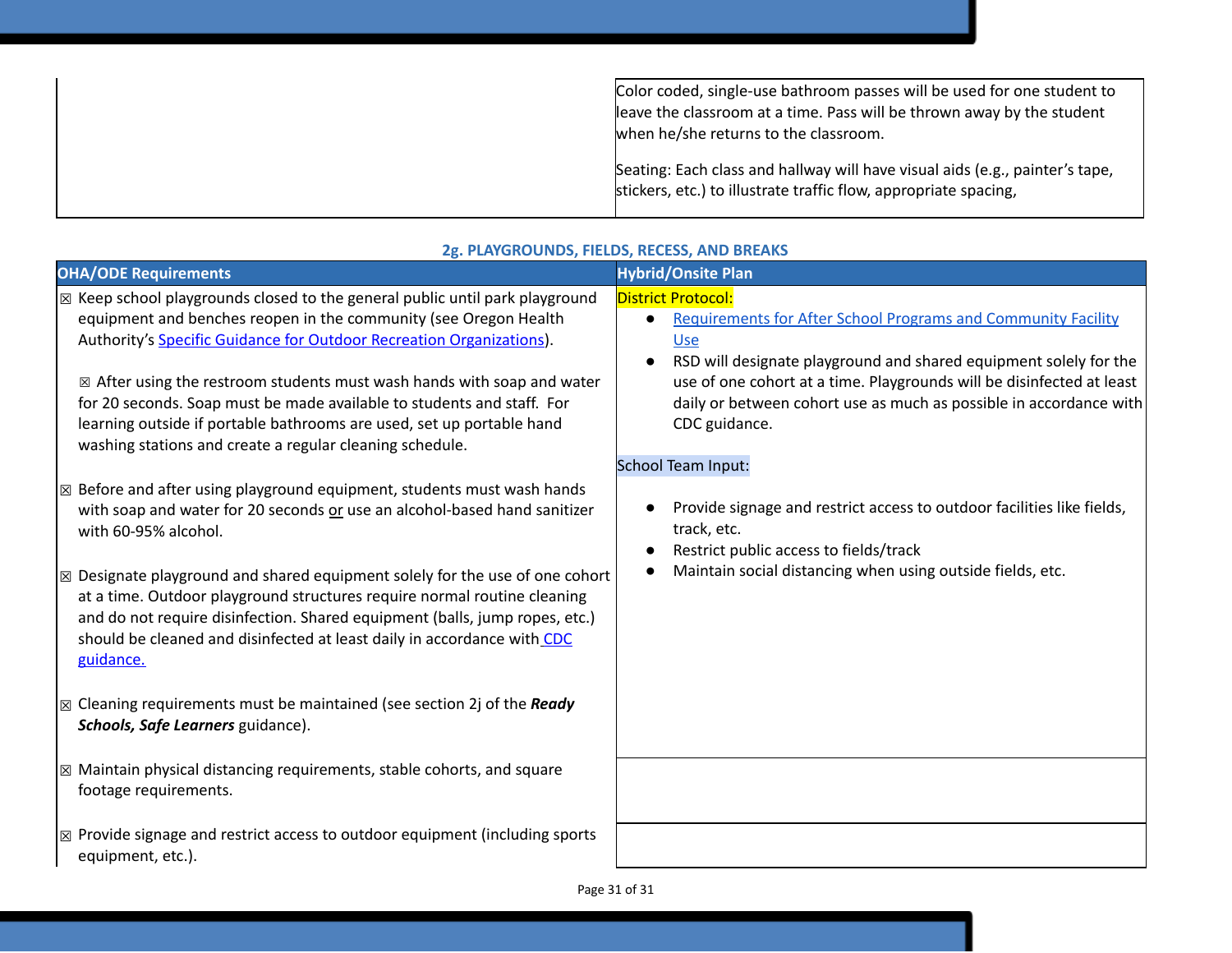| | |
|---|---|
| | Color coded, single-use bathroom passes will be used for one student to leave the classroom at a time. Pass will be thrown away by the student when he/she returns to the classroom.<br><br>Seating: Each class and hallway will have visual aids (e.g., painter's tape, stickers, etc.) to illustrate traffic flow, appropriate spacing, |

### 2g. PLAYGROUNDS, FIELDS, RECESS, AND BREAKS

| OHA/ODE Requirements | Hybrid/Onsite Plan |
|---|---|
| ☒ Keep school playgrounds closed to the general public until park playground equipment and benches reopen in the community (see Oregon Health Authority's Specific Guidance for Outdoor Recreation Organizations).<br><br>☒ After using the restroom students must wash hands with soap and water for 20 seconds. Soap must be made available to students and staff. For learning outside if portable bathrooms are used, set up portable hand washing stations and create a regular cleaning schedule.<br><br>☒ Before and after using playground equipment, students must wash hands with soap and water for 20 seconds <u>or</u> use an alcohol-based hand sanitizer with 60-95% alcohol.<br><br>☒ Designate playground and shared equipment solely for the use of one cohort at a time. Outdoor playground structures require normal routine cleaning and do not require disinfection. Shared equipment (balls, jump ropes, etc.) should be cleaned and disinfected at least daily in accordance with CDC guidance.<br><br>☒ Cleaning requirements must be maintained (see section 2j of the ***Ready Schools, Safe Learners*** guidance). | District Protocol:<br>● Requirements for After School Programs and Community Facility Use<br>● RSD will designate playground and shared equipment solely for the use of one cohort at a time. Playgrounds will be disinfected at least daily or between cohort use as much as possible in accordance with CDC guidance.<br><br>School Team Input:<br>● Provide signage and restrict access to outdoor facilities like fields, track, etc.<br>● Restrict public access to fields/track<br>● Maintain social distancing when using outside fields, etc. |
| ☒ Maintain physical distancing requirements, stable cohorts, and square footage requirements. | |
| ☒ Provide signage and restrict access to outdoor equipment (including sports equipment, etc.). | |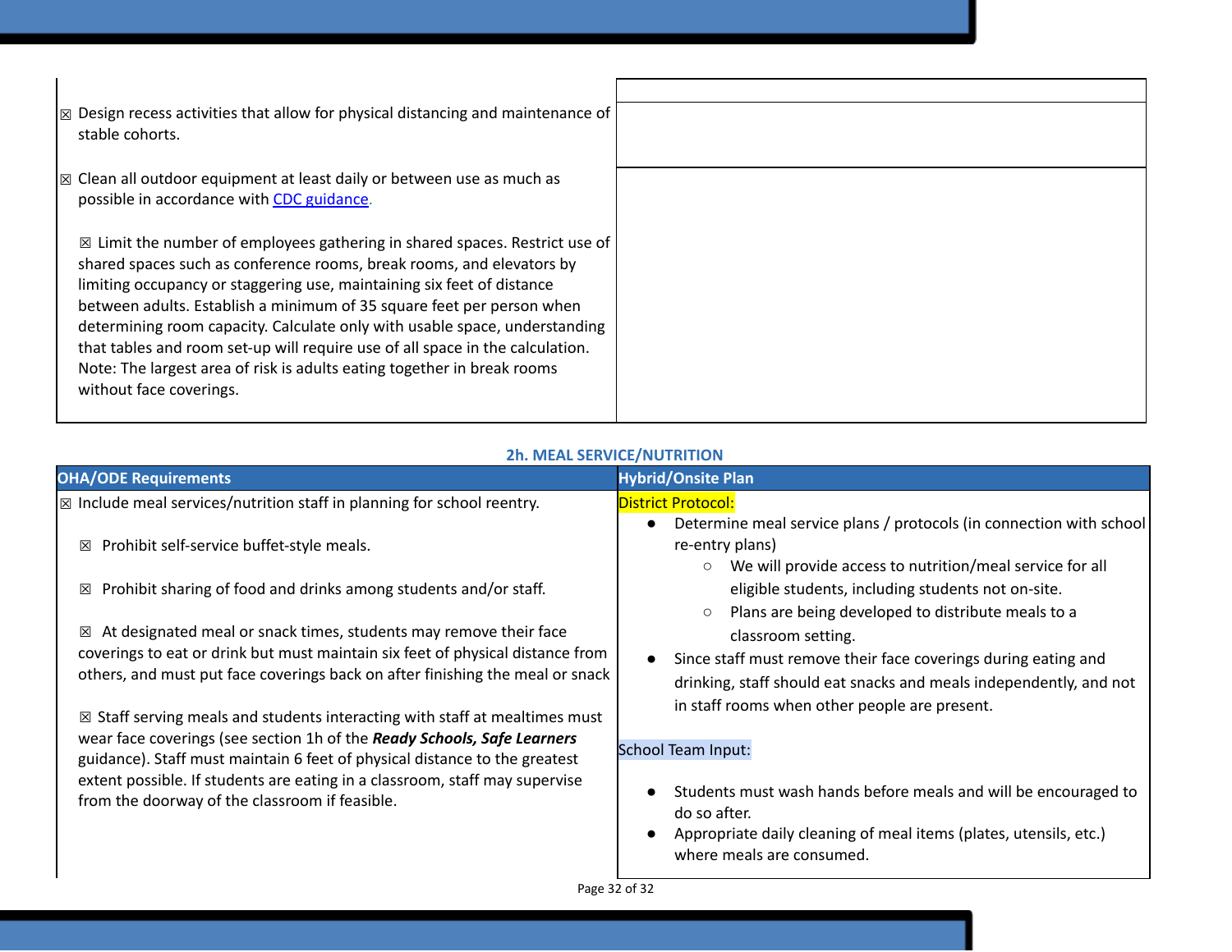| | |
|---|---|
| ☒ Design recess activities that allow for physical distancing and maintenance of stable cohorts.<br><br>☒ Clean all outdoor equipment at least daily or between use as much as possible in accordance with [CDC guidance](#).<br><br>☒ Limit the number of employees gathering in shared spaces. Restrict use of shared spaces such as conference rooms, break rooms, and elevators by limiting occupancy or staggering use, maintaining six feet of distance between adults. Establish a minimum of 35 square feet per person when determining room capacity. Calculate only with usable space, understanding that tables and room set-up will require use of all space in the calculation. Note: The largest area of risk is adults eating together in break rooms without face coverings. | |

## 2h. MEAL SERVICE/NUTRITION

| OHA/ODE Requirements | Hybrid/Onsite Plan |
|---|---|
| ☒ Include meal services/nutrition staff in planning for school reentry.<br><br>☒ Prohibit self-service buffet-style meals.<br><br>☒ Prohibit sharing of food and drinks among students and/or staff.<br><br>☒ At designated meal or snack times, students may remove their face coverings to eat or drink but must maintain six feet of physical distance from others, and must put face coverings back on after finishing the meal or snack<br><br>☒ Staff serving meals and students interacting with staff at mealtimes must wear face coverings (see section 1h of the ***Ready Schools, Safe Learners*** guidance). Staff must maintain 6 feet of physical distance to the greatest extent possible. If students are eating in a classroom, staff may supervise from the doorway of the classroom if feasible. | District Protocol:<br>• Determine meal service plans / protocols (in connection with school re-entry plans)<br>&nbsp;&nbsp;&nbsp;&nbsp;○ We will provide access to nutrition/meal service for all eligible students, including students not on-site.<br>&nbsp;&nbsp;&nbsp;&nbsp;○ Plans are being developed to distribute meals to a classroom setting.<br>• Since staff must remove their face coverings during eating and drinking, staff should eat snacks and meals independently, and not in staff rooms when other people are present.<br><br>School Team Input:<br><br>• Students must wash hands before meals and will be encouraged to do so after.<br>• Appropriate daily cleaning of meal items (plates, utensils, etc.) where meals are consumed. |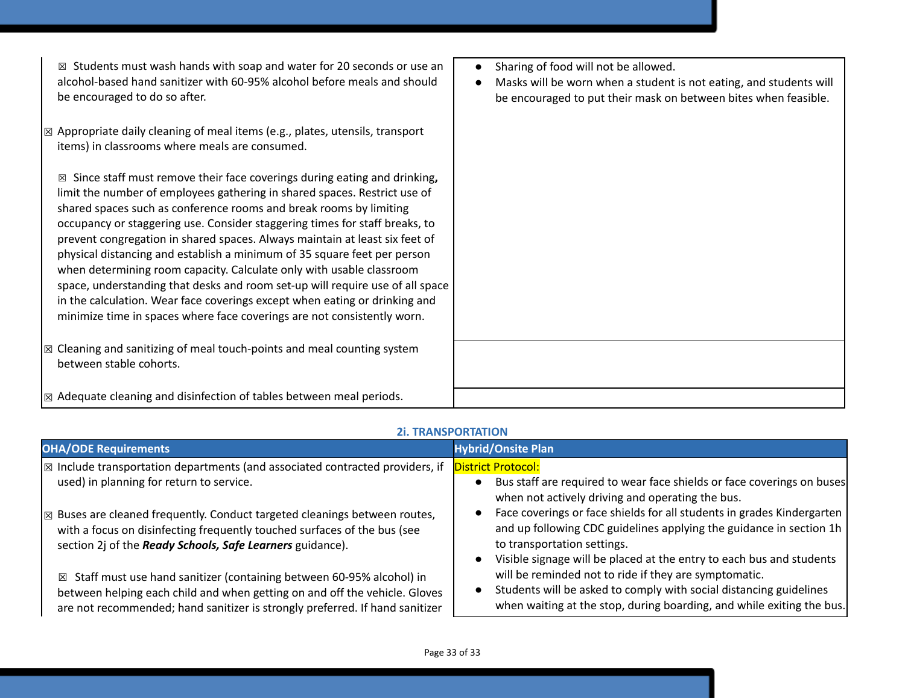| | |
|---|---|
| ☒ Students must wash hands with soap and water for 20 seconds or use an alcohol-based hand sanitizer with 60-95% alcohol before meals and should be encouraged to do so after.<br><br>☒ Appropriate daily cleaning of meal items (e.g., plates, utensils, transport items) in classrooms where meals are consumed.<br><br>☒ Since staff must remove their face coverings during eating and drinking**,** limit the number of employees gathering in shared spaces. Restrict use of shared spaces such as conference rooms and break rooms by limiting occupancy or staggering use. Consider staggering times for staff breaks, to prevent congregation in shared spaces. Always maintain at least six feet of physical distancing and establish a minimum of 35 square feet per person when determining room capacity. Calculate only with usable classroom space, understanding that desks and room set-up will require use of all space in the calculation. Wear face coverings except when eating or drinking and minimize time in spaces where face coverings are not consistently worn. | • Sharing of food will not be allowed.<br>• Masks will be worn when a student is not eating, and students will be encouraged to put their mask on between bites when feasible. |
| ☒ Cleaning and sanitizing of meal touch-points and meal counting system between stable cohorts. | |
| ☒ Adequate cleaning and disinfection of tables between meal periods. | |

## 2i. TRANSPORTATION

| OHA/ODE Requirements | Hybrid/Onsite Plan |
|---|---|
| ☒ Include transportation departments (and associated contracted providers, if used) in planning for return to service.<br><br>☒ Buses are cleaned frequently. Conduct targeted cleanings between routes, with a focus on disinfecting frequently touched surfaces of the bus (see section 2j of the ***Ready Schools, Safe Learners*** guidance).<br><br>☒ Staff must use hand sanitizer (containing between 60-95% alcohol) in between helping each child and when getting on and off the vehicle. Gloves are not recommended; hand sanitizer is strongly preferred. If hand sanitizer | District Protocol:<br>• Bus staff are required to wear face shields or face coverings on buses when not actively driving and operating the bus.<br>• Face coverings or face shields for all students in grades Kindergarten and up following CDC guidelines applying the guidance in section 1h to transportation settings.<br>• Visible signage will be placed at the entry to each bus and students will be reminded not to ride if they are symptomatic.<br>• Students will be asked to comply with social distancing guidelines when waiting at the stop, during boarding, and while exiting the bus. |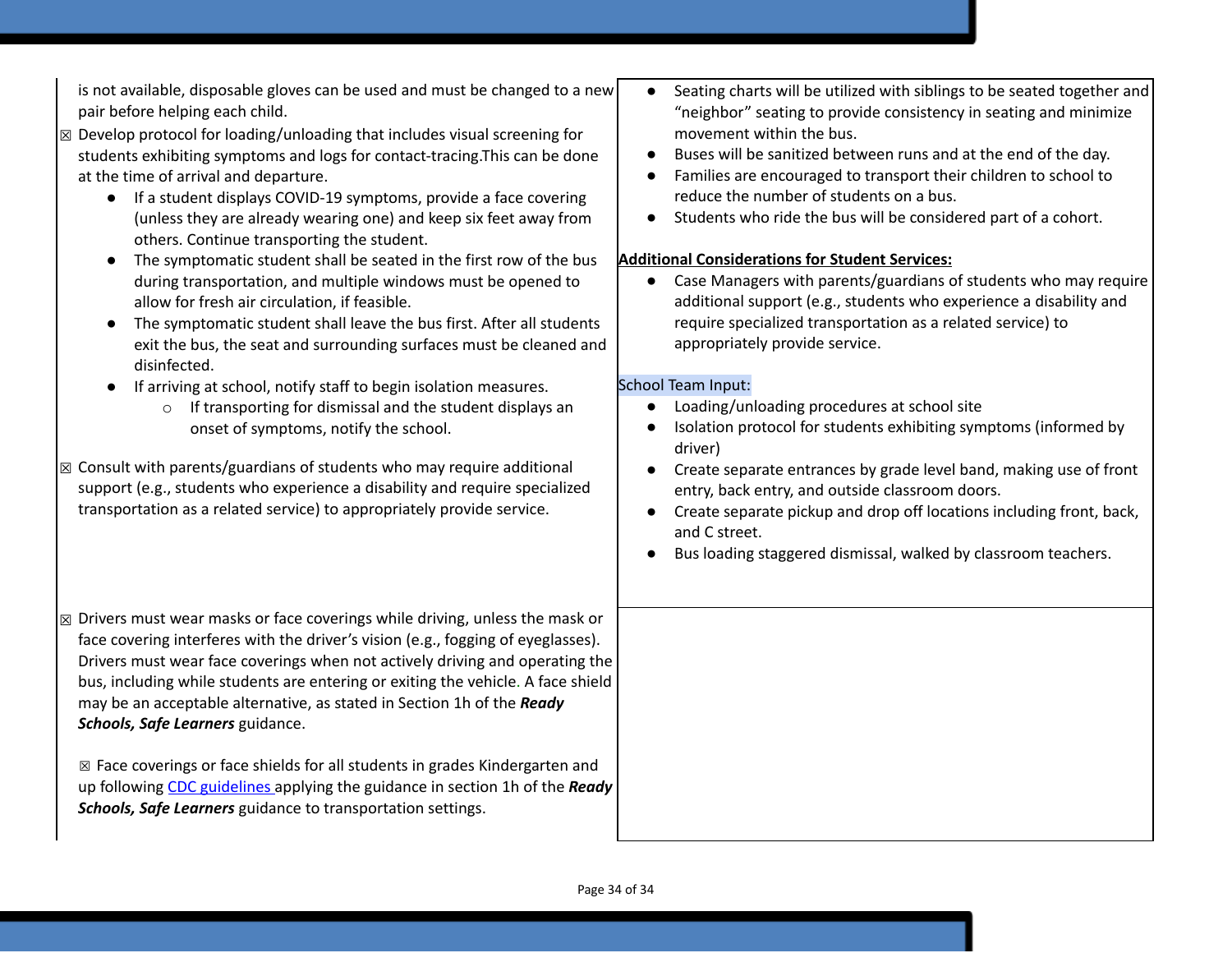is not available, disposable gloves can be used and must be changed to a new pair before helping each child.

☒ Develop protocol for loading/unloading that includes visual screening for students exhibiting symptoms and logs for contact-tracing.This can be done at the time of arrival and departure.

- If a student displays COVID-19 symptoms, provide a face covering (unless they are already wearing one) and keep six feet away from others. Continue transporting the student.
- The symptomatic student shall be seated in the first row of the bus during transportation, and multiple windows must be opened to allow for fresh air circulation, if feasible.
- The symptomatic student shall leave the bus first. After all students exit the bus, the seat and surrounding surfaces must be cleaned and disinfected.
- If arriving at school, notify staff to begin isolation measures.
  - If transporting for dismissal and the student displays an onset of symptoms, notify the school.

☒ Consult with parents/guardians of students who may require additional support (e.g., students who experience a disability and require specialized transportation as a related service) to appropriately provide service.

☒ Drivers must wear masks or face coverings while driving, unless the mask or face covering interferes with the driver's vision (e.g., fogging of eyeglasses). Drivers must wear face coverings when not actively driving and operating the bus, including while students are entering or exiting the vehicle. A face shield may be an acceptable alternative, as stated in Section 1h of the ***Ready Schools, Safe Learners*** guidance.

☒ Face coverings or face shields for all students in grades Kindergarten and up following [CDC guidelines](#) applying the guidance in section 1h of the ***Ready Schools, Safe Learners*** guidance to transportation settings.

- Seating charts will be utilized with siblings to be seated together and "neighbor" seating to provide consistency in seating and minimize movement within the bus.
- Buses will be sanitized between runs and at the end of the day.
- Families are encouraged to transport their children to school to reduce the number of students on a bus.
- Students who ride the bus will be considered part of a cohort.

**Additional Considerations for Student Services:**

- Case Managers with parents/guardians of students who may require additional support (e.g., students who experience a disability and require specialized transportation as a related service) to appropriately provide service.

School Team Input:

- Loading/unloading procedures at school site
- Isolation protocol for students exhibiting symptoms (informed by driver)
- Create separate entrances by grade level band, making use of front entry, back entry, and outside classroom doors.
- Create separate pickup and drop off locations including front, back, and C street.
- Bus loading staggered dismissal, walked by classroom teachers.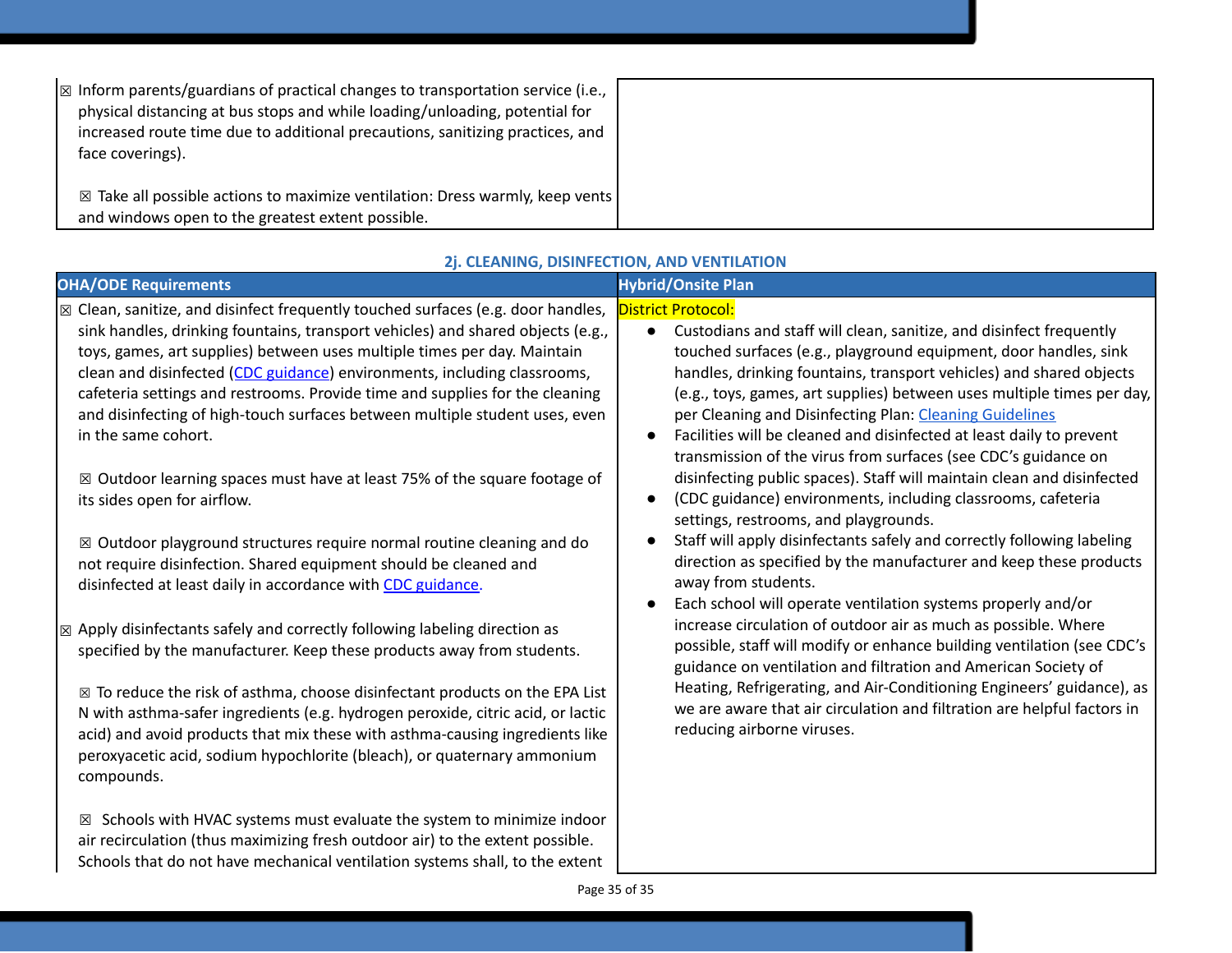| | |
|---|---|
| ☒ Inform parents/guardians of practical changes to transportation service (i.e., physical distancing at bus stops and while loading/unloading, potential for increased route time due to additional precautions, sanitizing practices, and face coverings).<br><br>☒ Take all possible actions to maximize ventilation: Dress warmly, keep vents and windows open to the greatest extent possible. | |

### 2j. CLEANING, DISINFECTION, AND VENTILATION

| OHA/ODE Requirements | Hybrid/Onsite Plan |
|---|---|
| ☒ Clean, sanitize, and disinfect frequently touched surfaces (e.g. door handles, sink handles, drinking fountains, transport vehicles) and shared objects (e.g., toys, games, art supplies) between uses multiple times per day. Maintain clean and disinfected (CDC guidance) environments, including classrooms, cafeteria settings and restrooms. Provide time and supplies for the cleaning and disinfecting of high-touch surfaces between multiple student uses, even in the same cohort.<br><br>☒ Outdoor learning spaces must have at least 75% of the square footage of its sides open for airflow.<br><br>☒ Outdoor playground structures require normal routine cleaning and do not require disinfection. Shared equipment should be cleaned and disinfected at least daily in accordance with CDC guidance.<br><br>☒ Apply disinfectants safely and correctly following labeling direction as specified by the manufacturer. Keep these products away from students.<br><br>☒ To reduce the risk of asthma, choose disinfectant products on the EPA List N with asthma-safer ingredients (e.g. hydrogen peroxide, citric acid, or lactic acid) and avoid products that mix these with asthma-causing ingredients like peroxyacetic acid, sodium hypochlorite (bleach), or quaternary ammonium compounds.<br><br>☒ Schools with HVAC systems must evaluate the system to minimize indoor air recirculation (thus maximizing fresh outdoor air) to the extent possible. Schools that do not have mechanical ventilation systems shall, to the extent | District Protocol:<br>• Custodians and staff will clean, sanitize, and disinfect frequently touched surfaces (e.g., playground equipment, door handles, sink handles, drinking fountains, transport vehicles) and shared objects (e.g., toys, games, art supplies) between uses multiple times per day, per Cleaning and Disinfecting Plan: Cleaning Guidelines<br>• Facilities will be cleaned and disinfected at least daily to prevent transmission of the virus from surfaces (see CDC's guidance on disinfecting public spaces). Staff will maintain clean and disinfected<br>• (CDC guidance) environments, including classrooms, cafeteria settings, restrooms, and playgrounds.<br>• Staff will apply disinfectants safely and correctly following labeling direction as specified by the manufacturer and keep these products away from students.<br>• Each school will operate ventilation systems properly and/or increase circulation of outdoor air as much as possible. Where possible, staff will modify or enhance building ventilation (see CDC's guidance on ventilation and filtration and American Society of Heating, Refrigerating, and Air-Conditioning Engineers' guidance), as we are aware that air circulation and filtration are helpful factors in reducing airborne viruses. |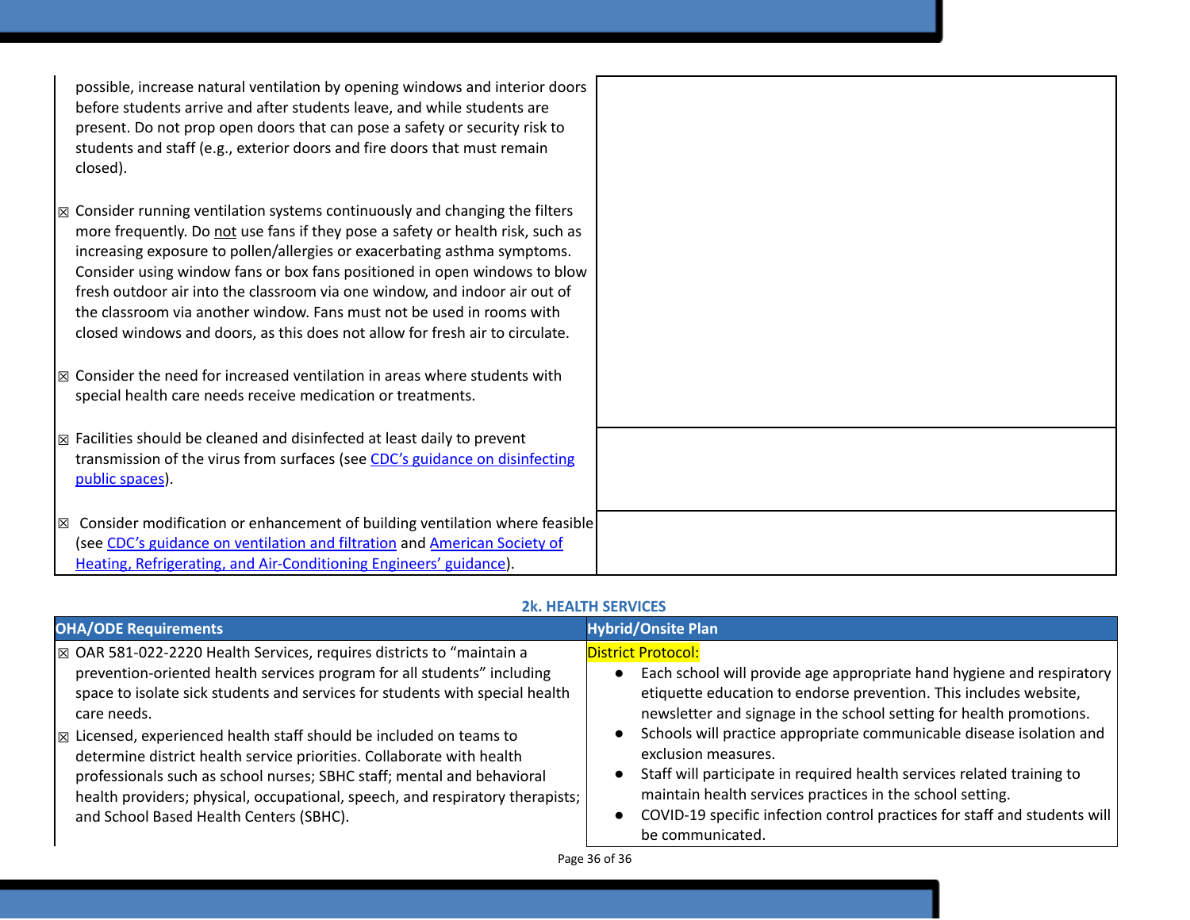| | |
|---|---|
| possible, increase natural ventilation by opening windows and interior doors before students arrive and after students leave, and while students are present. Do not prop open doors that can pose a safety or security risk to students and staff (e.g., exterior doors and fire doors that must remain closed).<br><br>☒ Consider running ventilation systems continuously and changing the filters more frequently. Do not use fans if they pose a safety or health risk, such as increasing exposure to pollen/allergies or exacerbating asthma symptoms. Consider using window fans or box fans positioned in open windows to blow fresh outdoor air into the classroom via one window, and indoor air out of the classroom via another window. Fans must not be used in rooms with closed windows and doors, as this does not allow for fresh air to circulate.<br><br>☒ Consider the need for increased ventilation in areas where students with special health care needs receive medication or treatments. | |
| ☒ Facilities should be cleaned and disinfected at least daily to prevent transmission of the virus from surfaces (see [CDC's guidance on disinfecting public spaces](#)). | |
| ☒ Consider modification or enhancement of building ventilation where feasible (see [CDC's guidance on ventilation and filtration](#) and [American Society of Heating, Refrigerating, and Air-Conditioning Engineers' guidance](#)). | |

**2k. HEALTH SERVICES**

| OHA/ODE Requirements | Hybrid/Onsite Plan |
|---|---|
| ☒ OAR 581-022-2220 Health Services, requires districts to "maintain a prevention-oriented health services program for all students" including space to isolate sick students and services for students with special health care needs.<br>☒ Licensed, experienced health staff should be included on teams to determine district health service priorities. Collaborate with health professionals such as school nurses; SBHC staff; mental and behavioral health providers; physical, occupational, speech, and respiratory therapists; and School Based Health Centers (SBHC). | District Protocol:<br>● Each school will provide age appropriate hand hygiene and respiratory etiquette education to endorse prevention. This includes website, newsletter and signage in the school setting for health promotions.<br>● Schools will practice appropriate communicable disease isolation and exclusion measures.<br>● Staff will participate in required health services related training to maintain health services practices in the school setting.<br>● COVID-19 specific infection control practices for staff and students will be communicated. |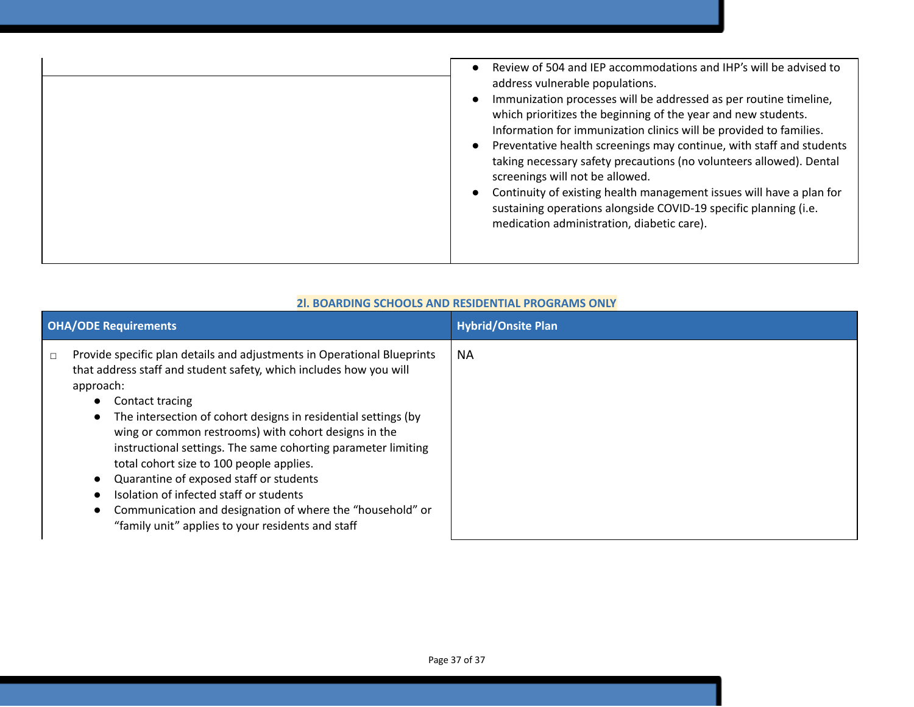| | |
|---|---|
| | • Review of 504 and IEP accommodations and IHP's will be advised to address vulnerable populations.<br>• Immunization processes will be addressed as per routine timeline, which prioritizes the beginning of the year and new students. Information for immunization clinics will be provided to families.<br>• Preventative health screenings may continue, with staff and students taking necessary safety precautions (no volunteers allowed). Dental screenings will not be allowed.<br>• Continuity of existing health management issues will have a plan for sustaining operations alongside COVID-19 specific planning (i.e. medication administration, diabetic care). |

## 2l. BOARDING SCHOOLS AND RESIDENTIAL PROGRAMS ONLY

| OHA/ODE Requirements | Hybrid/Onsite Plan |
|---|---|
| ☐ Provide specific plan details and adjustments in Operational Blueprints that address staff and student safety, which includes how you will approach:<br>• Contact tracing<br>• The intersection of cohort designs in residential settings (by wing or common restrooms) with cohort designs in the instructional settings. The same cohorting parameter limiting total cohort size to 100 people applies.<br>• Quarantine of exposed staff or students<br>• Isolation of infected staff or students<br>• Communication and designation of where the "household" or "family unit" applies to your residents and staff | NA |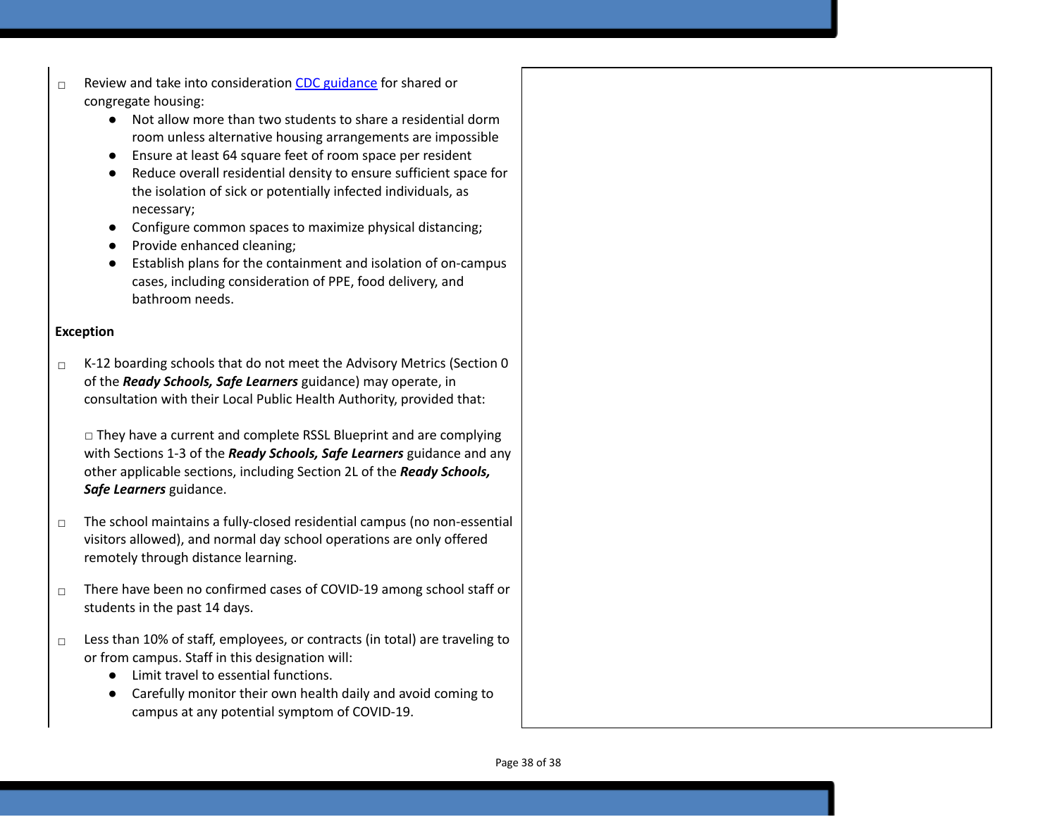- ☐ Review and take into consideration [CDC guidance]() for shared or congregate housing:
  - Not allow more than two students to share a residential dorm room unless alternative housing arrangements are impossible
  - Ensure at least 64 square feet of room space per resident
  - Reduce overall residential density to ensure sufficient space for the isolation of sick or potentially infected individuals, as necessary;
  - Configure common spaces to maximize physical distancing;
  - Provide enhanced cleaning;
  - Establish plans for the containment and isolation of on-campus cases, including consideration of PPE, food delivery, and bathroom needs.

**Exception**

- ☐ K-12 boarding schools that do not meet the Advisory Metrics (Section 0 of the ***Ready Schools, Safe Learners*** guidance) may operate, in consultation with their Local Public Health Authority, provided that:

  ☐ They have a current and complete RSSL Blueprint and are complying with Sections 1-3 of the ***Ready Schools, Safe Learners*** guidance and any other applicable sections, including Section 2L of the ***Ready Schools, Safe Learners*** guidance.

- ☐ The school maintains a fully-closed residential campus (no non-essential visitors allowed), and normal day school operations are only offered remotely through distance learning.

- ☐ There have been no confirmed cases of COVID-19 among school staff or students in the past 14 days.

- ☐ Less than 10% of staff, employees, or contracts (in total) are traveling to or from campus. Staff in this designation will:
  - Limit travel to essential functions.
  - Carefully monitor their own health daily and avoid coming to campus at any potential symptom of COVID-19.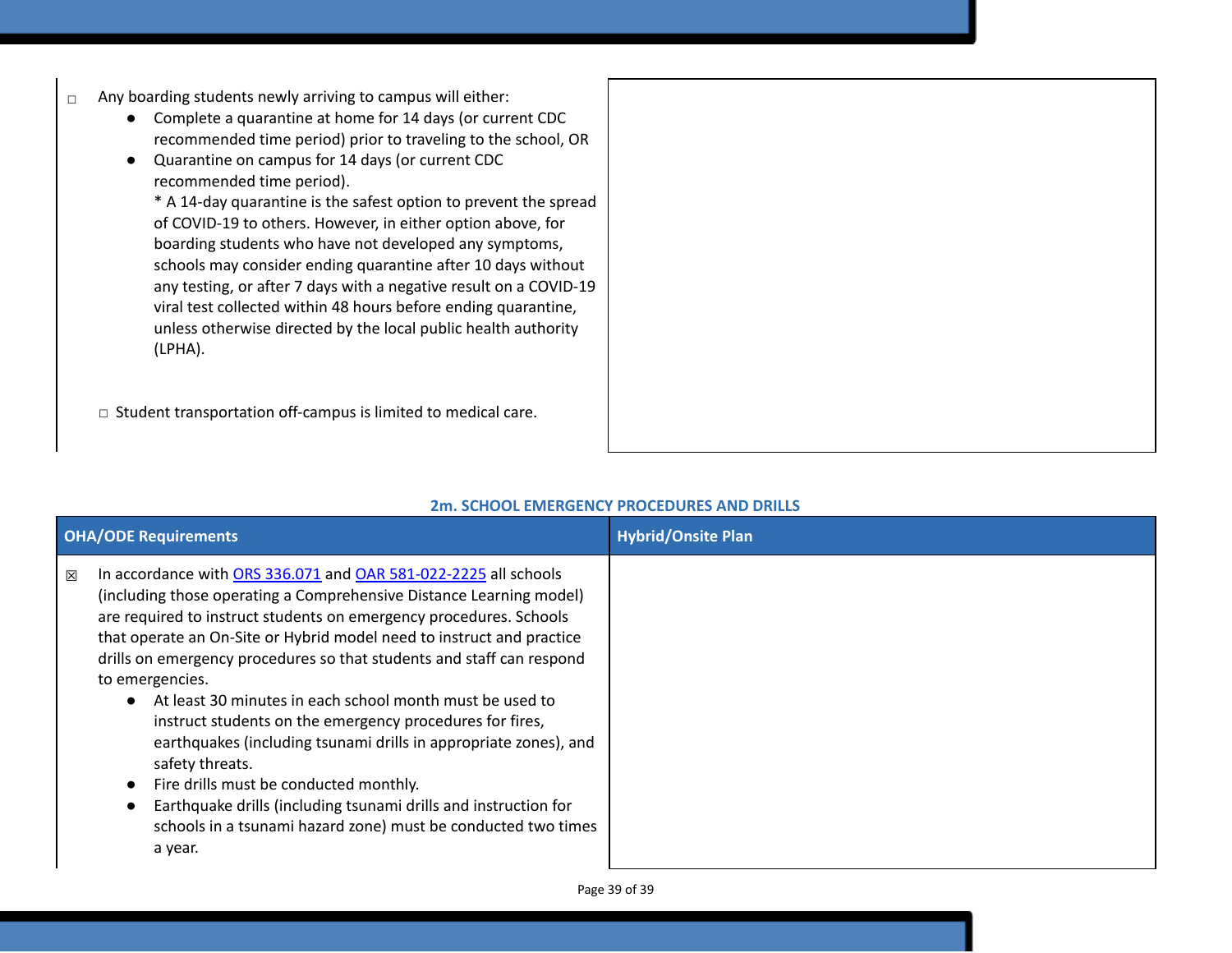| | |
|---|---|
| ☐ Any boarding students newly arriving to campus will either:<br>● Complete a quarantine at home for 14 days (or current CDC recommended time period) prior to traveling to the school, OR<br>● Quarantine on campus for 14 days (or current CDC recommended time period).<br>* A 14-day quarantine is the safest option to prevent the spread of COVID-19 to others. However, in either option above, for boarding students who have not developed any symptoms, schools may consider ending quarantine after 10 days without any testing, or after 7 days with a negative result on a COVID-19 viral test collected within 48 hours before ending quarantine, unless otherwise directed by the local public health authority (LPHA).<br><br>☐ Student transportation off-campus is limited to medical care. | |

**2m. SCHOOL EMERGENCY PROCEDURES AND DRILLS**

| OHA/ODE Requirements | Hybrid/Onsite Plan |
|---|---|
| ☒ In accordance with ORS 336.071 and OAR 581-022-2225 all schools (including those operating a Comprehensive Distance Learning model) are required to instruct students on emergency procedures. Schools that operate an On-Site or Hybrid model need to instruct and practice drills on emergency procedures so that students and staff can respond to emergencies.<br>● At least 30 minutes in each school month must be used to instruct students on the emergency procedures for fires, earthquakes (including tsunami drills in appropriate zones), and safety threats.<br>● Fire drills must be conducted monthly.<br>● Earthquake drills (including tsunami drills and instruction for schools in a tsunami hazard zone) must be conducted two times a year. | |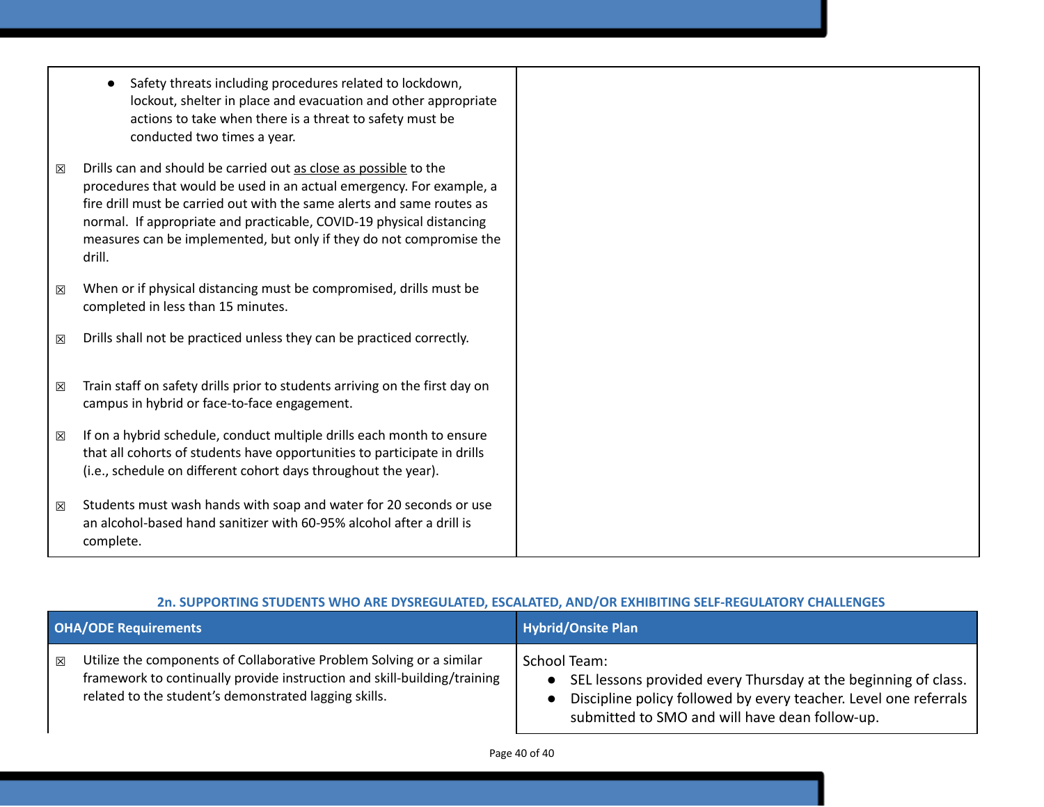| | |
|---|---|
| ● Safety threats including procedures related to lockdown, lockout, shelter in place and evacuation and other appropriate actions to take when there is a threat to safety must be conducted two times a year.<br><br>☒ Drills can and should be carried out as close as possible to the procedures that would be used in an actual emergency. For example, a fire drill must be carried out with the same alerts and same routes as normal. If appropriate and practicable, COVID-19 physical distancing measures can be implemented, but only if they do not compromise the drill.<br><br>☒ When or if physical distancing must be compromised, drills must be completed in less than 15 minutes.<br><br>☒ Drills shall not be practiced unless they can be practiced correctly.<br><br>☒ Train staff on safety drills prior to students arriving on the first day on campus in hybrid or face-to-face engagement.<br><br>☒ If on a hybrid schedule, conduct multiple drills each month to ensure that all cohorts of students have opportunities to participate in drills (i.e., schedule on different cohort days throughout the year).<br><br>☒ Students must wash hands with soap and water for 20 seconds or use an alcohol-based hand sanitizer with 60-95% alcohol after a drill is complete. | |

### 2n. SUPPORTING STUDENTS WHO ARE DYSREGULATED, ESCALATED, AND/OR EXHIBITING SELF-REGULATORY CHALLENGES

| OHA/ODE Requirements | Hybrid/Onsite Plan |
|---|---|
| ☒ Utilize the components of Collaborative Problem Solving or a similar framework to continually provide instruction and skill-building/training related to the student's demonstrated lagging skills. | School Team:<br>● SEL lessons provided every Thursday at the beginning of class.<br>● Discipline policy followed by every teacher. Level one referrals submitted to SMO and will have dean follow-up. |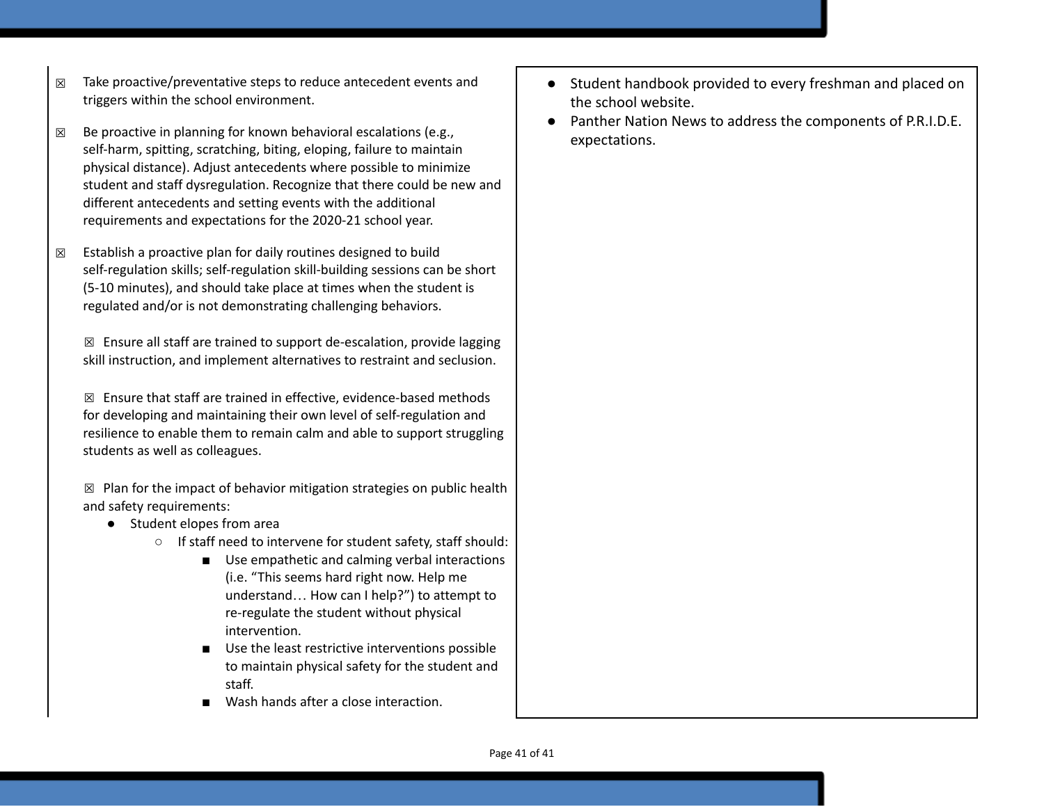☒ Take proactive/preventative steps to reduce antecedent events and triggers within the school environment.

☒ Be proactive in planning for known behavioral escalations (e.g., self-harm, spitting, scratching, biting, eloping, failure to maintain physical distance). Adjust antecedents where possible to minimize student and staff dysregulation. Recognize that there could be new and different antecedents and setting events with the additional requirements and expectations for the 2020-21 school year.

☒ Establish a proactive plan for daily routines designed to build self-regulation skills; self-regulation skill-building sessions can be short (5-10 minutes), and should take place at times when the student is regulated and/or is not demonstrating challenging behaviors.

☒ Ensure all staff are trained to support de-escalation, provide lagging skill instruction, and implement alternatives to restraint and seclusion.

☒ Ensure that staff are trained in effective, evidence-based methods for developing and maintaining their own level of self-regulation and resilience to enable them to remain calm and able to support struggling students as well as colleagues.

☒ Plan for the impact of behavior mitigation strategies on public health and safety requirements:

- Student elopes from area
  - If staff need to intervene for student safety, staff should:
    - Use empathetic and calming verbal interactions (i.e. "This seems hard right now. Help me understand… How can I help?") to attempt to re-regulate the student without physical intervention.
    - Use the least restrictive interventions possible to maintain physical safety for the student and staff.
    - Wash hands after a close interaction.

- Student handbook provided to every freshman and placed on the school website.
- Panther Nation News to address the components of P.R.I.D.E. expectations.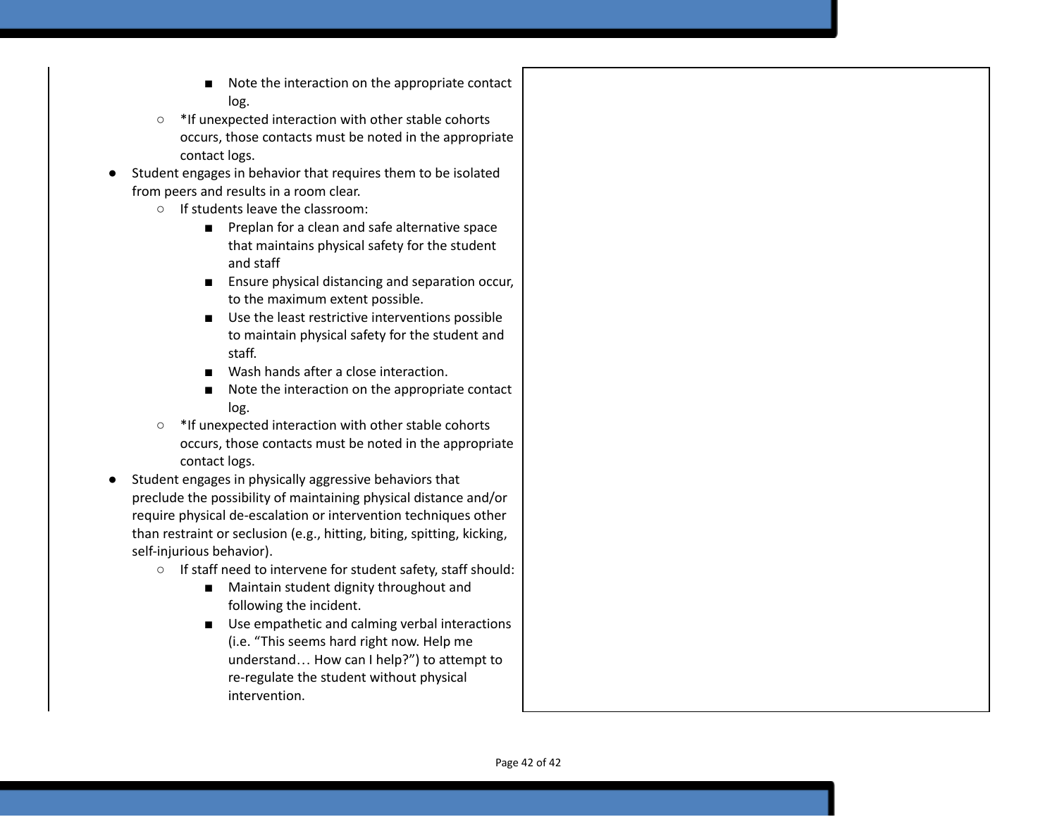- Note the interaction on the appropriate contact log.
    - *If unexpected interaction with other stable cohorts occurs, those contacts must be noted in the appropriate contact logs.
- Student engages in behavior that requires them to be isolated from peers and results in a room clear.
    - If students leave the classroom:
        - Preplan for a clean and safe alternative space that maintains physical safety for the student and staff
        - Ensure physical distancing and separation occur, to the maximum extent possible.
        - Use the least restrictive interventions possible to maintain physical safety for the student and staff.
        - Wash hands after a close interaction.
        - Note the interaction on the appropriate contact log.
    - *If unexpected interaction with other stable cohorts occurs, those contacts must be noted in the appropriate contact logs.
- Student engages in physically aggressive behaviors that preclude the possibility of maintaining physical distance and/or require physical de-escalation or intervention techniques other than restraint or seclusion (e.g., hitting, biting, spitting, kicking, self-injurious behavior).
    - If staff need to intervene for student safety, staff should:
        - Maintain student dignity throughout and following the incident.
        - Use empathetic and calming verbal interactions (i.e. "This seems hard right now. Help me understand… How can I help?") to attempt to re-regulate the student without physical intervention.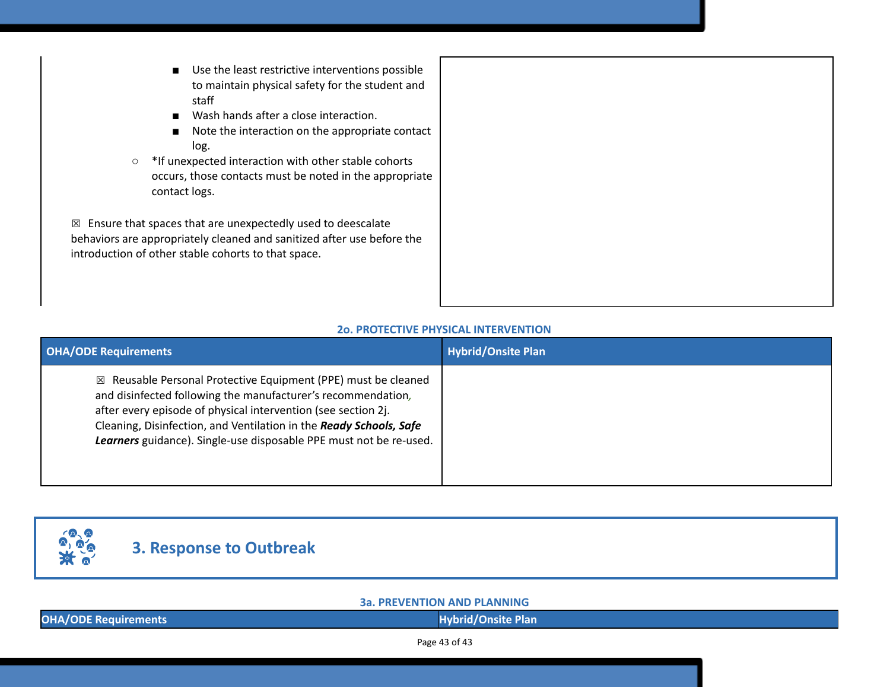| | |
|---|---|
| ■ Use the least restrictive interventions possible to maintain physical safety for the student and staff<br>■ Wash hands after a close interaction.<br>■ Note the interaction on the appropriate contact log.<br>○ *If unexpected interaction with other stable cohorts occurs, those contacts must be noted in the appropriate contact logs.<br><br>☒ Ensure that spaces that are unexpectedly used to deescalate behaviors are appropriately cleaned and sanitized after use before the introduction of other stable cohorts to that space. | |

**2o. PROTECTIVE PHYSICAL INTERVENTION**

| OHA/ODE Requirements | Hybrid/Onsite Plan |
|---|---|
| ☒ Reusable Personal Protective Equipment (PPE) must be cleaned and disinfected following the manufacturer's recommendation, after every episode of physical intervention (see section 2j. Cleaning, Disinfection, and Ventilation in the ***Ready Schools, Safe Learners*** guidance). Single-use disposable PPE must not be re-used. | |

## 3. Response to Outbreak

**3a. PREVENTION AND PLANNING**

| OHA/ODE Requirements | Hybrid/Onsite Plan |
|---|---|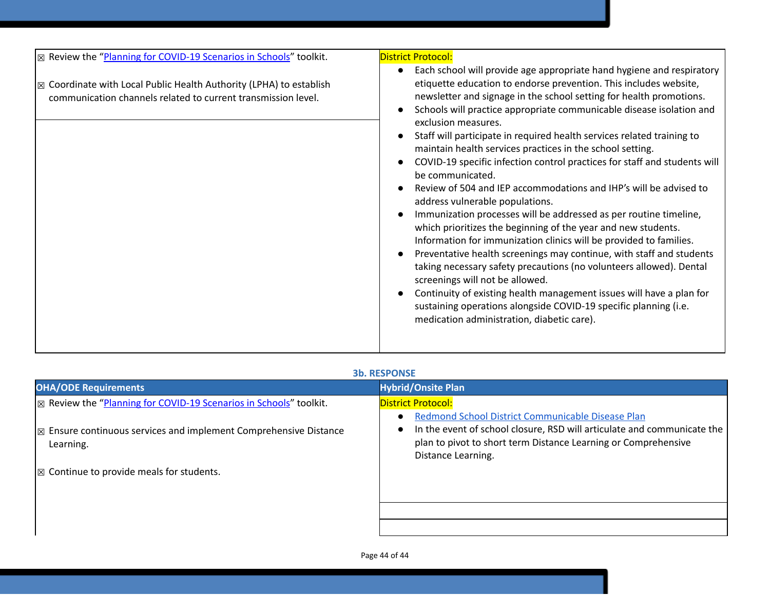| | |
|---|---|
| ☒ Review the "[Planning for COVID-19 Scenarios in Schools](#)" toolkit.<br><br>☒ Coordinate with Local Public Health Authority (LPHA) to establish communication channels related to current transmission level. | District Protocol:<br>● Each school will provide age appropriate hand hygiene and respiratory etiquette education to endorse prevention. This includes website, newsletter and signage in the school setting for health promotions.<br>● Schools will practice appropriate communicable disease isolation and exclusion measures.<br>● Staff will participate in required health services related training to maintain health services practices in the school setting.<br>● COVID-19 specific infection control practices for staff and students will be communicated.<br>● Review of 504 and IEP accommodations and IHP's will be advised to address vulnerable populations.<br>● Immunization processes will be addressed as per routine timeline, which prioritizes the beginning of the year and new students. Information for immunization clinics will be provided to families.<br>● Preventative health screenings may continue, with staff and students taking necessary safety precautions (no volunteers allowed). Dental screenings will not be allowed.<br>● Continuity of existing health management issues will have a plan for sustaining operations alongside COVID-19 specific planning (i.e. medication administration, diabetic care). |

### 3b. RESPONSE

| OHA/ODE Requirements | Hybrid/Onsite Plan |
|---|---|
| ☒ Review the "[Planning for COVID-19 Scenarios in Schools](#)" toolkit.<br><br>☒ Ensure continuous services and implement Comprehensive Distance Learning.<br><br>☒ Continue to provide meals for students. | District Protocol:<br>● [Redmond School District Communicable Disease Plan](#)<br>● In the event of school closure, RSD will articulate and communicate the plan to pivot to short term Distance Learning or Comprehensive Distance Learning. |
| | |
| | |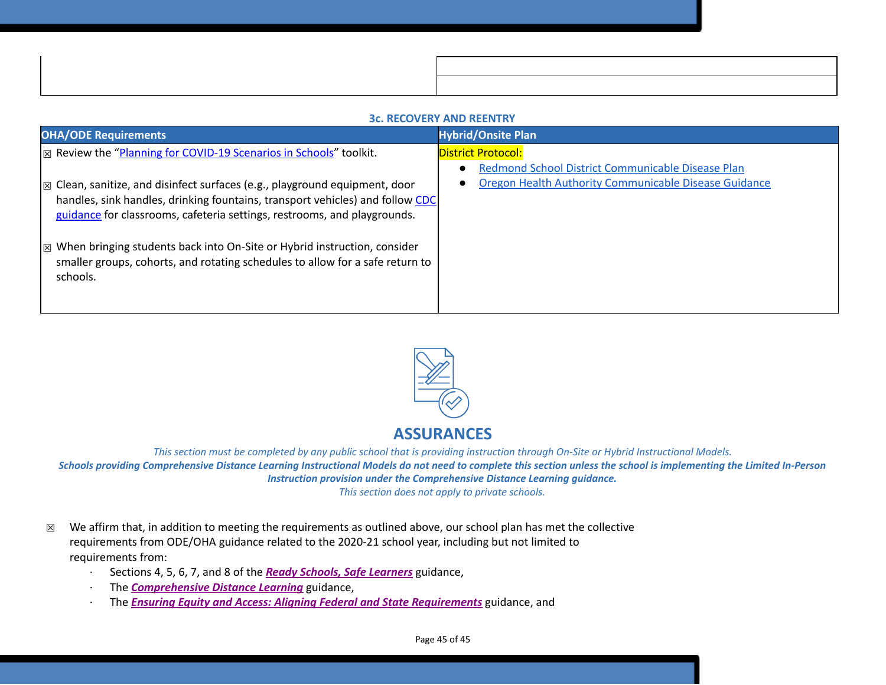| | |
|---|---|
| | |
| | |

### 3c. RECOVERY AND REENTRY

| OHA/ODE Requirements | Hybrid/Onsite Plan |
|---|---|
| ☒ Review the "Planning for COVID-19 Scenarios in Schools" toolkit.<br><br>☒ Clean, sanitize, and disinfect surfaces (e.g., playground equipment, door handles, sink handles, drinking fountains, transport vehicles) and follow CDC guidance for classrooms, cafeteria settings, restrooms, and playgrounds.<br><br>☒ When bringing students back into On-Site or Hybrid instruction, consider smaller groups, cohorts, and rotating schedules to allow for a safe return to schools. | District Protocol:<br>• Redmond School District Communicable Disease Plan<br>• Oregon Health Authority Communicable Disease Guidance |

## ASSURANCES

*This section must be completed by any public school that is providing instruction through On-Site or Hybrid Instructional Models.*

***Schools providing Comprehensive Distance Learning Instructional Models do not need to complete this section unless the school is implementing the Limited In-Person Instruction provision under the Comprehensive Distance Learning guidance.***

*This section does not apply to private schools.*

☒ We affirm that, in addition to meeting the requirements as outlined above, our school plan has met the collective requirements from ODE/OHA guidance related to the 2020-21 school year, including but not limited to requirements from:

- Sections 4, 5, 6, 7, and 8 of the ***Ready Schools, Safe Learners*** guidance,
- The ***Comprehensive Distance Learning*** guidance,
- The ***Ensuring Equity and Access: Aligning Federal and State Requirements*** guidance, and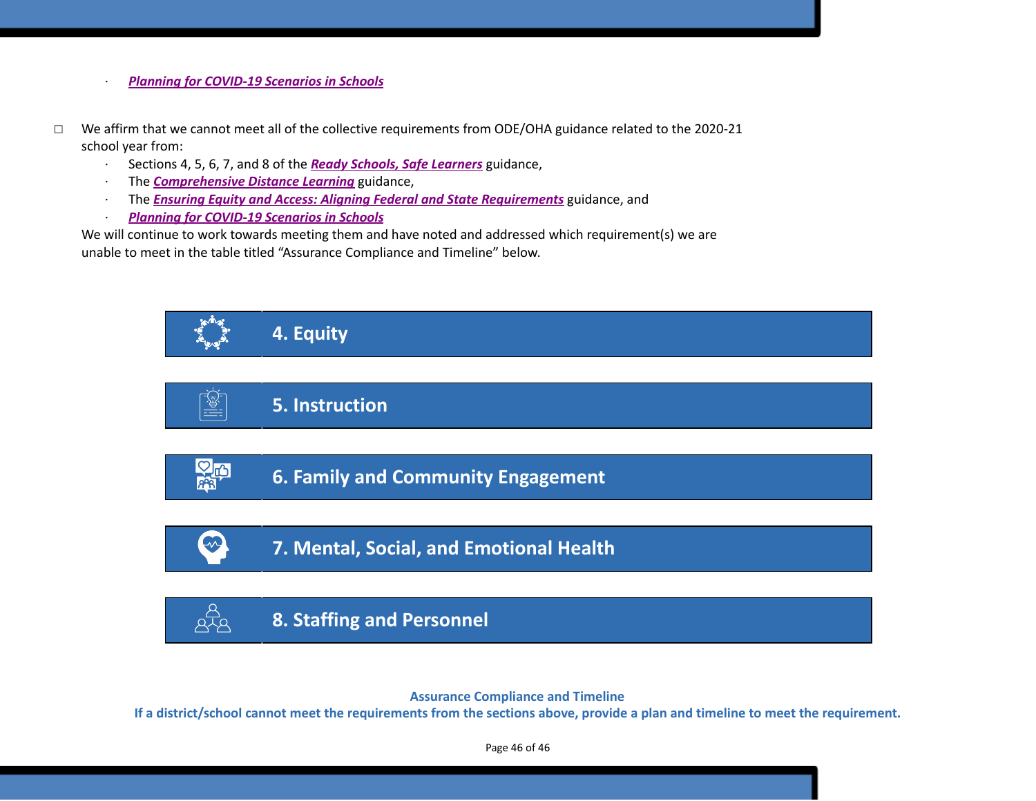- ***Planning for COVID-19 Scenarios in Schools***

☐ We affirm that we cannot meet all of the collective requirements from ODE/OHA guidance related to the 2020-21 school year from:

- Sections 4, 5, 6, 7, and 8 of the ***Ready Schools, Safe Learners*** guidance,
- The ***Comprehensive Distance Learning*** guidance,
- The ***Ensuring Equity and Access: Aligning Federal and State Requirements*** guidance, and
- ***Planning for COVID-19 Scenarios in Schools***

We will continue to work towards meeting them and have noted and addressed which requirement(s) we are unable to meet in the table titled "Assurance Compliance and Timeline" below.

## 4. Equity

## 5. Instruction

## 6. Family and Community Engagement

## 7. Mental, Social, and Emotional Health

## 8. Staffing and Personnel

**Assurance Compliance and Timeline**

**If a district/school cannot meet the requirements from the sections above, provide a plan and timeline to meet the requirement.**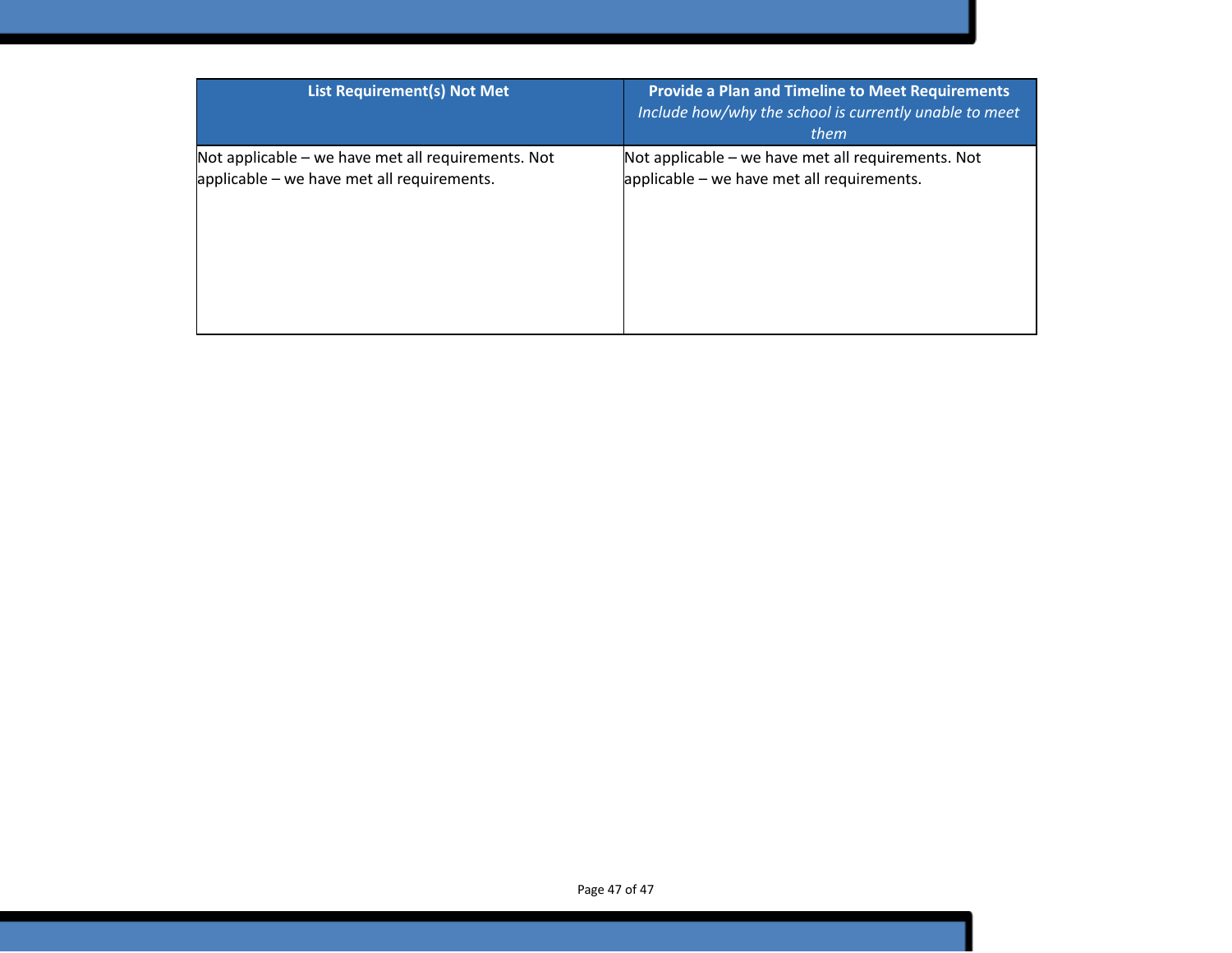| List Requirement(s) Not Met | **Provide a Plan and Timeline to Meet Requirements** *Include how/why the school is currently unable to meet them* |
|---|---|
| Not applicable – we have met all requirements. Not applicable – we have met all requirements. | Not applicable – we have met all requirements. Not applicable – we have met all requirements. |